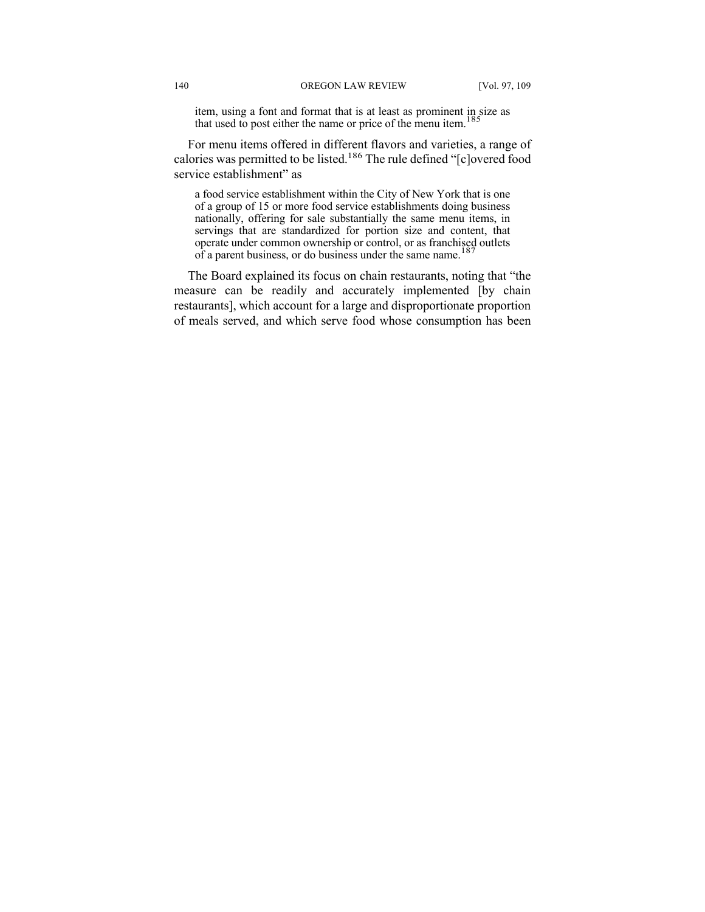> item, using a font and format that is at least as prominent in size as that used to post either the name or price of the menu item.[185]

For menu items offered in different flavors and varieties, a range of calories was permitted to be listed.[186] The rule defined "[c]overed food service establishment" as

> a food service establishment within the City of New York that is one of a group of 15 or more food service establishments doing business nationally, offering for sale substantially the same menu items, in servings that are standardized for portion size and content, that operate under common ownership or control, or as franchised outlets of a parent business, or do business under the same name.[187]

The Board explained its focus on chain restaurants, noting that "the measure can be readily and accurately implemented [by chain restaurants], which account for a large and disproportionate proportion of meals served, and which serve food whose consumption has been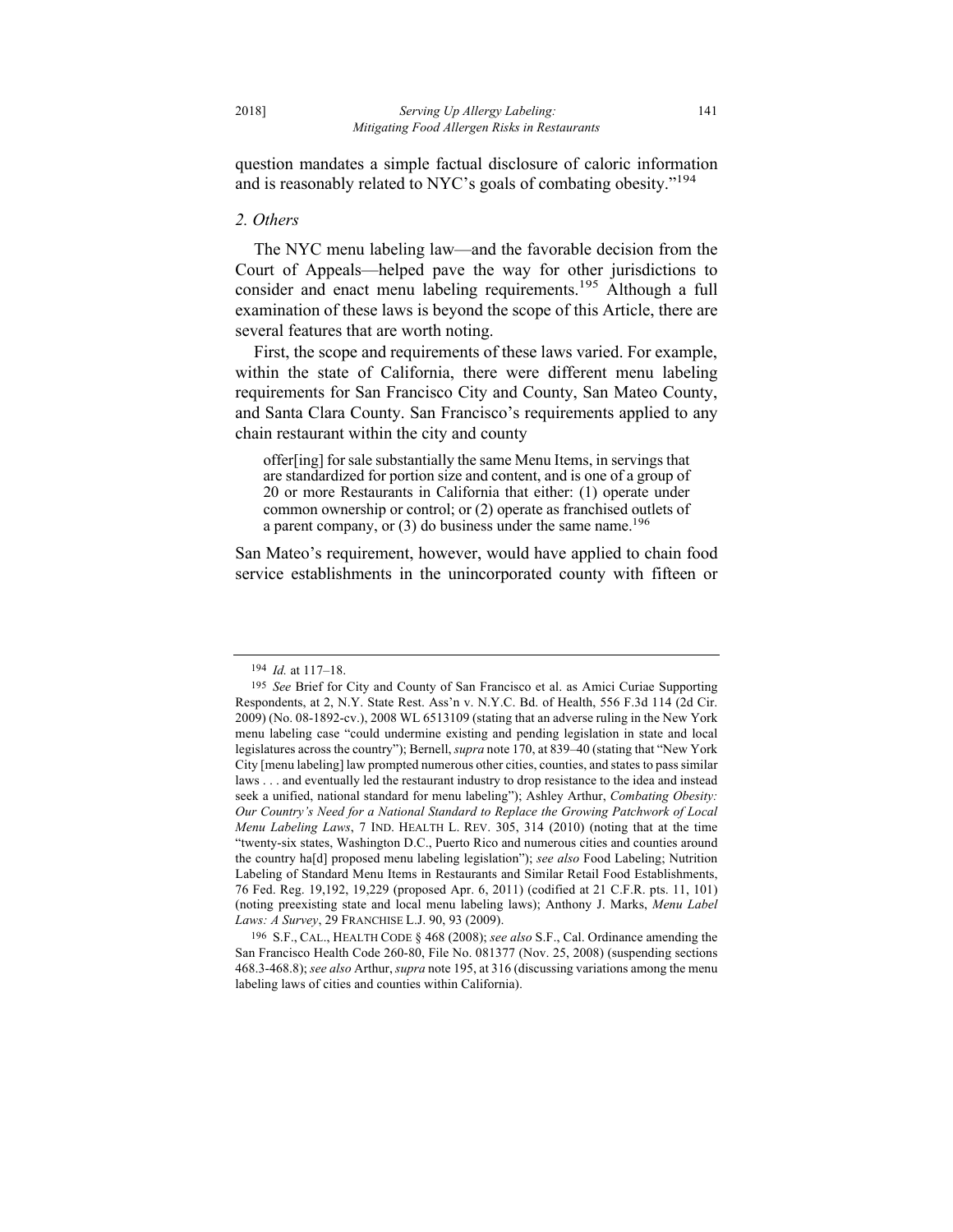question mandates a simple factual disclosure of caloric information and is reasonably related to NYC's goals of combating obesity."[194]

### *2. Others*

The NYC menu labeling law—and the favorable decision from the Court of Appeals—helped pave the way for other jurisdictions to consider and enact menu labeling requirements.[195] Although a full examination of these laws is beyond the scope of this Article, there are several features that are worth noting.

First, the scope and requirements of these laws varied. For example, within the state of California, there were different menu labeling requirements for San Francisco City and County, San Mateo County, and Santa Clara County. San Francisco's requirements applied to any chain restaurant within the city and county

> offer[ing] for sale substantially the same Menu Items, in servings that are standardized for portion size and content, and is one of a group of 20 or more Restaurants in California that either: (1) operate under common ownership or control; or (2) operate as franchised outlets of a parent company, or (3) do business under the same name.[196]

San Mateo's requirement, however, would have applied to chain food service establishments in the unincorporated county with fifteen or

---

194 *Id.* at 117–18.

195 *See* Brief for City and County of San Francisco et al. as Amici Curiae Supporting Respondents, at 2, N.Y. State Rest. Ass'n v. N.Y.C. Bd. of Health, 556 F.3d 114 (2d Cir. 2009) (No. 08-1892-cv.), 2008 WL 6513109 (stating that an adverse ruling in the New York menu labeling case "could undermine existing and pending legislation in state and local legislatures across the country"); Bernell, *supra* note 170, at 839–40 (stating that "New York City [menu labeling] law prompted numerous other cities, counties, and states to pass similar laws . . . and eventually led the restaurant industry to drop resistance to the idea and instead seek a unified, national standard for menu labeling"); Ashley Arthur, *Combating Obesity: Our Country's Need for a National Standard to Replace the Growing Patchwork of Local Menu Labeling Laws*, 7 IND. HEALTH L. REV. 305, 314 (2010) (noting that at the time "twenty-six states, Washington D.C., Puerto Rico and numerous cities and counties around the country ha[d] proposed menu labeling legislation"); *see also* Food Labeling; Nutrition Labeling of Standard Menu Items in Restaurants and Similar Retail Food Establishments, 76 Fed. Reg. 19,192, 19,229 (proposed Apr. 6, 2011) (codified at 21 C.F.R. pts. 11, 101) (noting preexisting state and local menu labeling laws); Anthony J. Marks, *Menu Label Laws: A Survey*, 29 FRANCHISE L.J. 90, 93 (2009).

196 S.F., CAL., HEALTH CODE § 468 (2008); *see also* S.F., Cal. Ordinance amending the San Francisco Health Code 260-80, File No. 081377 (Nov. 25, 2008) (suspending sections 468.3-468.8); *see also* Arthur, *supra* note 195, at 316 (discussing variations among the menu labeling laws of cities and counties within California).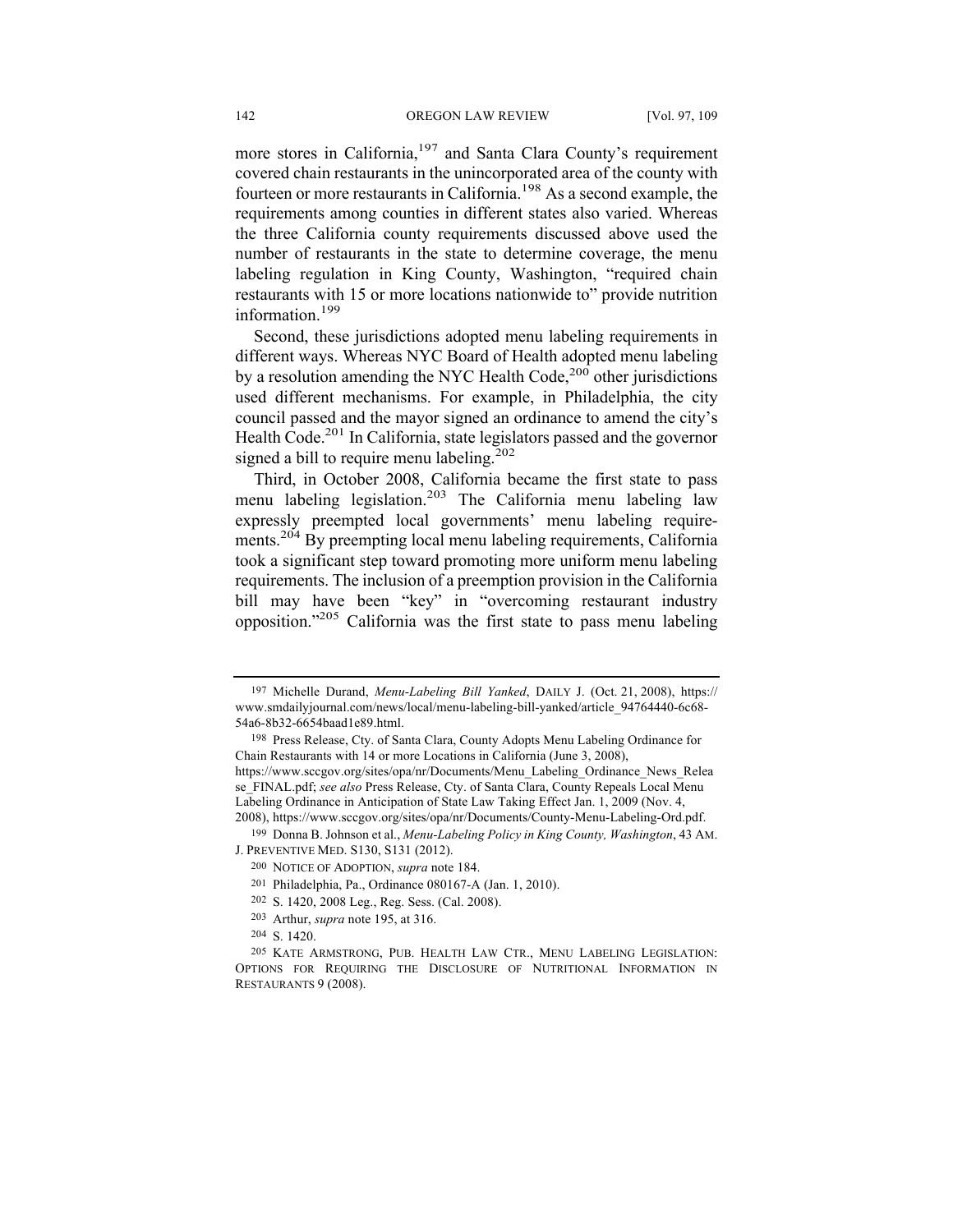more stores in California,[197] and Santa Clara County's requirement covered chain restaurants in the unincorporated area of the county with fourteen or more restaurants in California.[198] As a second example, the requirements among counties in different states also varied. Whereas the three California county requirements discussed above used the number of restaurants in the state to determine coverage, the menu labeling regulation in King County, Washington, "required chain restaurants with 15 or more locations nationwide to" provide nutrition information.[199]

Second, these jurisdictions adopted menu labeling requirements in different ways. Whereas NYC Board of Health adopted menu labeling by a resolution amending the NYC Health Code,[200] other jurisdictions used different mechanisms. For example, in Philadelphia, the city council passed and the mayor signed an ordinance to amend the city's Health Code.[201] In California, state legislators passed and the governor signed a bill to require menu labeling.[202]

Third, in October 2008, California became the first state to pass menu labeling legislation.[203] The California menu labeling law expressly preempted local governments' menu labeling requirements.[204] By preempting local menu labeling requirements, California took a significant step toward promoting more uniform menu labeling requirements. The inclusion of a preemption provision in the California bill may have been "key" in "overcoming restaurant industry opposition."[205] California was the first state to pass menu labeling

---

197 Michelle Durand, *Menu-Labeling Bill Yanked*, DAILY J. (Oct. 21, 2008), https://www.smdailyjournal.com/news/local/menu-labeling-bill-yanked/article_94764440-6c68-54a6-8b32-6654baad1e89.html.

198 Press Release, Cty. of Santa Clara, County Adopts Menu Labeling Ordinance for Chain Restaurants with 14 or more Locations in California (June 3, 2008), https://www.sccgov.org/sites/opa/nr/Documents/Menu_Labeling_Ordinance_News_Release_FINAL.pdf; *see also* Press Release, Cty. of Santa Clara, County Repeals Local Menu Labeling Ordinance in Anticipation of State Law Taking Effect Jan. 1, 2009 (Nov. 4, 2008), https://www.sccgov.org/sites/opa/nr/Documents/County-Menu-Labeling-Ord.pdf.

199 Donna B. Johnson et al., *Menu-Labeling Policy in King County, Washington*, 43 AM. J. PREVENTIVE MED. S130, S131 (2012).

200 NOTICE OF ADOPTION, *supra* note 184.

201 Philadelphia, Pa., Ordinance 080167-A (Jan. 1, 2010).

202 S. 1420, 2008 Leg., Reg. Sess. (Cal. 2008).

203 Arthur, *supra* note 195, at 316.

204 S. 1420.

205 KATE ARMSTRONG, PUB. HEALTH LAW CTR., MENU LABELING LEGISLATION: OPTIONS FOR REQUIRING THE DISCLOSURE OF NUTRITIONAL INFORMATION IN RESTAURANTS 9 (2008).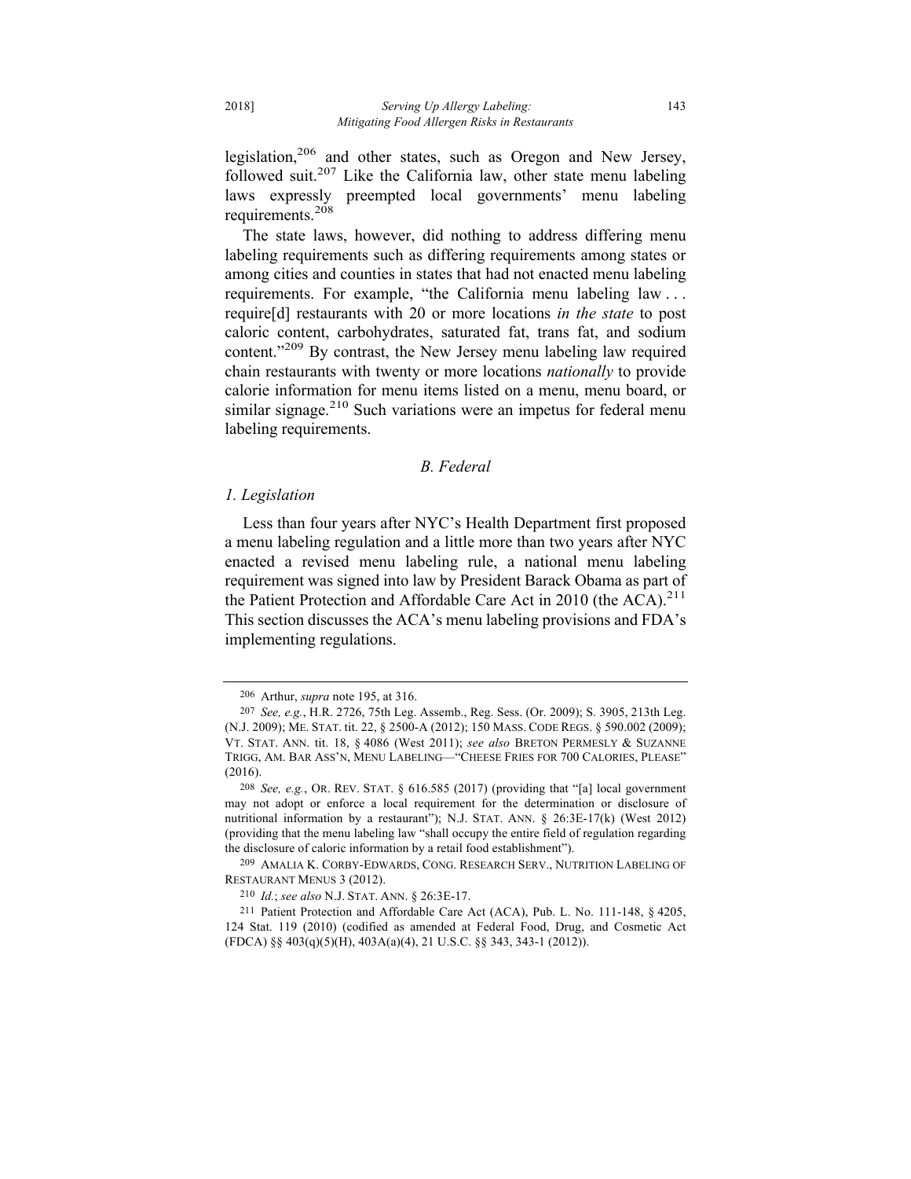legislation,[206] and other states, such as Oregon and New Jersey, followed suit.[207] Like the California law, other state menu labeling laws expressly preempted local governments' menu labeling requirements.[208]

The state laws, however, did nothing to address differing menu labeling requirements such as differing requirements among states or among cities and counties in states that had not enacted menu labeling requirements. For example, "the California menu labeling law . . . require[d] restaurants with 20 or more locations *in the state* to post caloric content, carbohydrates, saturated fat, trans fat, and sodium content."[209] By contrast, the New Jersey menu labeling law required chain restaurants with twenty or more locations *nationally* to provide calorie information for menu items listed on a menu, menu board, or similar signage.[210] Such variations were an impetus for federal menu labeling requirements.

### *B. Federal*

#### *1. Legislation*

Less than four years after NYC's Health Department first proposed a menu labeling regulation and a little more than two years after NYC enacted a revised menu labeling rule, a national menu labeling requirement was signed into law by President Barack Obama as part of the Patient Protection and Affordable Care Act in 2010 (the ACA).[211] This section discusses the ACA's menu labeling provisions and FDA's implementing regulations.

---

206 Arthur, *supra* note 195, at 316.

207 *See, e.g.*, H.R. 2726, 75th Leg. Assemb., Reg. Sess. (Or. 2009); S. 3905, 213th Leg. (N.J. 2009); ME. STAT. tit. 22, § 2500-A (2012); 150 MASS. CODE REGS. § 590.002 (2009); VT. STAT. ANN. tit. 18, § 4086 (West 2011); *see also* BRETON PERMESLY & SUZANNE TRIGG, AM. BAR ASS'N, MENU LABELING—"CHEESE FRIES FOR 700 CALORIES, PLEASE" (2016).

208 *See, e.g.*, OR. REV. STAT. § 616.585 (2017) (providing that "[a] local government may not adopt or enforce a local requirement for the determination or disclosure of nutritional information by a restaurant"); N.J. STAT. ANN. § 26:3E-17(k) (West 2012) (providing that the menu labeling law "shall occupy the entire field of regulation regarding the disclosure of caloric information by a retail food establishment").

209 AMALIA K. CORBY-EDWARDS, CONG. RESEARCH SERV., NUTRITION LABELING OF RESTAURANT MENUS 3 (2012).

210 *Id.*; *see also* N.J. STAT. ANN. § 26:3E-17.

211 Patient Protection and Affordable Care Act (ACA), Pub. L. No. 111-148, § 4205, 124 Stat. 119 (2010) (codified as amended at Federal Food, Drug, and Cosmetic Act (FDCA) §§ 403(q)(5)(H), 403A(a)(4), 21 U.S.C. §§ 343, 343-1 (2012)).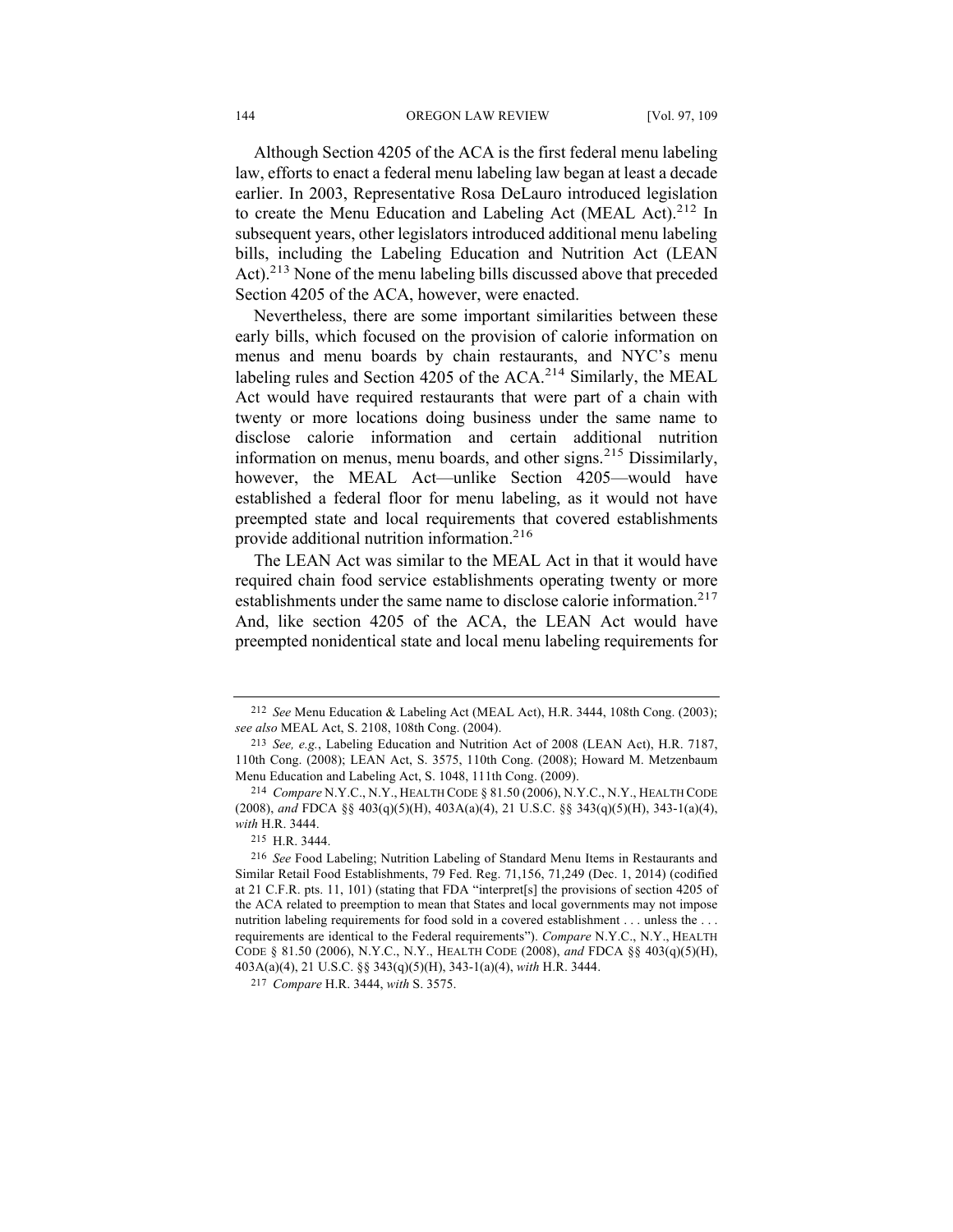Although Section 4205 of the ACA is the first federal menu labeling law, efforts to enact a federal menu labeling law began at least a decade earlier. In 2003, Representative Rosa DeLauro introduced legislation to create the Menu Education and Labeling Act (MEAL Act).[212] In subsequent years, other legislators introduced additional menu labeling bills, including the Labeling Education and Nutrition Act (LEAN Act).[213] None of the menu labeling bills discussed above that preceded Section 4205 of the ACA, however, were enacted.

Nevertheless, there are some important similarities between these early bills, which focused on the provision of calorie information on menus and menu boards by chain restaurants, and NYC's menu labeling rules and Section 4205 of the ACA.[214] Similarly, the MEAL Act would have required restaurants that were part of a chain with twenty or more locations doing business under the same name to disclose calorie information and certain additional nutrition information on menus, menu boards, and other signs.[215] Dissimilarly, however, the MEAL Act—unlike Section 4205—would have established a federal floor for menu labeling, as it would not have preempted state and local requirements that covered establishments provide additional nutrition information.[216]

The LEAN Act was similar to the MEAL Act in that it would have required chain food service establishments operating twenty or more establishments under the same name to disclose calorie information.[217] And, like section 4205 of the ACA, the LEAN Act would have preempted nonidentical state and local menu labeling requirements for

---

212 *See* Menu Education & Labeling Act (MEAL Act), H.R. 3444, 108th Cong. (2003); *see also* MEAL Act, S. 2108, 108th Cong. (2004).

213 *See, e.g.*, Labeling Education and Nutrition Act of 2008 (LEAN Act), H.R. 7187, 110th Cong. (2008); LEAN Act, S. 3575, 110th Cong. (2008); Howard M. Metzenbaum Menu Education and Labeling Act, S. 1048, 111th Cong. (2009).

214 *Compare* N.Y.C., N.Y., HEALTH CODE § 81.50 (2006), N.Y.C., N.Y., HEALTH CODE (2008), *and* FDCA §§ 403(q)(5)(H), 403A(a)(4), 21 U.S.C. §§ 343(q)(5)(H), 343-1(a)(4), *with* H.R. 3444.

215 H.R. 3444.

216 *See* Food Labeling; Nutrition Labeling of Standard Menu Items in Restaurants and Similar Retail Food Establishments, 79 Fed. Reg. 71,156, 71,249 (Dec. 1, 2014) (codified at 21 C.F.R. pts. 11, 101) (stating that FDA "interpret[s] the provisions of section 4205 of the ACA related to preemption to mean that States and local governments may not impose nutrition labeling requirements for food sold in a covered establishment . . . unless the . . . requirements are identical to the Federal requirements"). *Compare* N.Y.C., N.Y., HEALTH CODE § 81.50 (2006), N.Y.C., N.Y., HEALTH CODE (2008), *and* FDCA §§ 403(q)(5)(H), 403A(a)(4), 21 U.S.C. §§ 343(q)(5)(H), 343-1(a)(4), *with* H.R. 3444.

217 *Compare* H.R. 3444, *with* S. 3575.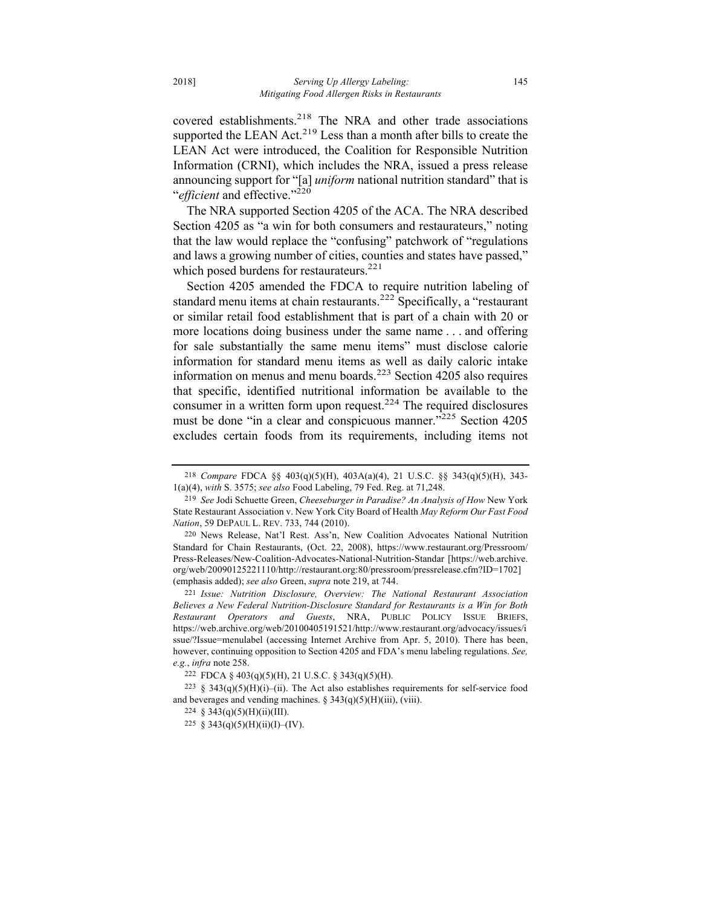covered establishments.[218] The NRA and other trade associations supported the LEAN Act.[219] Less than a month after bills to create the LEAN Act were introduced, the Coalition for Responsible Nutrition Information (CRNI), which includes the NRA, issued a press release announcing support for "[a] *uniform* national nutrition standard" that is "*efficient* and effective."[220]

The NRA supported Section 4205 of the ACA. The NRA described Section 4205 as "a win for both consumers and restaurateurs," noting that the law would replace the "confusing" patchwork of "regulations and laws a growing number of cities, counties and states have passed," which posed burdens for restaurateurs.[221]

Section 4205 amended the FDCA to require nutrition labeling of standard menu items at chain restaurants.[222] Specifically, a "restaurant or similar retail food establishment that is part of a chain with 20 or more locations doing business under the same name . . . and offering for sale substantially the same menu items" must disclose calorie information for standard menu items as well as daily caloric intake information on menus and menu boards.[223] Section 4205 also requires that specific, identified nutritional information be available to the consumer in a written form upon request.[224] The required disclosures must be done "in a clear and conspicuous manner."[225] Section 4205 excludes certain foods from its requirements, including items not

---

218 *Compare* FDCA §§ 403(q)(5)(H), 403A(a)(4), 21 U.S.C. §§ 343(q)(5)(H), 343-1(a)(4), *with* S. 3575; *see also* Food Labeling, 79 Fed. Reg. at 71,248.

219 *See* Jodi Schuette Green, *Cheeseburger in Paradise? An Analysis of How* New York State Restaurant Association v. New York City Board of Health *May Reform Our Fast Food Nation*, 59 DEPAUL L. REV. 733, 744 (2010).

220 News Release, Nat'l Rest. Ass'n, New Coalition Advocates National Nutrition Standard for Chain Restaurants, (Oct. 22, 2008), https://www.restaurant.org/Pressroom/Press-Releases/New-Coalition-Advocates-National-Nutrition-Standar [https://web.archive.org/web/20090125221110/http://restaurant.org:80/pressroom/pressrelease.cfm?ID=1702] (emphasis added); *see also* Green, *supra* note 219, at 744.

221 *Issue: Nutrition Disclosure, Overview: The National Restaurant Association Believes a New Federal Nutrition-Disclosure Standard for Restaurants is a Win for Both Restaurant Operators and Guests*, NRA, PUBLIC POLICY ISSUE BRIEFS, https://web.archive.org/web/20100405191521/http://www.restaurant.org/advocacy/issues/issue/?Issue=menulabel (accessing Internet Archive from Apr. 5, 2010). There has been, however, continuing opposition to Section 4205 and FDA's menu labeling regulations. *See, e.g.*, *infra* note 258.

222 FDCA § 403(q)(5)(H), 21 U.S.C. § 343(q)(5)(H).

223 § 343(q)(5)(H)(i)–(ii). The Act also establishes requirements for self-service food and beverages and vending machines. § 343(q)(5)(H)(iii), (viii).

224 § 343(q)(5)(H)(ii)(III).

225 § 343(q)(5)(H)(ii)(I)–(IV).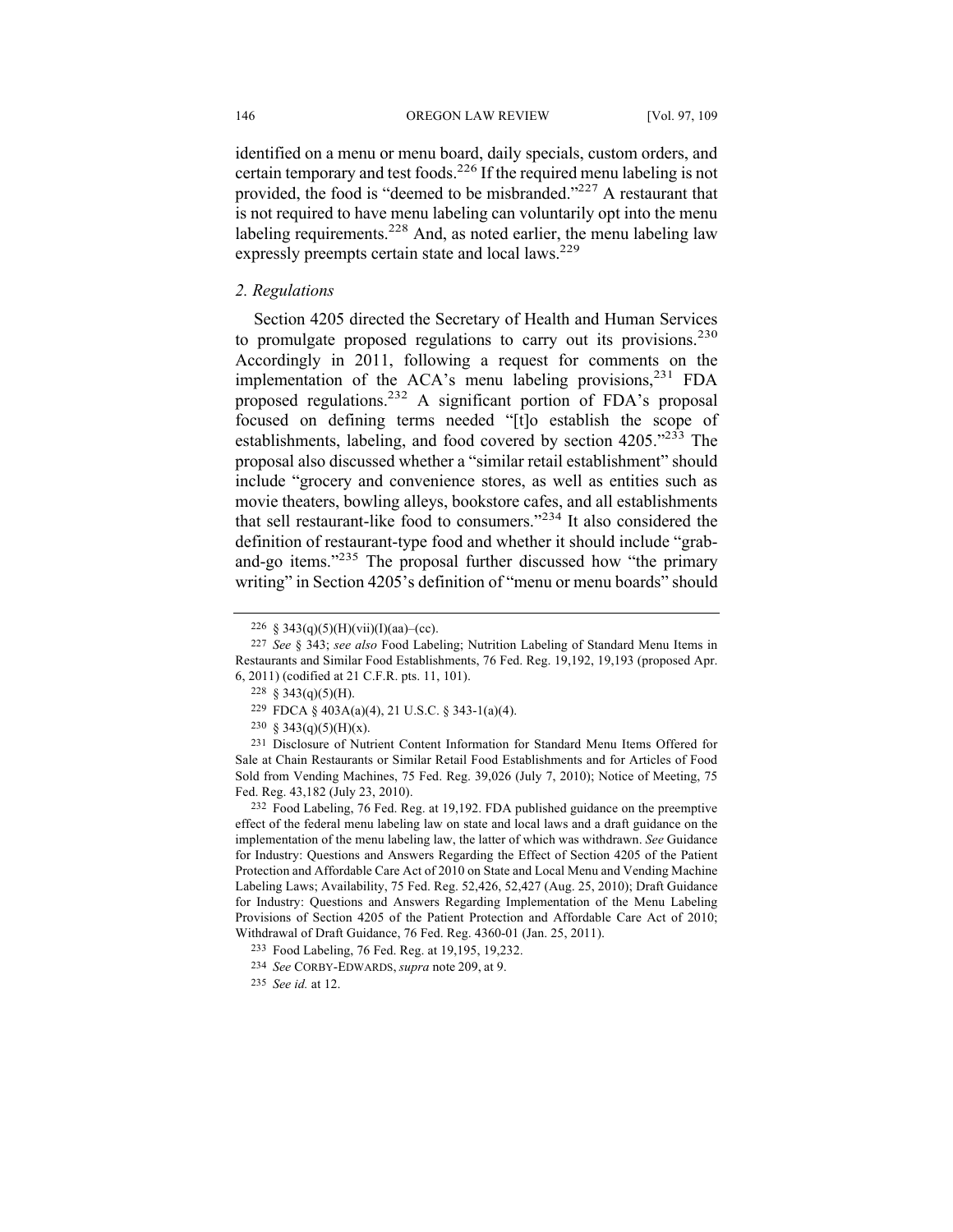identified on a menu or menu board, daily specials, custom orders, and certain temporary and test foods.[226] If the required menu labeling is not provided, the food is "deemed to be misbranded."[227] A restaurant that is not required to have menu labeling can voluntarily opt into the menu labeling requirements.[228] And, as noted earlier, the menu labeling law expressly preempts certain state and local laws.[229]

### *2. Regulations*

Section 4205 directed the Secretary of Health and Human Services to promulgate proposed regulations to carry out its provisions.[230] Accordingly in 2011, following a request for comments on the implementation of the ACA's menu labeling provisions,[231] FDA proposed regulations.[232] A significant portion of FDA's proposal focused on defining terms needed "[t]o establish the scope of establishments, labeling, and food covered by section 4205."[233] The proposal also discussed whether a "similar retail establishment" should include "grocery and convenience stores, as well as entities such as movie theaters, bowling alleys, bookstore cafes, and all establishments that sell restaurant-like food to consumers."[234] It also considered the definition of restaurant-type food and whether it should include "grab-and-go items."[235] The proposal further discussed how "the primary writing" in Section 4205's definition of "menu or menu boards" should

---

226 § 343(q)(5)(H)(vii)(I)(aa)–(cc).

227 *See* § 343; *see also* Food Labeling; Nutrition Labeling of Standard Menu Items in Restaurants and Similar Food Establishments, 76 Fed. Reg. 19,192, 19,193 (proposed Apr. 6, 2011) (codified at 21 C.F.R. pts. 11, 101).

228 § 343(q)(5)(H).

229 FDCA § 403A(a)(4), 21 U.S.C. § 343-1(a)(4).

230 § 343(q)(5)(H)(x).

231 Disclosure of Nutrient Content Information for Standard Menu Items Offered for Sale at Chain Restaurants or Similar Retail Food Establishments and for Articles of Food Sold from Vending Machines, 75 Fed. Reg. 39,026 (July 7, 2010); Notice of Meeting, 75 Fed. Reg. 43,182 (July 23, 2010).

232 Food Labeling, 76 Fed. Reg. at 19,192. FDA published guidance on the preemptive effect of the federal menu labeling law on state and local laws and a draft guidance on the implementation of the menu labeling law, the latter of which was withdrawn. *See* Guidance for Industry: Questions and Answers Regarding the Effect of Section 4205 of the Patient Protection and Affordable Care Act of 2010 on State and Local Menu and Vending Machine Labeling Laws; Availability, 75 Fed. Reg. 52,426, 52,427 (Aug. 25, 2010); Draft Guidance for Industry: Questions and Answers Regarding Implementation of the Menu Labeling Provisions of Section 4205 of the Patient Protection and Affordable Care Act of 2010; Withdrawal of Draft Guidance, 76 Fed. Reg. 4360-01 (Jan. 25, 2011).

233 Food Labeling, 76 Fed. Reg. at 19,195, 19,232.

234 *See* CORBY-EDWARDS, *supra* note 209, at 9.

235 *See id.* at 12.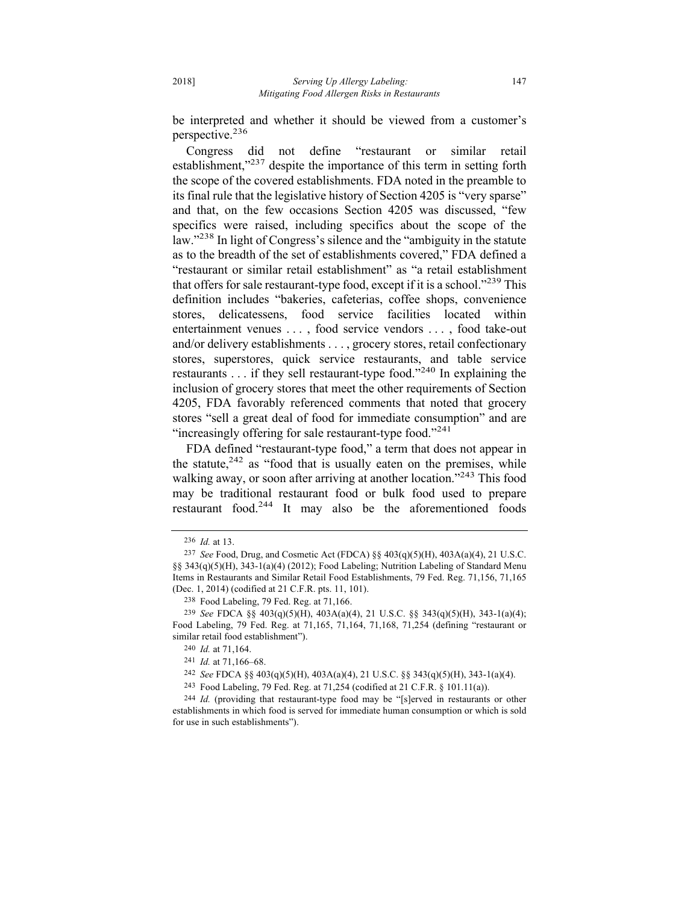be interpreted and whether it should be viewed from a customer's perspective.[236]

Congress did not define "restaurant or similar retail establishment,"[237] despite the importance of this term in setting forth the scope of the covered establishments. FDA noted in the preamble to its final rule that the legislative history of Section 4205 is "very sparse" and that, on the few occasions Section 4205 was discussed, "few specifics were raised, including specifics about the scope of the law."[238] In light of Congress's silence and the "ambiguity in the statute as to the breadth of the set of establishments covered," FDA defined a "restaurant or similar retail establishment" as "a retail establishment that offers for sale restaurant-type food, except if it is a school."[239] This definition includes "bakeries, cafeterias, coffee shops, convenience stores, delicatessens, food service facilities located within entertainment venues . . . , food service vendors . . . , food take-out and/or delivery establishments . . . , grocery stores, retail confectionary stores, superstores, quick service restaurants, and table service restaurants . . . if they sell restaurant-type food."[240] In explaining the inclusion of grocery stores that meet the other requirements of Section 4205, FDA favorably referenced comments that noted that grocery stores "sell a great deal of food for immediate consumption" and are "increasingly offering for sale restaurant-type food."[241]

FDA defined "restaurant-type food," a term that does not appear in the statute,[242] as "food that is usually eaten on the premises, while walking away, or soon after arriving at another location."[243] This food may be traditional restaurant food or bulk food used to prepare restaurant food.[244] It may also be the aforementioned foods

---

[236] *Id.* at 13.

[237] *See* Food, Drug, and Cosmetic Act (FDCA) §§ 403(q)(5)(H), 403A(a)(4), 21 U.S.C. §§ 343(q)(5)(H), 343-1(a)(4) (2012); Food Labeling; Nutrition Labeling of Standard Menu Items in Restaurants and Similar Retail Food Establishments, 79 Fed. Reg. 71,156, 71,165 (Dec. 1, 2014) (codified at 21 C.F.R. pts. 11, 101).

[238] Food Labeling, 79 Fed. Reg. at 71,166.

[239] *See* FDCA §§ 403(q)(5)(H), 403A(a)(4), 21 U.S.C. §§ 343(q)(5)(H), 343-1(a)(4); Food Labeling, 79 Fed. Reg. at 71,165, 71,164, 71,168, 71,254 (defining "restaurant or similar retail food establishment").

[240] *Id.* at 71,164.

[241] *Id.* at 71,166–68.

[242] *See* FDCA §§ 403(q)(5)(H), 403A(a)(4), 21 U.S.C. §§ 343(q)(5)(H), 343-1(a)(4).

[243] Food Labeling, 79 Fed. Reg. at 71,254 (codified at 21 C.F.R. § 101.11(a)).

[244] *Id.* (providing that restaurant-type food may be "[s]erved in restaurants or other establishments in which food is served for immediate human consumption or which is sold for use in such establishments").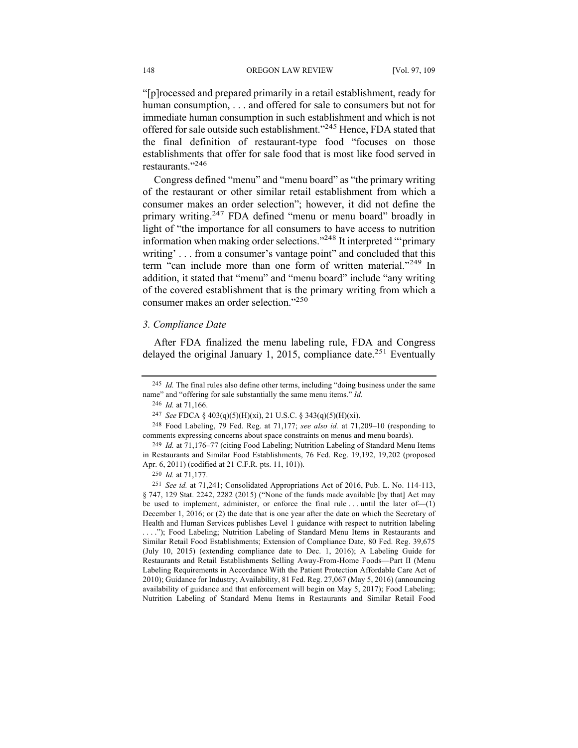"[p]rocessed and prepared primarily in a retail establishment, ready for human consumption, . . . and offered for sale to consumers but not for immediate human consumption in such establishment and which is not offered for sale outside such establishment."[245] Hence, FDA stated that the final definition of restaurant-type food "focuses on those establishments that offer for sale food that is most like food served in restaurants."[246]

Congress defined "menu" and "menu board" as "the primary writing of the restaurant or other similar retail establishment from which a consumer makes an order selection"; however, it did not define the primary writing.[247] FDA defined "menu or menu board" broadly in light of "the importance for all consumers to have access to nutrition information when making order selections."[248] It interpreted "'primary writing' . . . from a consumer's vantage point" and concluded that this term "can include more than one form of written material."[249] In addition, it stated that "menu" and "menu board" include "any writing of the covered establishment that is the primary writing from which a consumer makes an order selection."[250]

### *3. Compliance Date*

After FDA finalized the menu labeling rule, FDA and Congress delayed the original January 1, 2015, compliance date.[251] Eventually

---

[245] *Id.* The final rules also define other terms, including "doing business under the same name" and "offering for sale substantially the same menu items." *Id.*

[246] *Id.* at 71,166.

[247] *See* FDCA § 403(q)(5)(H)(xi), 21 U.S.C. § 343(q)(5)(H)(xi).

[248] Food Labeling, 79 Fed. Reg. at 71,177; *see also id.* at 71,209–10 (responding to comments expressing concerns about space constraints on menus and menu boards).

[249] *Id.* at 71,176–77 (citing Food Labeling; Nutrition Labeling of Standard Menu Items in Restaurants and Similar Food Establishments, 76 Fed. Reg. 19,192, 19,202 (proposed Apr. 6, 2011) (codified at 21 C.F.R. pts. 11, 101)).

[250] *Id.* at 71,177.

[251] *See id.* at 71,241; Consolidated Appropriations Act of 2016, Pub. L. No. 114-113, § 747, 129 Stat. 2242, 2282 (2015) ("None of the funds made available [by that] Act may be used to implement, administer, or enforce the final rule . . . until the later of—(1) December 1, 2016; or (2) the date that is one year after the date on which the Secretary of Health and Human Services publishes Level 1 guidance with respect to nutrition labeling . . . ."); Food Labeling; Nutrition Labeling of Standard Menu Items in Restaurants and Similar Retail Food Establishments; Extension of Compliance Date, 80 Fed. Reg. 39,675 (July 10, 2015) (extending compliance date to Dec. 1, 2016); A Labeling Guide for Restaurants and Retail Establishments Selling Away-From-Home Foods—Part II (Menu Labeling Requirements in Accordance With the Patient Protection Affordable Care Act of 2010); Guidance for Industry; Availability, 81 Fed. Reg. 27,067 (May 5, 2016) (announcing availability of guidance and that enforcement will begin on May 5, 2017); Food Labeling; Nutrition Labeling of Standard Menu Items in Restaurants and Similar Retail Food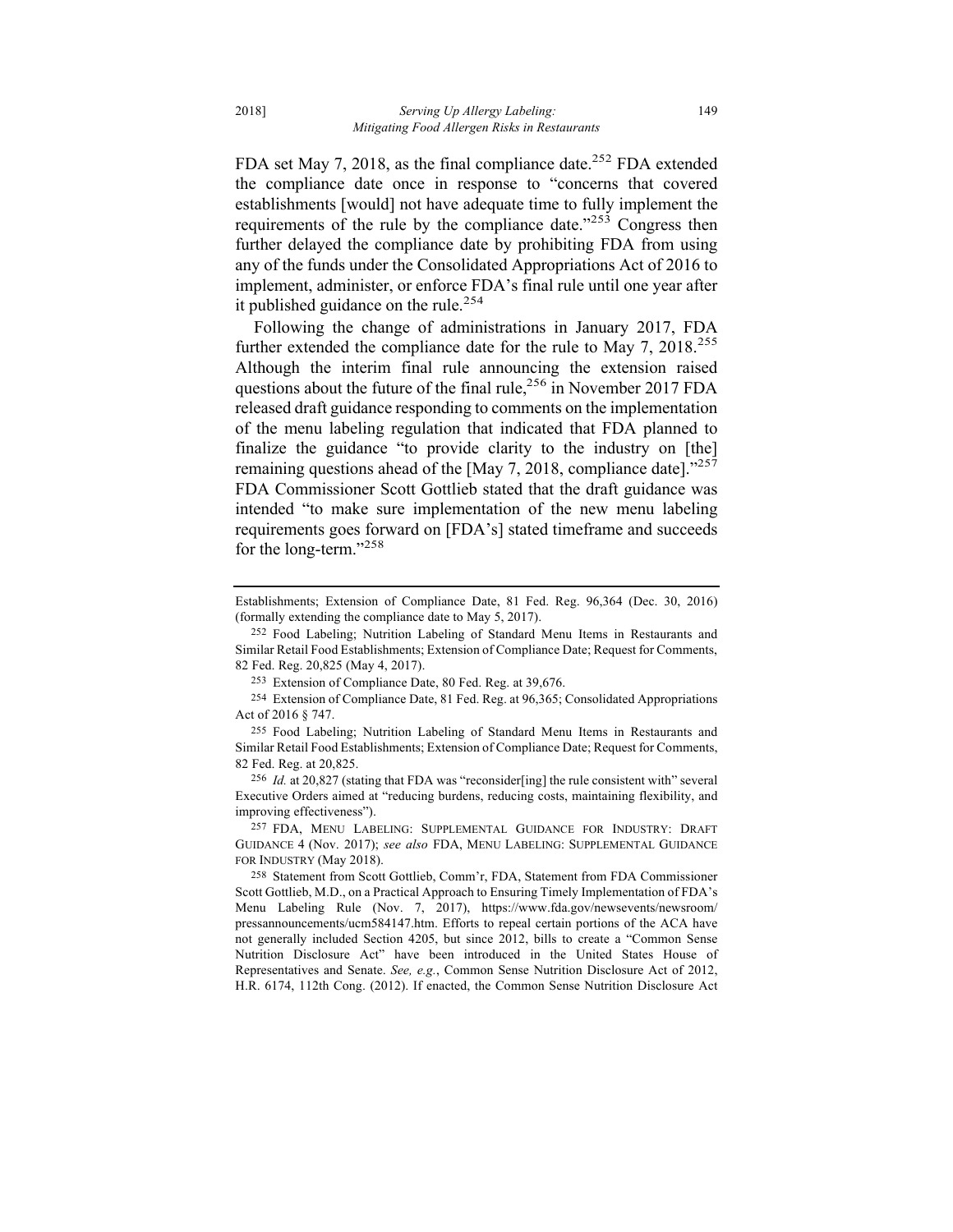FDA set May 7, 2018, as the final compliance date.[252] FDA extended the compliance date once in response to "concerns that covered establishments [would] not have adequate time to fully implement the requirements of the rule by the compliance date."[253] Congress then further delayed the compliance date by prohibiting FDA from using any of the funds under the Consolidated Appropriations Act of 2016 to implement, administer, or enforce FDA's final rule until one year after it published guidance on the rule.[254]

Following the change of administrations in January 2017, FDA further extended the compliance date for the rule to May 7, 2018.[255] Although the interim final rule announcing the extension raised questions about the future of the final rule,[256] in November 2017 FDA released draft guidance responding to comments on the implementation of the menu labeling regulation that indicated that FDA planned to finalize the guidance "to provide clarity to the industry on [the] remaining questions ahead of the [May 7, 2018, compliance date]."[257] FDA Commissioner Scott Gottlieb stated that the draft guidance was intended "to make sure implementation of the new menu labeling requirements goes forward on [FDA's] stated timeframe and succeeds for the long-term."[258]

---

Establishments; Extension of Compliance Date, 81 Fed. Reg. 96,364 (Dec. 30, 2016) (formally extending the compliance date to May 5, 2017).

[252] Food Labeling; Nutrition Labeling of Standard Menu Items in Restaurants and Similar Retail Food Establishments; Extension of Compliance Date; Request for Comments, 82 Fed. Reg. 20,825 (May 4, 2017).

[253] Extension of Compliance Date, 80 Fed. Reg. at 39,676.

[254] Extension of Compliance Date, 81 Fed. Reg. at 96,365; Consolidated Appropriations Act of 2016 § 747.

[255] Food Labeling; Nutrition Labeling of Standard Menu Items in Restaurants and Similar Retail Food Establishments; Extension of Compliance Date; Request for Comments, 82 Fed. Reg. at 20,825.

[256] *Id.* at 20,827 (stating that FDA was "reconsider[ing] the rule consistent with" several Executive Orders aimed at "reducing burdens, reducing costs, maintaining flexibility, and improving effectiveness").

[257] FDA, MENU LABELING: SUPPLEMENTAL GUIDANCE FOR INDUSTRY: DRAFT GUIDANCE 4 (Nov. 2017); *see also* FDA, MENU LABELING: SUPPLEMENTAL GUIDANCE FOR INDUSTRY (May 2018).

[258] Statement from Scott Gottlieb, Comm'r, FDA, Statement from FDA Commissioner Scott Gottlieb, M.D., on a Practical Approach to Ensuring Timely Implementation of FDA's Menu Labeling Rule (Nov. 7, 2017), https://www.fda.gov/newsevents/newsroom/pressannouncements/ucm584147.htm. Efforts to repeal certain portions of the ACA have not generally included Section 4205, but since 2012, bills to create a "Common Sense Nutrition Disclosure Act" have been introduced in the United States House of Representatives and Senate. *See, e.g.*, Common Sense Nutrition Disclosure Act of 2012, H.R. 6174, 112th Cong. (2012). If enacted, the Common Sense Nutrition Disclosure Act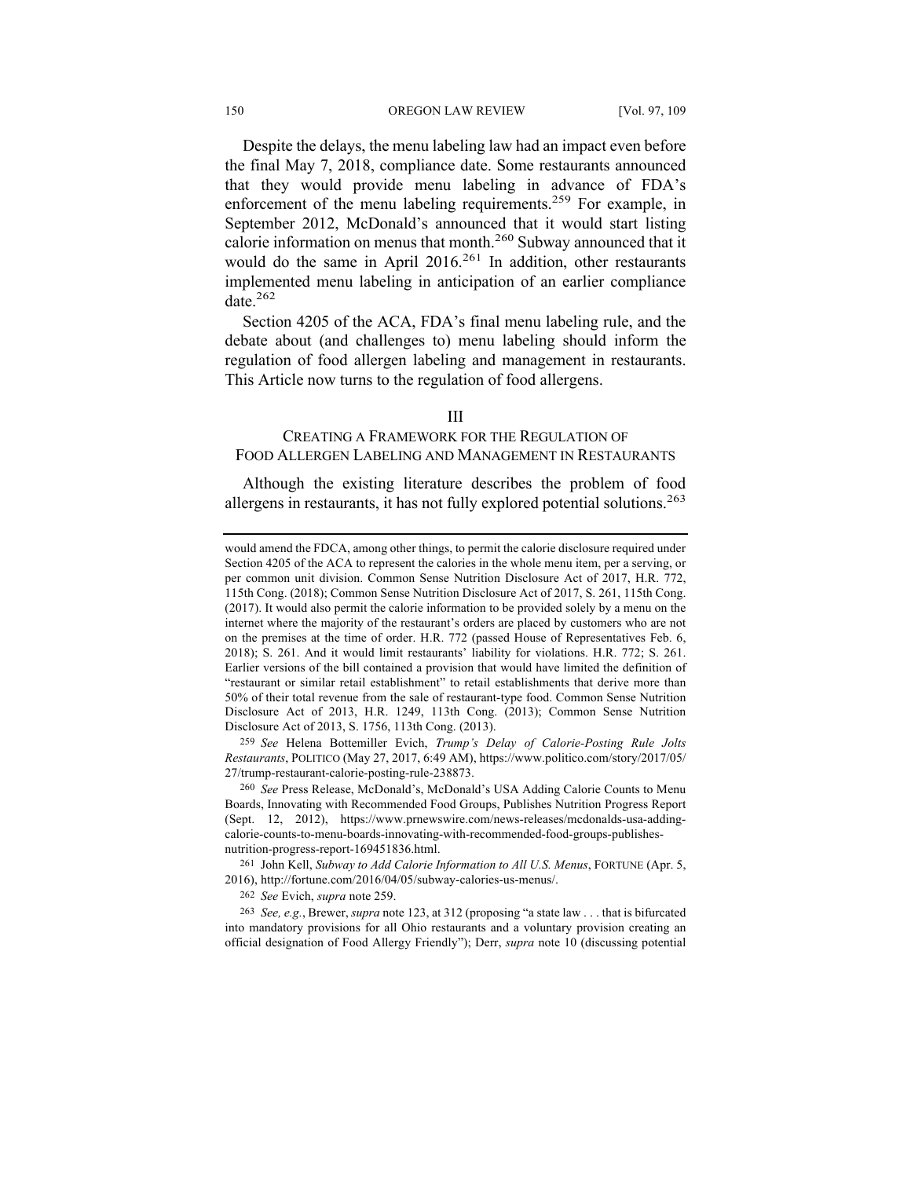Despite the delays, the menu labeling law had an impact even before the final May 7, 2018, compliance date. Some restaurants announced that they would provide menu labeling in advance of FDA's enforcement of the menu labeling requirements.[259] For example, in September 2012, McDonald's announced that it would start listing calorie information on menus that month.[260] Subway announced that it would do the same in April 2016.[261] In addition, other restaurants implemented menu labeling in anticipation of an earlier compliance date.[262]

Section 4205 of the ACA, FDA's final menu labeling rule, and the debate about (and challenges to) menu labeling should inform the regulation of food allergen labeling and management in restaurants. This Article now turns to the regulation of food allergens.

## III
## CREATING A FRAMEWORK FOR THE REGULATION OF FOOD ALLERGEN LABELING AND MANAGEMENT IN RESTAURANTS

Although the existing literature describes the problem of food allergens in restaurants, it has not fully explored potential solutions.[263]

---

would amend the FDCA, among other things, to permit the calorie disclosure required under Section 4205 of the ACA to represent the calories in the whole menu item, per a serving, or per common unit division. Common Sense Nutrition Disclosure Act of 2017, H.R. 772, 115th Cong. (2018); Common Sense Nutrition Disclosure Act of 2017, S. 261, 115th Cong. (2017). It would also permit the calorie information to be provided solely by a menu on the internet where the majority of the restaurant's orders are placed by customers who are not on the premises at the time of order. H.R. 772 (passed House of Representatives Feb. 6, 2018); S. 261. And it would limit restaurants' liability for violations. H.R. 772; S. 261. Earlier versions of the bill contained a provision that would have limited the definition of "restaurant or similar retail establishment" to retail establishments that derive more than 50% of their total revenue from the sale of restaurant-type food. Common Sense Nutrition Disclosure Act of 2013, H.R. 1249, 113th Cong. (2013); Common Sense Nutrition Disclosure Act of 2013, S. 1756, 113th Cong. (2013).

259 *See* Helena Bottemiller Evich, *Trump's Delay of Calorie-Posting Rule Jolts Restaurants*, POLITICO (May 27, 2017, 6:49 AM), https://www.politico.com/story/2017/05/27/trump-restaurant-calorie-posting-rule-238873.

260 *See* Press Release, McDonald's, McDonald's USA Adding Calorie Counts to Menu Boards, Innovating with Recommended Food Groups, Publishes Nutrition Progress Report (Sept. 12, 2012), https://www.prnewswire.com/news-releases/mcdonalds-usa-adding-calorie-counts-to-menu-boards-innovating-with-recommended-food-groups-publishes-nutrition-progress-report-169451836.html.

261 John Kell, *Subway to Add Calorie Information to All U.S. Menus*, FORTUNE (Apr. 5, 2016), http://fortune.com/2016/04/05/subway-calories-us-menus/.

262 *See* Evich, *supra* note 259.

263 *See, e.g.*, Brewer, *supra* note 123, at 312 (proposing "a state law . . . that is bifurcated into mandatory provisions for all Ohio restaurants and a voluntary provision creating an official designation of Food Allergy Friendly"); Derr, *supra* note 10 (discussing potential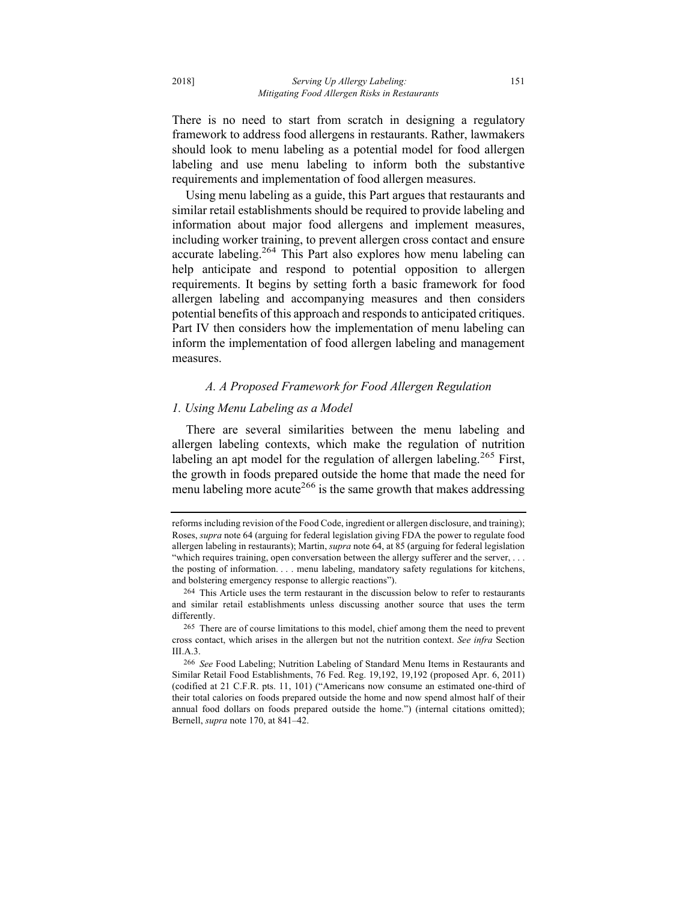There is no need to start from scratch in designing a regulatory framework to address food allergens in restaurants. Rather, lawmakers should look to menu labeling as a potential model for food allergen labeling and use menu labeling to inform both the substantive requirements and implementation of food allergen measures.

Using menu labeling as a guide, this Part argues that restaurants and similar retail establishments should be required to provide labeling and information about major food allergens and implement measures, including worker training, to prevent allergen cross contact and ensure accurate labeling.[264] This Part also explores how menu labeling can help anticipate and respond to potential opposition to allergen requirements. It begins by setting forth a basic framework for food allergen labeling and accompanying measures and then considers potential benefits of this approach and responds to anticipated critiques. Part IV then considers how the implementation of menu labeling can inform the implementation of food allergen labeling and management measures.

### *A. A Proposed Framework for Food Allergen Regulation*

#### *1. Using Menu Labeling as a Model*

There are several similarities between the menu labeling and allergen labeling contexts, which make the regulation of nutrition labeling an apt model for the regulation of allergen labeling.[265] First, the growth in foods prepared outside the home that made the need for menu labeling more acute[266] is the same growth that makes addressing

---

reforms including revision of the Food Code, ingredient or allergen disclosure, and training); Roses, *supra* note 64 (arguing for federal legislation giving FDA the power to regulate food allergen labeling in restaurants); Martin, *supra* note 64, at 85 (arguing for federal legislation "which requires training, open conversation between the allergy sufferer and the server, . . . the posting of information. . . . menu labeling, mandatory safety regulations for kitchens, and bolstering emergency response to allergic reactions").

264 This Article uses the term restaurant in the discussion below to refer to restaurants and similar retail establishments unless discussing another source that uses the term differently.

265 There are of course limitations to this model, chief among them the need to prevent cross contact, which arises in the allergen but not the nutrition context. *See infra* Section III.A.3.

266 *See* Food Labeling; Nutrition Labeling of Standard Menu Items in Restaurants and Similar Retail Food Establishments, 76 Fed. Reg. 19,192, 19,192 (proposed Apr. 6, 2011) (codified at 21 C.F.R. pts. 11, 101) ("Americans now consume an estimated one-third of their total calories on foods prepared outside the home and now spend almost half of their annual food dollars on foods prepared outside the home.") (internal citations omitted); Bernell, *supra* note 170, at 841–42.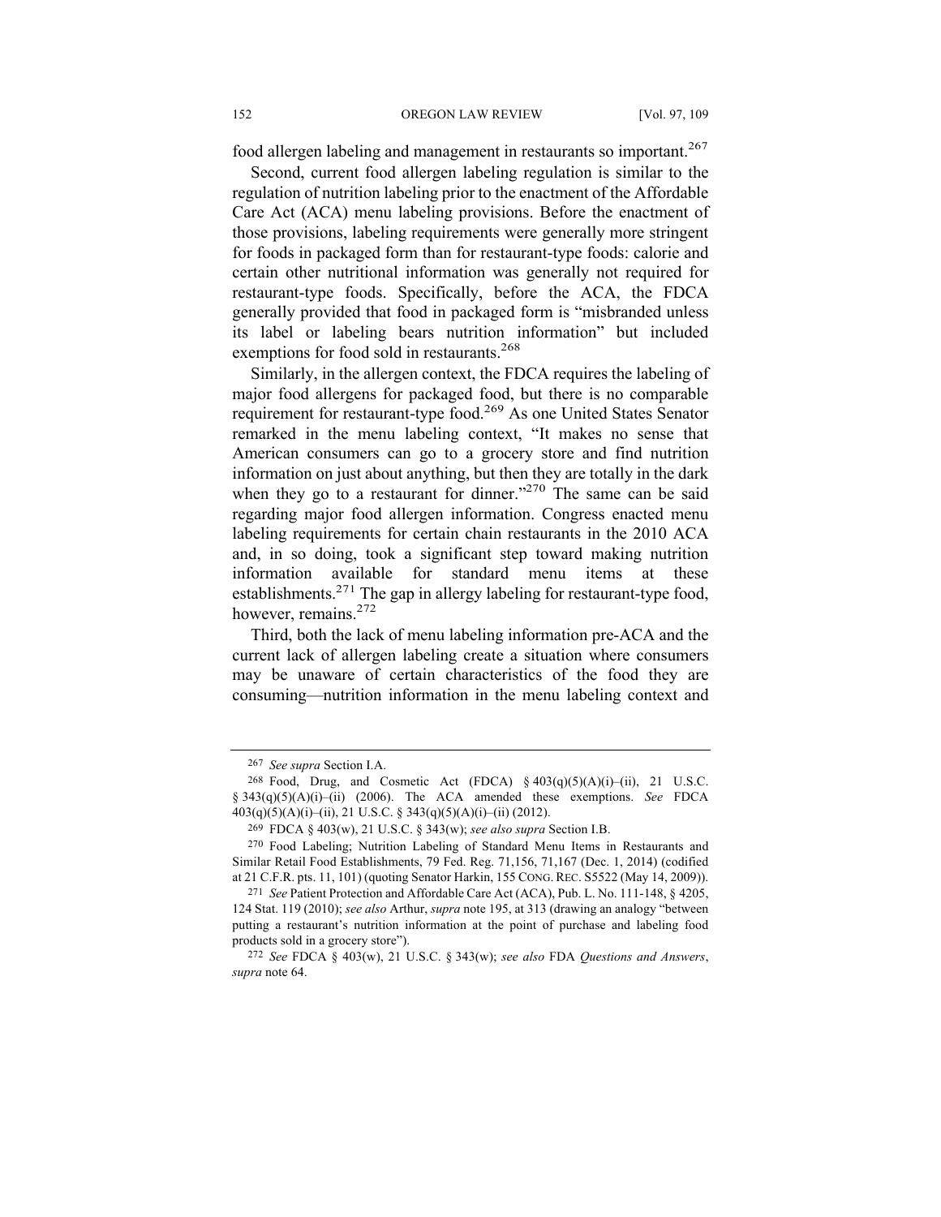food allergen labeling and management in restaurants so important.[267]

Second, current food allergen labeling regulation is similar to the regulation of nutrition labeling prior to the enactment of the Affordable Care Act (ACA) menu labeling provisions. Before the enactment of those provisions, labeling requirements were generally more stringent for foods in packaged form than for restaurant-type foods: calorie and certain other nutritional information was generally not required for restaurant-type foods. Specifically, before the ACA, the FDCA generally provided that food in packaged form is "misbranded unless its label or labeling bears nutrition information" but included exemptions for food sold in restaurants.[268]

Similarly, in the allergen context, the FDCA requires the labeling of major food allergens for packaged food, but there is no comparable requirement for restaurant-type food.[269] As one United States Senator remarked in the menu labeling context, "It makes no sense that American consumers can go to a grocery store and find nutrition information on just about anything, but then they are totally in the dark when they go to a restaurant for dinner."[270] The same can be said regarding major food allergen information. Congress enacted menu labeling requirements for certain chain restaurants in the 2010 ACA and, in so doing, took a significant step toward making nutrition information available for standard menu items at these establishments.[271] The gap in allergy labeling for restaurant-type food, however, remains.[272]

Third, both the lack of menu labeling information pre-ACA and the current lack of allergen labeling create a situation where consumers may be unaware of certain characteristics of the food they are consuming—nutrition information in the menu labeling context and

---

267 *See supra* Section I.A.

268 Food, Drug, and Cosmetic Act (FDCA) § 403(q)(5)(A)(i)–(ii), 21 U.S.C. § 343(q)(5)(A)(i)–(ii) (2006). The ACA amended these exemptions. *See* FDCA 403(q)(5)(A)(i)–(ii), 21 U.S.C. § 343(q)(5)(A)(i)–(ii) (2012).

269 FDCA § 403(w), 21 U.S.C. § 343(w); *see also supra* Section I.B.

270 Food Labeling; Nutrition Labeling of Standard Menu Items in Restaurants and Similar Retail Food Establishments, 79 Fed. Reg. 71,156, 71,167 (Dec. 1, 2014) (codified at 21 C.F.R. pts. 11, 101) (quoting Senator Harkin, 155 CONG. REC. S5522 (May 14, 2009)).

271 *See* Patient Protection and Affordable Care Act (ACA), Pub. L. No. 111-148, § 4205, 124 Stat. 119 (2010); *see also* Arthur, *supra* note 195, at 313 (drawing an analogy "between putting a restaurant's nutrition information at the point of purchase and labeling food products sold in a grocery store").

272 *See* FDCA § 403(w), 21 U.S.C. § 343(w); *see also* FDA *Questions and Answers*, *supra* note 64.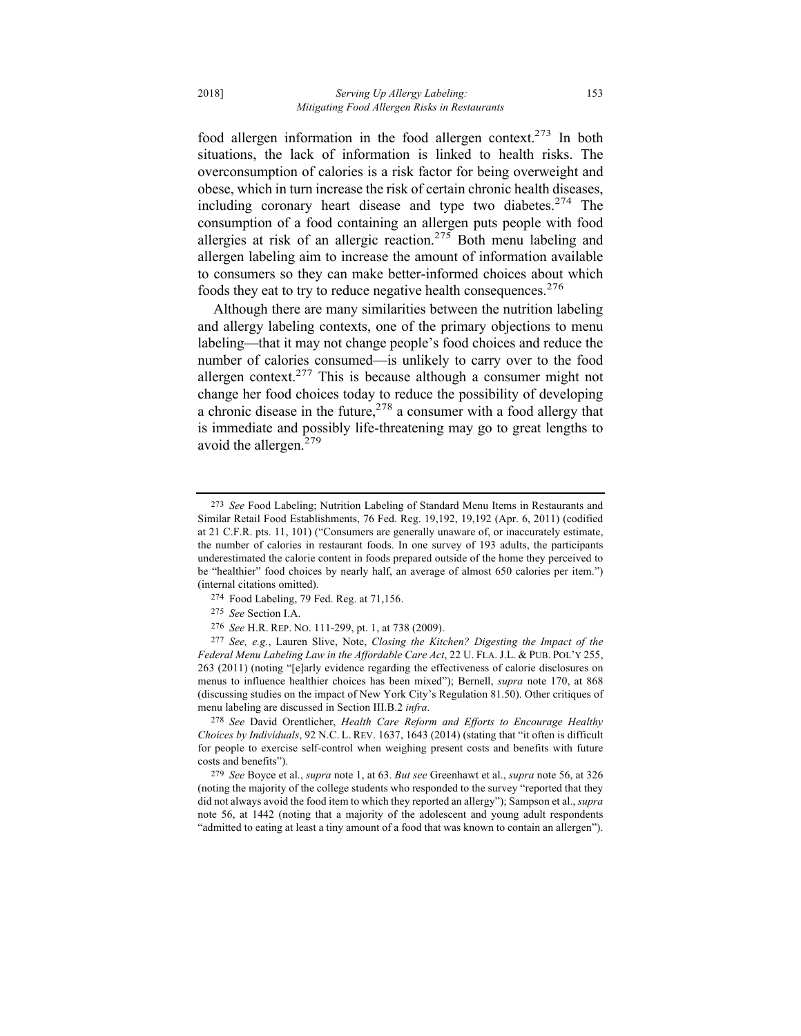food allergen information in the food allergen context.[273] In both situations, the lack of information is linked to health risks. The overconsumption of calories is a risk factor for being overweight and obese, which in turn increase the risk of certain chronic health diseases, including coronary heart disease and type two diabetes.[274] The consumption of a food containing an allergen puts people with food allergies at risk of an allergic reaction.[275] Both menu labeling and allergen labeling aim to increase the amount of information available to consumers so they can make better-informed choices about which foods they eat to try to reduce negative health consequences.[276]

Although there are many similarities between the nutrition labeling and allergy labeling contexts, one of the primary objections to menu labeling—that it may not change people's food choices and reduce the number of calories consumed—is unlikely to carry over to the food allergen context.[277] This is because although a consumer might not change her food choices today to reduce the possibility of developing a chronic disease in the future,[278] a consumer with a food allergy that is immediate and possibly life-threatening may go to great lengths to avoid the allergen.[279]

---

273 *See* Food Labeling; Nutrition Labeling of Standard Menu Items in Restaurants and Similar Retail Food Establishments, 76 Fed. Reg. 19,192, 19,192 (Apr. 6, 2011) (codified at 21 C.F.R. pts. 11, 101) ("Consumers are generally unaware of, or inaccurately estimate, the number of calories in restaurant foods. In one survey of 193 adults, the participants underestimated the calorie content in foods prepared outside of the home they perceived to be "healthier" food choices by nearly half, an average of almost 650 calories per item.") (internal citations omitted).

274 Food Labeling, 79 Fed. Reg. at 71,156.

275 *See* Section I.A.

276 *See* H.R. REP. NO. 111-299, pt. 1, at 738 (2009).

277 *See, e.g.*, Lauren Slive, Note, *Closing the Kitchen? Digesting the Impact of the Federal Menu Labeling Law in the Affordable Care Act*, 22 U. FLA. J.L. & PUB. POL'Y 255, 263 (2011) (noting "[e]arly evidence regarding the effectiveness of calorie disclosures on menus to influence healthier choices has been mixed"); Bernell, *supra* note 170, at 868 (discussing studies on the impact of New York City's Regulation 81.50). Other critiques of menu labeling are discussed in Section III.B.2 *infra*.

278 *See* David Orentlicher, *Health Care Reform and Efforts to Encourage Healthy Choices by Individuals*, 92 N.C. L. REV. 1637, 1643 (2014) (stating that "it often is difficult for people to exercise self-control when weighing present costs and benefits with future costs and benefits").

279 *See* Boyce et al., *supra* note 1, at 63. *But see* Greenhawt et al., *supra* note 56, at 326 (noting the majority of the college students who responded to the survey "reported that they did not always avoid the food item to which they reported an allergy"); Sampson et al., *supra* note 56, at 1442 (noting that a majority of the adolescent and young adult respondents "admitted to eating at least a tiny amount of a food that was known to contain an allergen").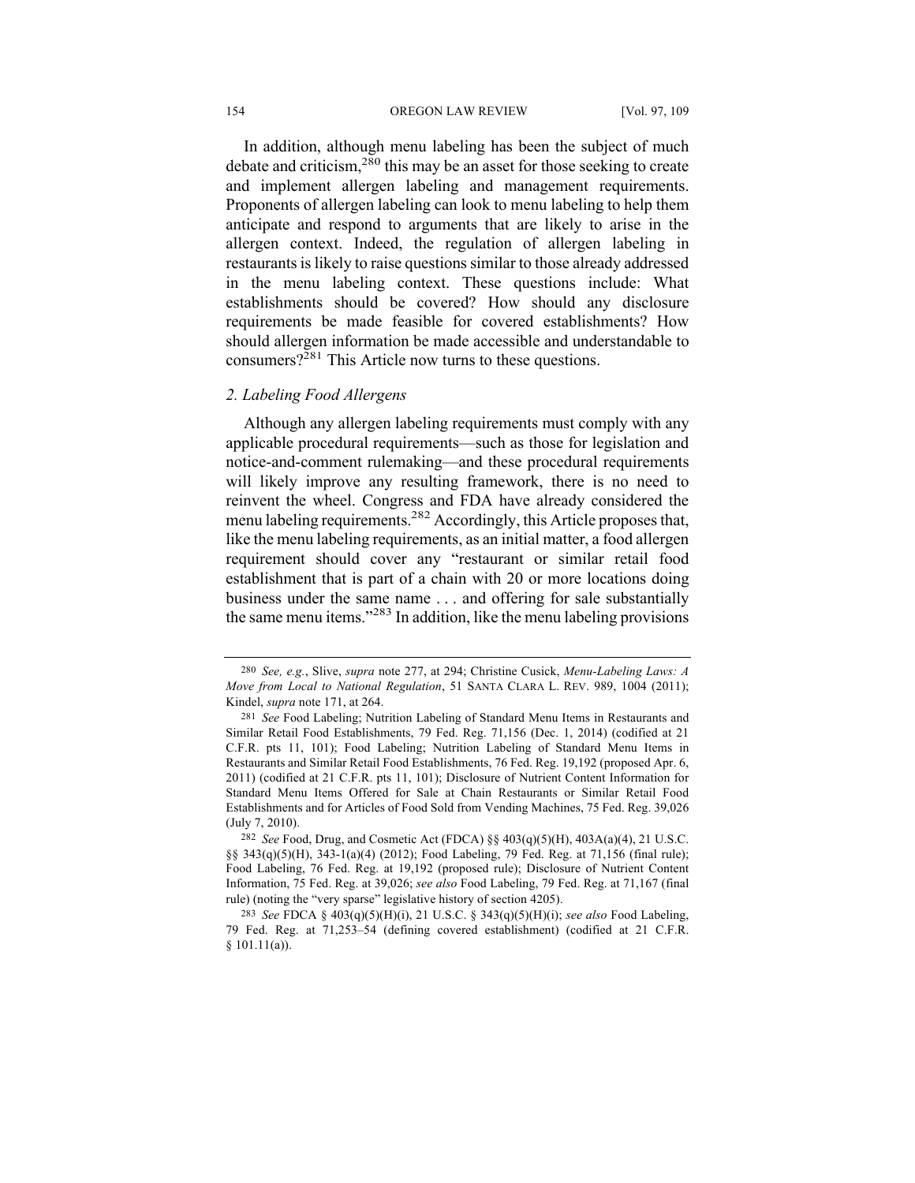In addition, although menu labeling has been the subject of much debate and criticism,[280] this may be an asset for those seeking to create and implement allergen labeling and management requirements. Proponents of allergen labeling can look to menu labeling to help them anticipate and respond to arguments that are likely to arise in the allergen context. Indeed, the regulation of allergen labeling in restaurants is likely to raise questions similar to those already addressed in the menu labeling context. These questions include: What establishments should be covered? How should any disclosure requirements be made feasible for covered establishments? How should allergen information be made accessible and understandable to consumers?[281] This Article now turns to these questions.

### *2. Labeling Food Allergens*

Although any allergen labeling requirements must comply with any applicable procedural requirements—such as those for legislation and notice-and-comment rulemaking—and these procedural requirements will likely improve any resulting framework, there is no need to reinvent the wheel. Congress and FDA have already considered the menu labeling requirements.[282] Accordingly, this Article proposes that, like the menu labeling requirements, as an initial matter, a food allergen requirement should cover any "restaurant or similar retail food establishment that is part of a chain with 20 or more locations doing business under the same name . . . and offering for sale substantially the same menu items."[283] In addition, like the menu labeling provisions

---

280 *See, e.g.*, Slive, *supra* note 277, at 294; Christine Cusick, *Menu-Labeling Laws: A Move from Local to National Regulation*, 51 SANTA CLARA L. REV. 989, 1004 (2011); Kindel, *supra* note 171, at 264.

281 *See* Food Labeling; Nutrition Labeling of Standard Menu Items in Restaurants and Similar Retail Food Establishments, 79 Fed. Reg. 71,156 (Dec. 1, 2014) (codified at 21 C.F.R. pts 11, 101); Food Labeling; Nutrition Labeling of Standard Menu Items in Restaurants and Similar Retail Food Establishments, 76 Fed. Reg. 19,192 (proposed Apr. 6, 2011) (codified at 21 C.F.R. pts 11, 101); Disclosure of Nutrient Content Information for Standard Menu Items Offered for Sale at Chain Restaurants or Similar Retail Food Establishments and for Articles of Food Sold from Vending Machines, 75 Fed. Reg. 39,026 (July 7, 2010).

282 *See* Food, Drug, and Cosmetic Act (FDCA) §§ 403(q)(5)(H), 403A(a)(4), 21 U.S.C. §§ 343(q)(5)(H), 343-1(a)(4) (2012); Food Labeling, 79 Fed. Reg. at 71,156 (final rule); Food Labeling, 76 Fed. Reg. at 19,192 (proposed rule); Disclosure of Nutrient Content Information, 75 Fed. Reg. at 39,026; *see also* Food Labeling, 79 Fed. Reg. at 71,167 (final rule) (noting the "very sparse" legislative history of section 4205).

283 *See* FDCA § 403(q)(5)(H)(i), 21 U.S.C. § 343(q)(5)(H)(i); *see also* Food Labeling, 79 Fed. Reg. at 71,253–54 (defining covered establishment) (codified at 21 C.F.R. § 101.11(a)).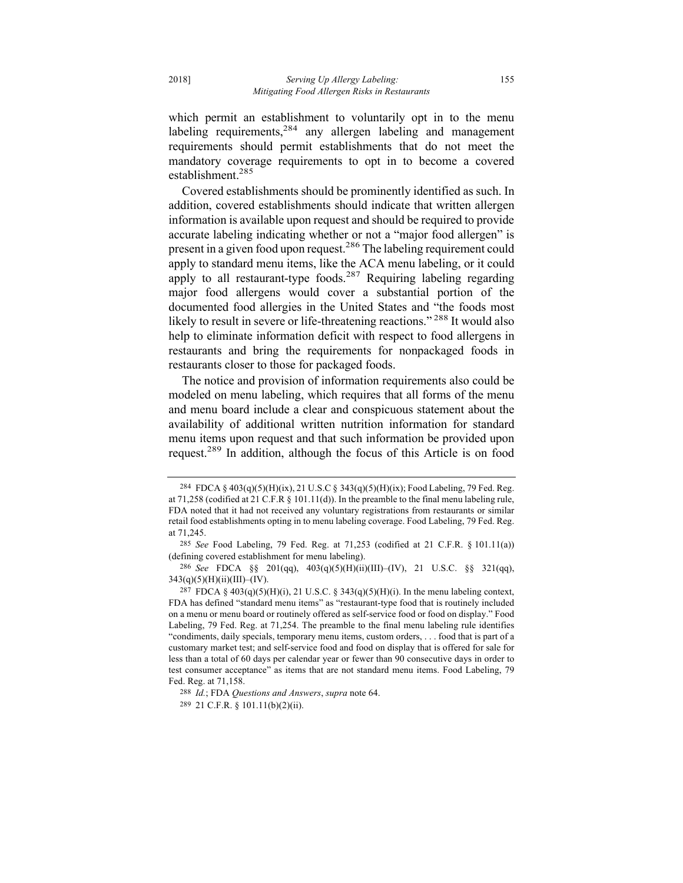which permit an establishment to voluntarily opt in to the menu labeling requirements,[284] any allergen labeling and management requirements should permit establishments that do not meet the mandatory coverage requirements to opt in to become a covered establishment.[285]

Covered establishments should be prominently identified as such. In addition, covered establishments should indicate that written allergen information is available upon request and should be required to provide accurate labeling indicating whether or not a "major food allergen" is present in a given food upon request.[286] The labeling requirement could apply to standard menu items, like the ACA menu labeling, or it could apply to all restaurant-type foods.[287] Requiring labeling regarding major food allergens would cover a substantial portion of the documented food allergies in the United States and "the foods most likely to result in severe or life-threatening reactions."[288] It would also help to eliminate information deficit with respect to food allergens in restaurants and bring the requirements for nonpackaged foods in restaurants closer to those for packaged foods.

The notice and provision of information requirements also could be modeled on menu labeling, which requires that all forms of the menu and menu board include a clear and conspicuous statement about the availability of additional written nutrition information for standard menu items upon request and that such information be provided upon request.[289] In addition, although the focus of this Article is on food

---

[284] FDCA § 403(q)(5)(H)(ix), 21 U.S.C § 343(q)(5)(H)(ix); Food Labeling, 79 Fed. Reg. at 71,258 (codified at 21 C.F.R § 101.11(d)). In the preamble to the final menu labeling rule, FDA noted that it had not received any voluntary registrations from restaurants or similar retail food establishments opting in to menu labeling coverage. Food Labeling, 79 Fed. Reg. at 71,245.

[285] *See* Food Labeling, 79 Fed. Reg. at 71,253 (codified at 21 C.F.R. § 101.11(a)) (defining covered establishment for menu labeling).

[286] *See* FDCA §§ 201(qq), 403(q)(5)(H)(ii)(III)–(IV), 21 U.S.C. §§ 321(qq), 343(q)(5)(H)(ii)(III)–(IV).

[287] FDCA § 403(q)(5)(H)(i), 21 U.S.C. § 343(q)(5)(H)(i). In the menu labeling context, FDA has defined "standard menu items" as "restaurant-type food that is routinely included on a menu or menu board or routinely offered as self-service food or food on display." Food Labeling, 79 Fed. Reg. at 71,254. The preamble to the final menu labeling rule identifies "condiments, daily specials, temporary menu items, custom orders, . . . food that is part of a customary market test; and self-service food and food on display that is offered for sale for less than a total of 60 days per calendar year or fewer than 90 consecutive days in order to test consumer acceptance" as items that are not standard menu items. Food Labeling, 79 Fed. Reg. at 71,158.

[288] *Id.*; FDA *Questions and Answers*, *supra* note 64.

[289] 21 C.F.R. § 101.11(b)(2)(ii).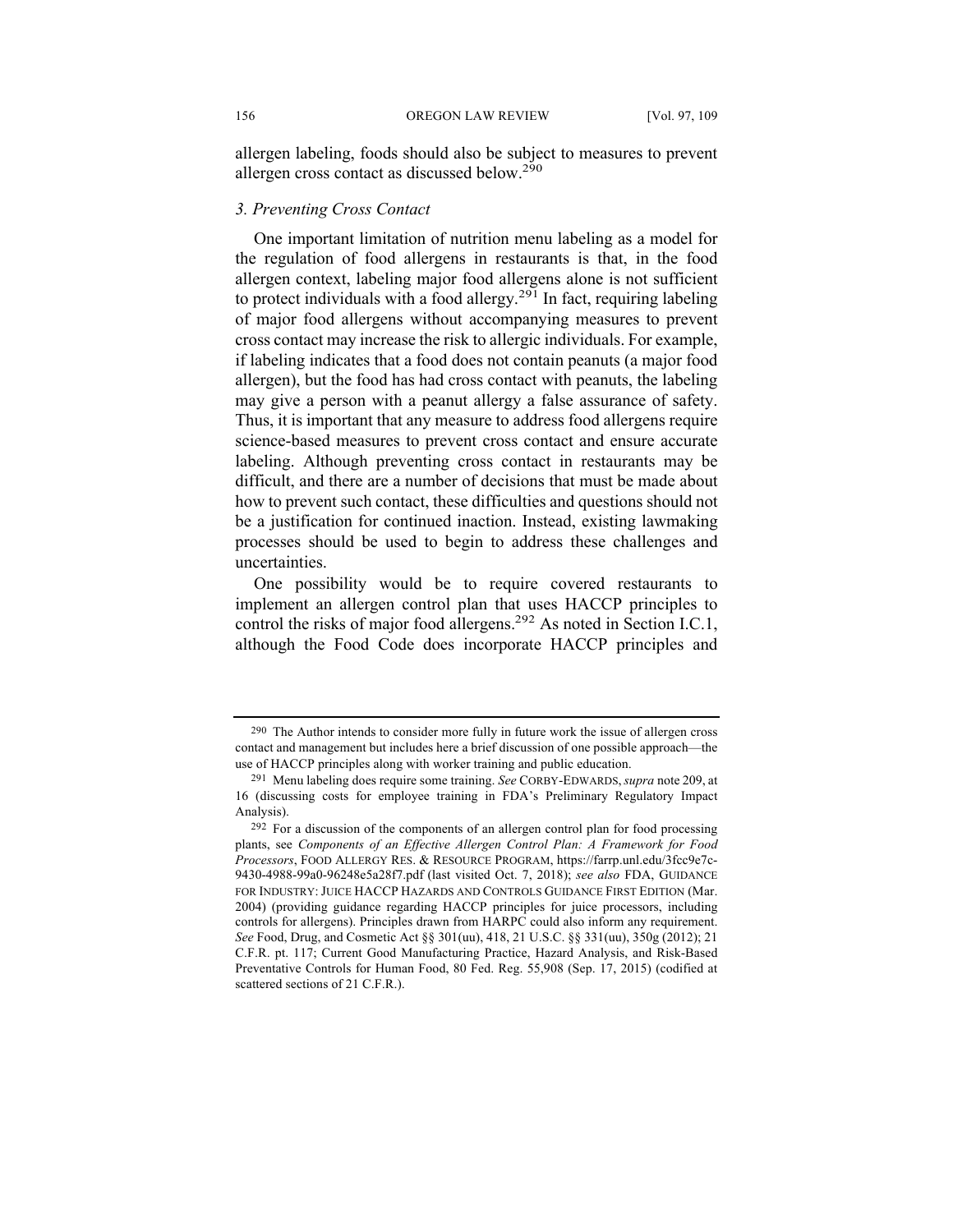allergen labeling, foods should also be subject to measures to prevent allergen cross contact as discussed below.[290]

### *3. Preventing Cross Contact*

One important limitation of nutrition menu labeling as a model for the regulation of food allergens in restaurants is that, in the food allergen context, labeling major food allergens alone is not sufficient to protect individuals with a food allergy.[291] In fact, requiring labeling of major food allergens without accompanying measures to prevent cross contact may increase the risk to allergic individuals. For example, if labeling indicates that a food does not contain peanuts (a major food allergen), but the food has had cross contact with peanuts, the labeling may give a person with a peanut allergy a false assurance of safety. Thus, it is important that any measure to address food allergens require science-based measures to prevent cross contact and ensure accurate labeling. Although preventing cross contact in restaurants may be difficult, and there are a number of decisions that must be made about how to prevent such contact, these difficulties and questions should not be a justification for continued inaction. Instead, existing lawmaking processes should be used to begin to address these challenges and uncertainties.

One possibility would be to require covered restaurants to implement an allergen control plan that uses HACCP principles to control the risks of major food allergens.[292] As noted in Section I.C.1, although the Food Code does incorporate HACCP principles and

---

[290] The Author intends to consider more fully in future work the issue of allergen cross contact and management but includes here a brief discussion of one possible approach—the use of HACCP principles along with worker training and public education.

[291] Menu labeling does require some training. *See* CORBY-EDWARDS, *supra* note 209, at 16 (discussing costs for employee training in FDA's Preliminary Regulatory Impact Analysis).

[292] For a discussion of the components of an allergen control plan for food processing plants, see *Components of an Effective Allergen Control Plan: A Framework for Food Processors*, FOOD ALLERGY RES. & RESOURCE PROGRAM, https://farrp.unl.edu/3fcc9e7c-9430-4988-99a0-96248e5a28f7.pdf (last visited Oct. 7, 2018); *see also* FDA, GUIDANCE FOR INDUSTRY: JUICE HACCP HAZARDS AND CONTROLS GUIDANCE FIRST EDITION (Mar. 2004) (providing guidance regarding HACCP principles for juice processors, including controls for allergens). Principles drawn from HARPC could also inform any requirement. *See* Food, Drug, and Cosmetic Act §§ 301(uu), 418, 21 U.S.C. §§ 331(uu), 350g (2012); 21 C.F.R. pt. 117; Current Good Manufacturing Practice, Hazard Analysis, and Risk-Based Preventative Controls for Human Food, 80 Fed. Reg. 55,908 (Sep. 17, 2015) (codified at scattered sections of 21 C.F.R.).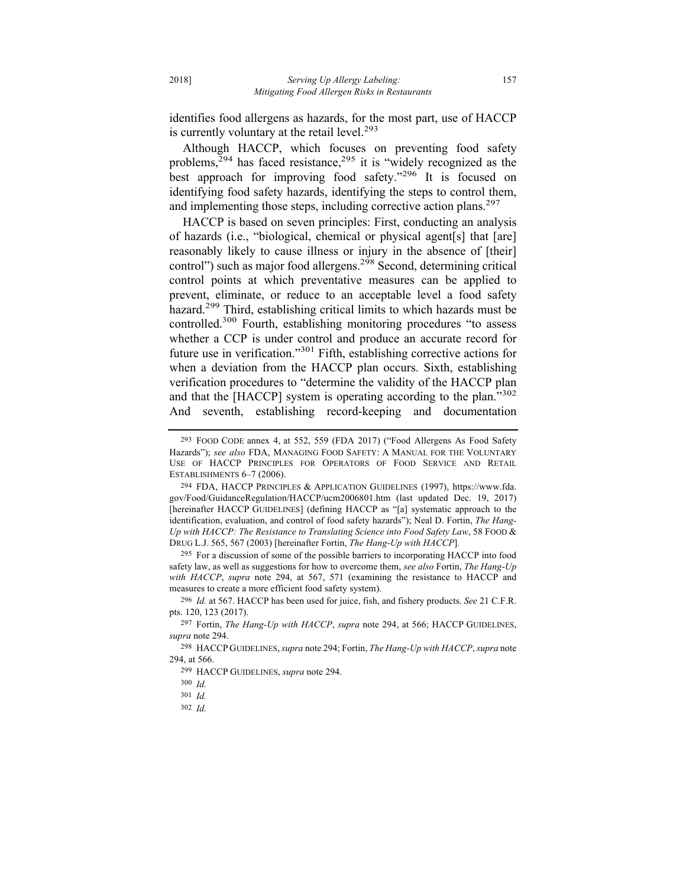identifies food allergens as hazards, for the most part, use of HACCP is currently voluntary at the retail level.[293]

Although HACCP, which focuses on preventing food safety problems,[294] has faced resistance,[295] it is "widely recognized as the best approach for improving food safety."[296] It is focused on identifying food safety hazards, identifying the steps to control them, and implementing those steps, including corrective action plans.[297]

HACCP is based on seven principles: First, conducting an analysis of hazards (i.e., "biological, chemical or physical agent[s] that [are] reasonably likely to cause illness or injury in the absence of [their] control") such as major food allergens.[298] Second, determining critical control points at which preventative measures can be applied to prevent, eliminate, or reduce to an acceptable level a food safety hazard.[299] Third, establishing critical limits to which hazards must be controlled.[300] Fourth, establishing monitoring procedures "to assess whether a CCP is under control and produce an accurate record for future use in verification."[301] Fifth, establishing corrective actions for when a deviation from the HACCP plan occurs. Sixth, establishing verification procedures to "determine the validity of the HACCP plan and that the [HACCP] system is operating according to the plan."[302] And seventh, establishing record-keeping and documentation

---

293 FOOD CODE annex 4, at 552, 559 (FDA 2017) ("Food Allergens As Food Safety Hazards"); *see also* FDA, MANAGING FOOD SAFETY: A MANUAL FOR THE VOLUNTARY USE OF HACCP PRINCIPLES FOR OPERATORS OF FOOD SERVICE AND RETAIL ESTABLISHMENTS 6–7 (2006).

294 FDA, HACCP PRINCIPLES & APPLICATION GUIDELINES (1997), https://www.fda.gov/Food/GuidanceRegulation/HACCP/ucm2006801.htm (last updated Dec. 19, 2017) [hereinafter HACCP GUIDELINES] (defining HACCP as "[a] systematic approach to the identification, evaluation, and control of food safety hazards"); Neal D. Fortin, *The Hang-Up with HACCP: The Resistance to Translating Science into Food Safety Law*, 58 FOOD & DRUG L.J. 565, 567 (2003) [hereinafter Fortin, *The Hang-Up with HACCP*].

295 For a discussion of some of the possible barriers to incorporating HACCP into food safety law, as well as suggestions for how to overcome them, *see also* Fortin, *The Hang-Up with HACCP*, *supra* note 294, at 567, 571 (examining the resistance to HACCP and measures to create a more efficient food safety system).

296 *Id.* at 567. HACCP has been used for juice, fish, and fishery products. *See* 21 C.F.R. pts. 120, 123 (2017).

297 Fortin, *The Hang-Up with HACCP*, *supra* note 294, at 566; HACCP GUIDELINES, *supra* note 294.

298 HACCP GUIDELINES, *supra* note 294; Fortin, *The Hang-Up with HACCP*, *supra* note 294, at 566.

299 HACCP GUIDELINES, *supra* note 294.

300 *Id.*

301 *Id.*

302 *Id.*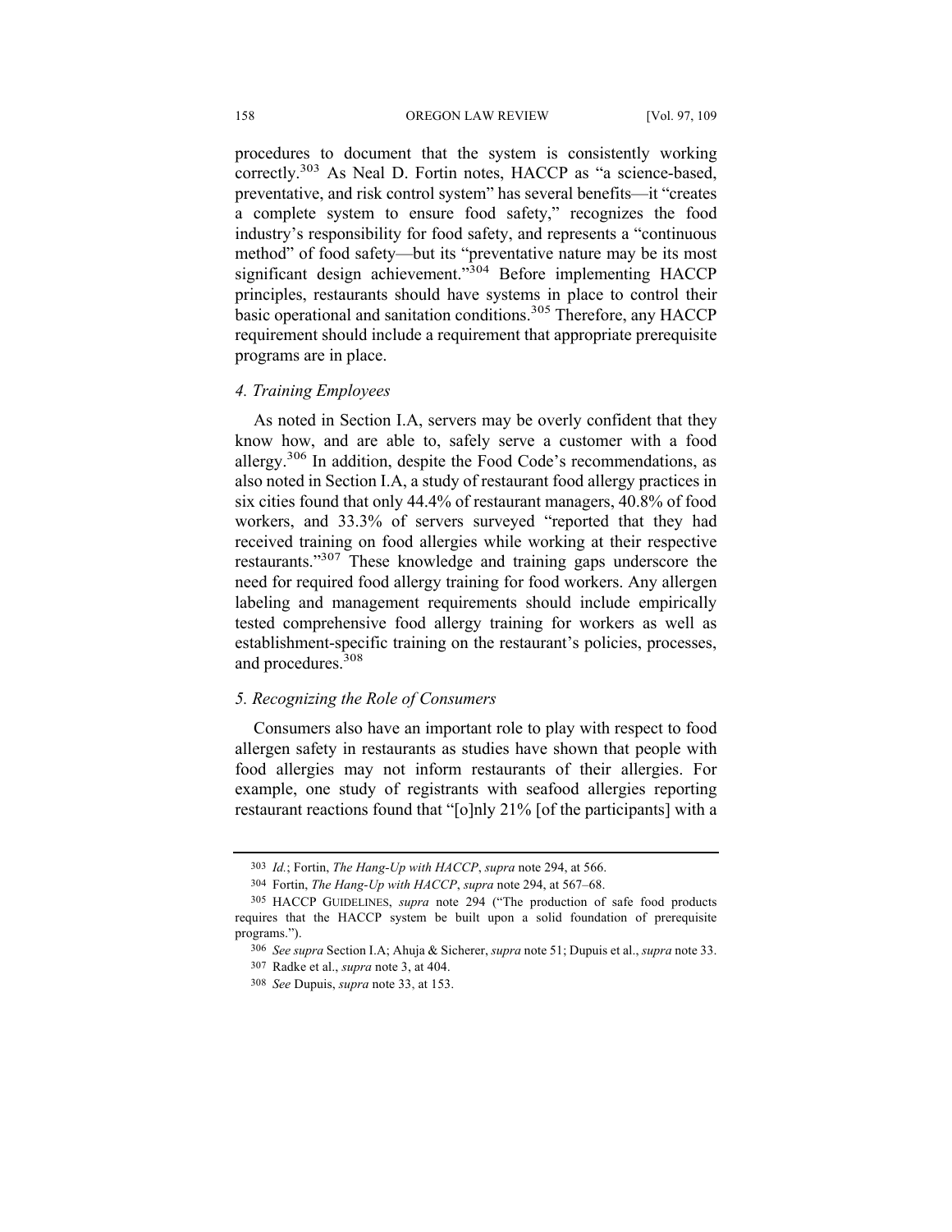procedures to document that the system is consistently working correctly.[303] As Neal D. Fortin notes, HACCP as "a science-based, preventative, and risk control system" has several benefits—it "creates a complete system to ensure food safety," recognizes the food industry's responsibility for food safety, and represents a "continuous method" of food safety—but its "preventative nature may be its most significant design achievement."[304] Before implementing HACCP principles, restaurants should have systems in place to control their basic operational and sanitation conditions.[305] Therefore, any HACCP requirement should include a requirement that appropriate prerequisite programs are in place.

### *4. Training Employees*

As noted in Section I.A, servers may be overly confident that they know how, and are able to, safely serve a customer with a food allergy.[306] In addition, despite the Food Code's recommendations, as also noted in Section I.A, a study of restaurant food allergy practices in six cities found that only 44.4% of restaurant managers, 40.8% of food workers, and 33.3% of servers surveyed "reported that they had received training on food allergies while working at their respective restaurants."[307] These knowledge and training gaps underscore the need for required food allergy training for food workers. Any allergen labeling and management requirements should include empirically tested comprehensive food allergy training for workers as well as establishment-specific training on the restaurant's policies, processes, and procedures.[308]

### *5. Recognizing the Role of Consumers*

Consumers also have an important role to play with respect to food allergen safety in restaurants as studies have shown that people with food allergies may not inform restaurants of their allergies. For example, one study of registrants with seafood allergies reporting restaurant reactions found that "[o]nly 21% [of the participants] with a

---

303 *Id.*; Fortin, *The Hang-Up with HACCP*, *supra* note 294, at 566.

304 Fortin, *The Hang-Up with HACCP*, *supra* note 294, at 567–68.

305 HACCP GUIDELINES, *supra* note 294 ("The production of safe food products requires that the HACCP system be built upon a solid foundation of prerequisite programs.").

306 *See supra* Section I.A; Ahuja & Sicherer, *supra* note 51; Dupuis et al., *supra* note 33.

307 Radke et al., *supra* note 3, at 404.

308 *See* Dupuis, *supra* note 33, at 153.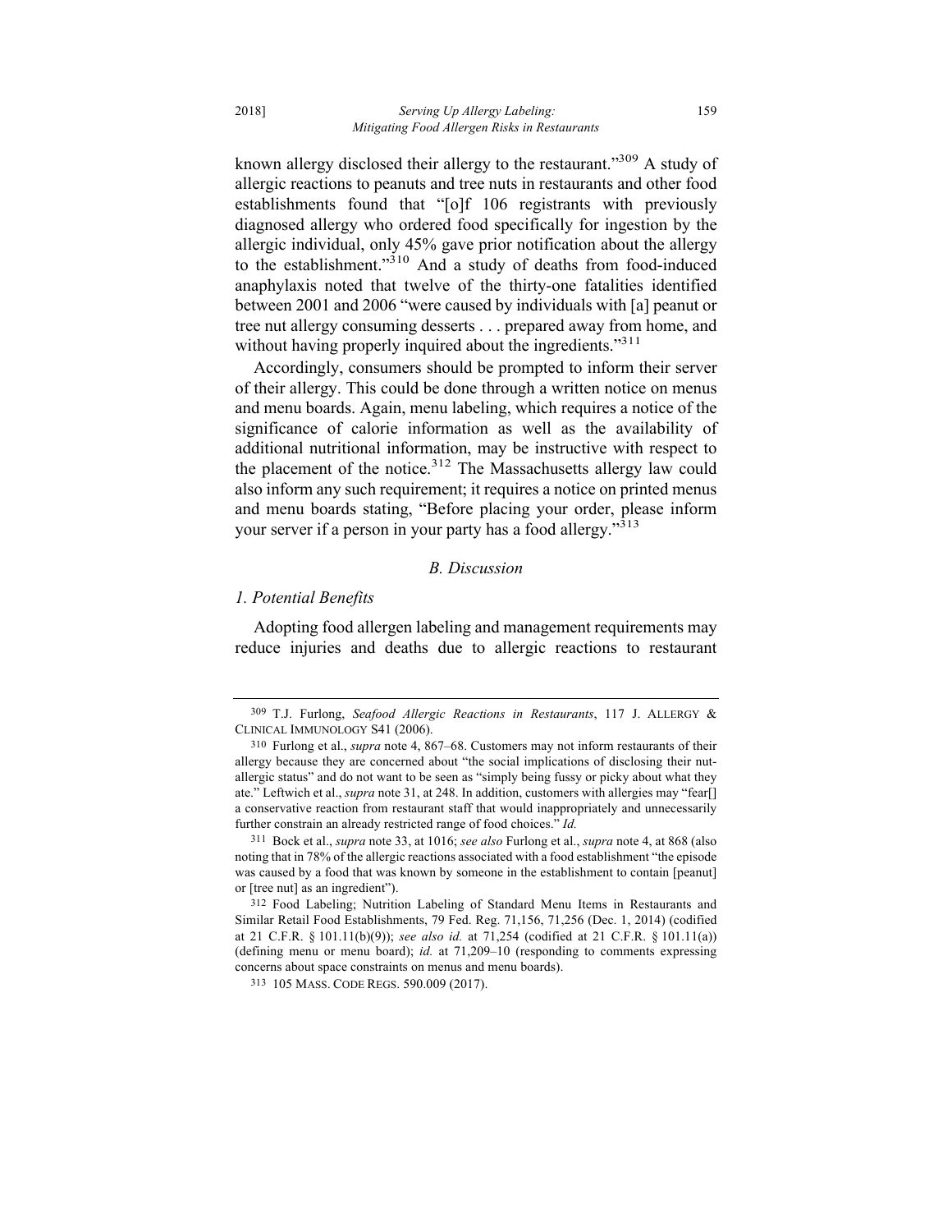known allergy disclosed their allergy to the restaurant."[309] A study of allergic reactions to peanuts and tree nuts in restaurants and other food establishments found that "[o]f 106 registrants with previously diagnosed allergy who ordered food specifically for ingestion by the allergic individual, only 45% gave prior notification about the allergy to the establishment."[310] And a study of deaths from food-induced anaphylaxis noted that twelve of the thirty-one fatalities identified between 2001 and 2006 "were caused by individuals with [a] peanut or tree nut allergy consuming desserts . . . prepared away from home, and without having properly inquired about the ingredients."[311]

Accordingly, consumers should be prompted to inform their server of their allergy. This could be done through a written notice on menus and menu boards. Again, menu labeling, which requires a notice of the significance of calorie information as well as the availability of additional nutritional information, may be instructive with respect to the placement of the notice.[312] The Massachusetts allergy law could also inform any such requirement; it requires a notice on printed menus and menu boards stating, "Before placing your order, please inform your server if a person in your party has a food allergy."[313]

### *B. Discussion*

#### *1. Potential Benefits*

Adopting food allergen labeling and management requirements may reduce injuries and deaths due to allergic reactions to restaurant

---

309 T.J. Furlong, *Seafood Allergic Reactions in Restaurants*, 117 J. ALLERGY & CLINICAL IMMUNOLOGY S41 (2006).

310 Furlong et al., *supra* note 4, 867–68. Customers may not inform restaurants of their allergy because they are concerned about "the social implications of disclosing their nut-allergic status" and do not want to be seen as "simply being fussy or picky about what they ate." Leftwich et al., *supra* note 31, at 248. In addition, customers with allergies may "fear[] a conservative reaction from restaurant staff that would inappropriately and unnecessarily further constrain an already restricted range of food choices." *Id.*

311 Bock et al., *supra* note 33, at 1016; *see also* Furlong et al., *supra* note 4, at 868 (also noting that in 78% of the allergic reactions associated with a food establishment "the episode was caused by a food that was known by someone in the establishment to contain [peanut] or [tree nut] as an ingredient").

312 Food Labeling; Nutrition Labeling of Standard Menu Items in Restaurants and Similar Retail Food Establishments, 79 Fed. Reg. 71,156, 71,256 (Dec. 1, 2014) (codified at 21 C.F.R. § 101.11(b)(9)); *see also id.* at 71,254 (codified at 21 C.F.R. § 101.11(a)) (defining menu or menu board); *id.* at 71,209–10 (responding to comments expressing concerns about space constraints on menus and menu boards).

313 105 MASS. CODE REGS. 590.009 (2017).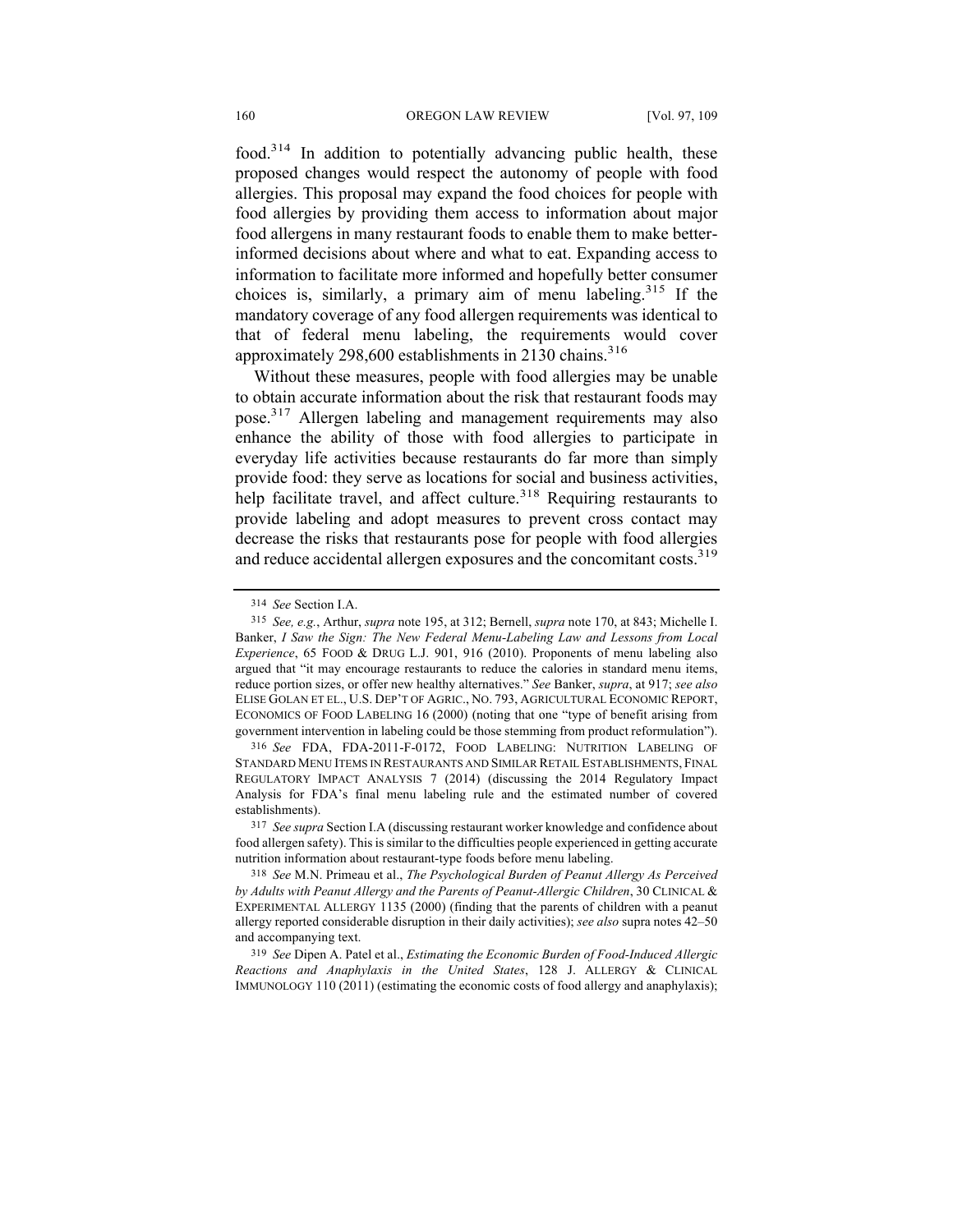food.[314] In addition to potentially advancing public health, these proposed changes would respect the autonomy of people with food allergies. This proposal may expand the food choices for people with food allergies by providing them access to information about major food allergens in many restaurant foods to enable them to make better-informed decisions about where and what to eat. Expanding access to information to facilitate more informed and hopefully better consumer choices is, similarly, a primary aim of menu labeling.[315] If the mandatory coverage of any food allergen requirements was identical to that of federal menu labeling, the requirements would cover approximately 298,600 establishments in 2130 chains.[316]

Without these measures, people with food allergies may be unable to obtain accurate information about the risk that restaurant foods may pose.[317] Allergen labeling and management requirements may also enhance the ability of those with food allergies to participate in everyday life activities because restaurants do far more than simply provide food: they serve as locations for social and business activities, help facilitate travel, and affect culture.[318] Requiring restaurants to provide labeling and adopt measures to prevent cross contact may decrease the risks that restaurants pose for people with food allergies and reduce accidental allergen exposures and the concomitant costs.[319]

---

314 *See* Section I.A.

315 *See, e.g.*, Arthur, *supra* note 195, at 312; Bernell, *supra* note 170, at 843; Michelle I. Banker, *I Saw the Sign: The New Federal Menu-Labeling Law and Lessons from Local Experience*, 65 FOOD & DRUG L.J. 901, 916 (2010). Proponents of menu labeling also argued that "it may encourage restaurants to reduce the calories in standard menu items, reduce portion sizes, or offer new healthy alternatives." *See* Banker, *supra*, at 917; *see also* ELISE GOLAN ET EL., U.S. DEP'T OF AGRIC., NO. 793, AGRICULTURAL ECONOMIC REPORT, ECONOMICS OF FOOD LABELING 16 (2000) (noting that one "type of benefit arising from government intervention in labeling could be those stemming from product reformulation").

316 *See* FDA, FDA-2011-F-0172, FOOD LABELING: NUTRITION LABELING OF STANDARD MENU ITEMS IN RESTAURANTS AND SIMILAR RETAIL ESTABLISHMENTS, FINAL REGULATORY IMPACT ANALYSIS 7 (2014) (discussing the 2014 Regulatory Impact Analysis for FDA's final menu labeling rule and the estimated number of covered establishments).

317 *See supra* Section I.A (discussing restaurant worker knowledge and confidence about food allergen safety). This is similar to the difficulties people experienced in getting accurate nutrition information about restaurant-type foods before menu labeling.

318 *See* M.N. Primeau et al., *The Psychological Burden of Peanut Allergy As Perceived by Adults with Peanut Allergy and the Parents of Peanut-Allergic Children*, 30 CLINICAL & EXPERIMENTAL ALLERGY 1135 (2000) (finding that the parents of children with a peanut allergy reported considerable disruption in their daily activities); *see also* supra notes 42–50 and accompanying text.

319 *See* Dipen A. Patel et al., *Estimating the Economic Burden of Food-Induced Allergic Reactions and Anaphylaxis in the United States*, 128 J. ALLERGY & CLINICAL IMMUNOLOGY 110 (2011) (estimating the economic costs of food allergy and anaphylaxis);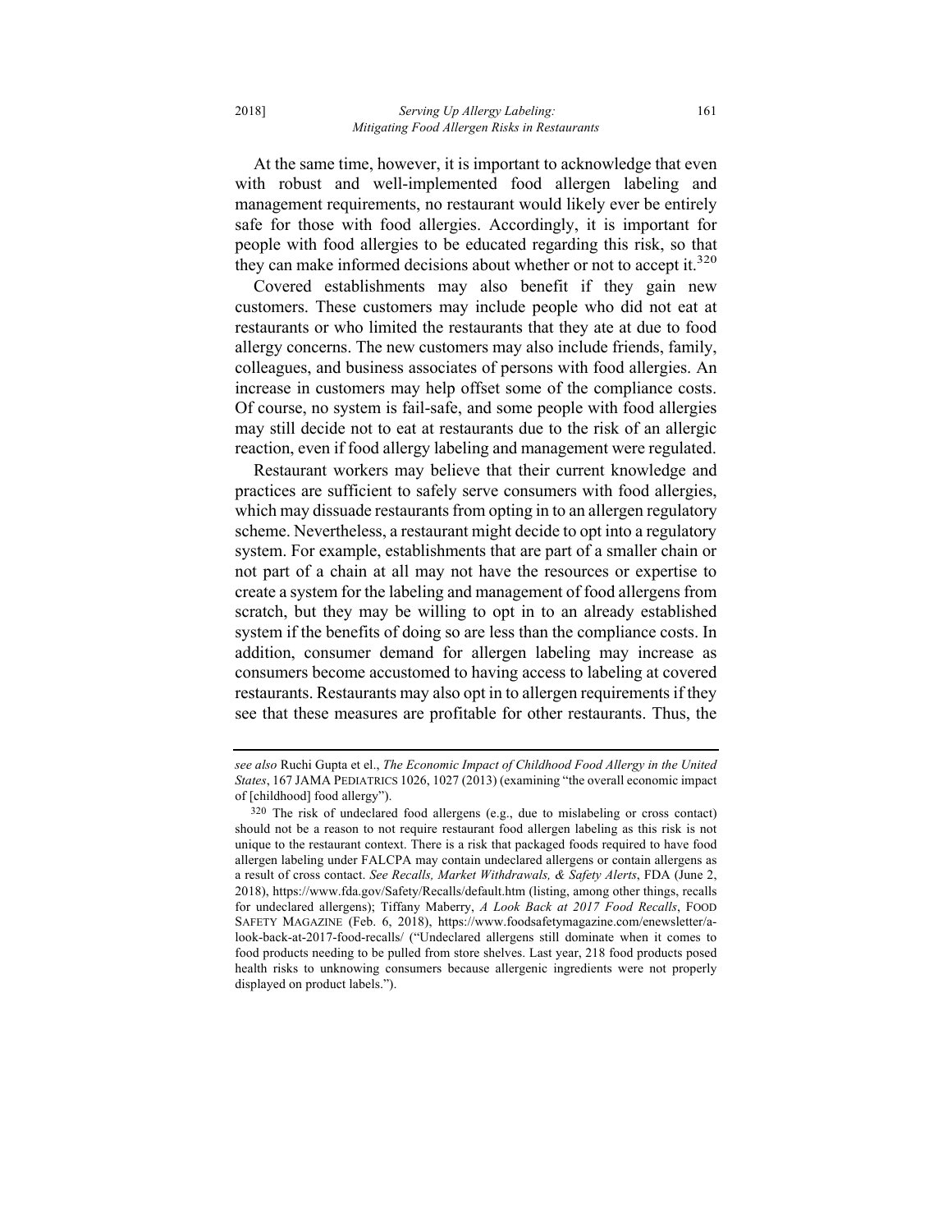At the same time, however, it is important to acknowledge that even with robust and well-implemented food allergen labeling and management requirements, no restaurant would likely ever be entirely safe for those with food allergies. Accordingly, it is important for people with food allergies to be educated regarding this risk, so that they can make informed decisions about whether or not to accept it.[320]

Covered establishments may also benefit if they gain new customers. These customers may include people who did not eat at restaurants or who limited the restaurants that they ate at due to food allergy concerns. The new customers may also include friends, family, colleagues, and business associates of persons with food allergies. An increase in customers may help offset some of the compliance costs. Of course, no system is fail-safe, and some people with food allergies may still decide not to eat at restaurants due to the risk of an allergic reaction, even if food allergy labeling and management were regulated.

Restaurant workers may believe that their current knowledge and practices are sufficient to safely serve consumers with food allergies, which may dissuade restaurants from opting in to an allergen regulatory scheme. Nevertheless, a restaurant might decide to opt into a regulatory system. For example, establishments that are part of a smaller chain or not part of a chain at all may not have the resources or expertise to create a system for the labeling and management of food allergens from scratch, but they may be willing to opt in to an already established system if the benefits of doing so are less than the compliance costs. In addition, consumer demand for allergen labeling may increase as consumers become accustomed to having access to labeling at covered restaurants. Restaurants may also opt in to allergen requirements if they see that these measures are profitable for other restaurants. Thus, the

---

*see also* Ruchi Gupta et el., *The Economic Impact of Childhood Food Allergy in the United States*, 167 JAMA PEDIATRICS 1026, 1027 (2013) (examining "the overall economic impact of [childhood] food allergy").

[320] The risk of undeclared food allergens (e.g., due to mislabeling or cross contact) should not be a reason to not require restaurant food allergen labeling as this risk is not unique to the restaurant context. There is a risk that packaged foods required to have food allergen labeling under FALCPA may contain undeclared allergens or contain allergens as a result of cross contact. *See Recalls, Market Withdrawals, & Safety Alerts*, FDA (June 2, 2018), https://www.fda.gov/Safety/Recalls/default.htm (listing, among other things, recalls for undeclared allergens); Tiffany Maberry, *A Look Back at 2017 Food Recalls*, FOOD SAFETY MAGAZINE (Feb. 6, 2018), https://www.foodsafetymagazine.com/enewsletter/a-look-back-at-2017-food-recalls/ ("Undeclared allergens still dominate when it comes to food products needing to be pulled from store shelves. Last year, 218 food products posed health risks to unknowing consumers because allergenic ingredients were not properly displayed on product labels.").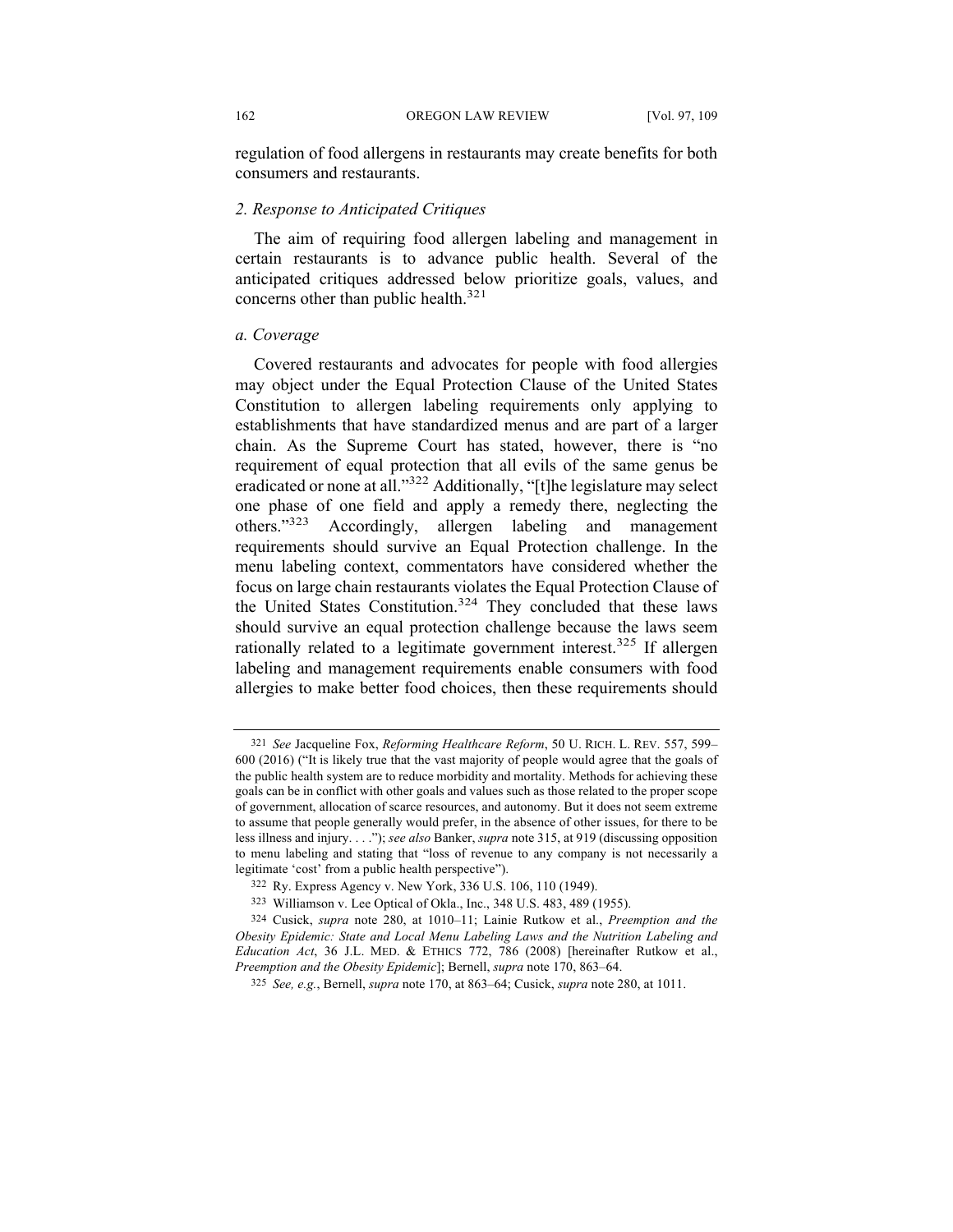regulation of food allergens in restaurants may create benefits for both consumers and restaurants.

*2. Response to Anticipated Critiques*

The aim of requiring food allergen labeling and management in certain restaurants is to advance public health. Several of the anticipated critiques addressed below prioritize goals, values, and concerns other than public health.[321]

*a. Coverage*

Covered restaurants and advocates for people with food allergies may object under the Equal Protection Clause of the United States Constitution to allergen labeling requirements only applying to establishments that have standardized menus and are part of a larger chain. As the Supreme Court has stated, however, there is "no requirement of equal protection that all evils of the same genus be eradicated or none at all."[322] Additionally, "[t]he legislature may select one phase of one field and apply a remedy there, neglecting the others."[323] Accordingly, allergen labeling and management requirements should survive an Equal Protection challenge. In the menu labeling context, commentators have considered whether the focus on large chain restaurants violates the Equal Protection Clause of the United States Constitution.[324] They concluded that these laws should survive an equal protection challenge because the laws seem rationally related to a legitimate government interest.[325] If allergen labeling and management requirements enable consumers with food allergies to make better food choices, then these requirements should

---

321 *See* Jacqueline Fox, *Reforming Healthcare Reform*, 50 U. RICH. L. REV. 557, 599–600 (2016) ("It is likely true that the vast majority of people would agree that the goals of the public health system are to reduce morbidity and mortality. Methods for achieving these goals can be in conflict with other goals and values such as those related to the proper scope of government, allocation of scarce resources, and autonomy. But it does not seem extreme to assume that people generally would prefer, in the absence of other issues, for there to be less illness and injury. . . ."); *see also* Banker, *supra* note 315, at 919 (discussing opposition to menu labeling and stating that "loss of revenue to any company is not necessarily a legitimate 'cost' from a public health perspective").

322 Ry. Express Agency v. New York, 336 U.S. 106, 110 (1949).

323 Williamson v. Lee Optical of Okla., Inc., 348 U.S. 483, 489 (1955).

324 Cusick, *supra* note 280, at 1010–11; Lainie Rutkow et al., *Preemption and the Obesity Epidemic: State and Local Menu Labeling Laws and the Nutrition Labeling and Education Act*, 36 J.L. MED. & ETHICS 772, 786 (2008) [hereinafter Rutkow et al., *Preemption and the Obesity Epidemic*]; Bernell, *supra* note 170, 863–64.

325 *See, e.g.*, Bernell, *supra* note 170, at 863–64; Cusick, *supra* note 280, at 1011.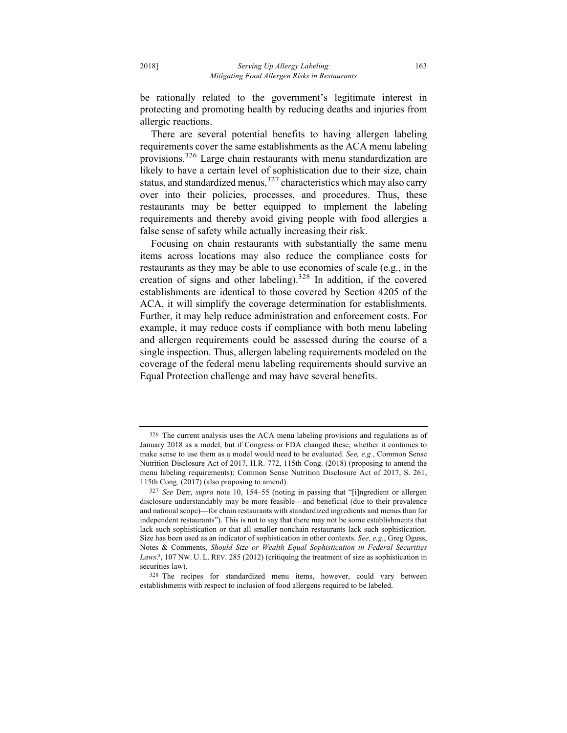be rationally related to the government's legitimate interest in protecting and promoting health by reducing deaths and injuries from allergic reactions.

There are several potential benefits to having allergen labeling requirements cover the same establishments as the ACA menu labeling provisions.[326] Large chain restaurants with menu standardization are likely to have a certain level of sophistication due to their size, chain status, and standardized menus,[327] characteristics which may also carry over into their policies, processes, and procedures. Thus, these restaurants may be better equipped to implement the labeling requirements and thereby avoid giving people with food allergies a false sense of safety while actually increasing their risk.

Focusing on chain restaurants with substantially the same menu items across locations may also reduce the compliance costs for restaurants as they may be able to use economies of scale (e.g., in the creation of signs and other labeling).[328] In addition, if the covered establishments are identical to those covered by Section 4205 of the ACA, it will simplify the coverage determination for establishments. Further, it may help reduce administration and enforcement costs. For example, it may reduce costs if compliance with both menu labeling and allergen requirements could be assessed during the course of a single inspection. Thus, allergen labeling requirements modeled on the coverage of the federal menu labeling requirements should survive an Equal Protection challenge and may have several benefits.

---

326 The current analysis uses the ACA menu labeling provisions and regulations as of January 2018 as a model, but if Congress or FDA changed these, whether it continues to make sense to use them as a model would need to be evaluated. *See, e.g.*, Common Sense Nutrition Disclosure Act of 2017, H.R. 772, 115th Cong. (2018) (proposing to amend the menu labeling requirements); Common Sense Nutrition Disclosure Act of 2017, S. 261, 115th Cong. (2017) (also proposing to amend).

327 *See* Derr, *supra* note 10, 154–55 (noting in passing that "[i]ngredient or allergen disclosure understandably may be more feasible—and beneficial (due to their prevalence and national scope)—for chain restaurants with standardized ingredients and menus than for independent restaurants"). This is not to say that there may not be some establishments that lack such sophistication or that all smaller nonchain restaurants lack such sophistication. Size has been used as an indicator of sophistication in other contexts. *See, e.g.*, Greg Oguss, Notes & Comments, *Should Size or Wealth Equal Sophistication in Federal Securities Laws?*, 107 NW. U. L. REV. 285 (2012) (critiquing the treatment of size as sophistication in securities law).

328 The recipes for standardized menu items, however, could vary between establishments with respect to inclusion of food allergens required to be labeled.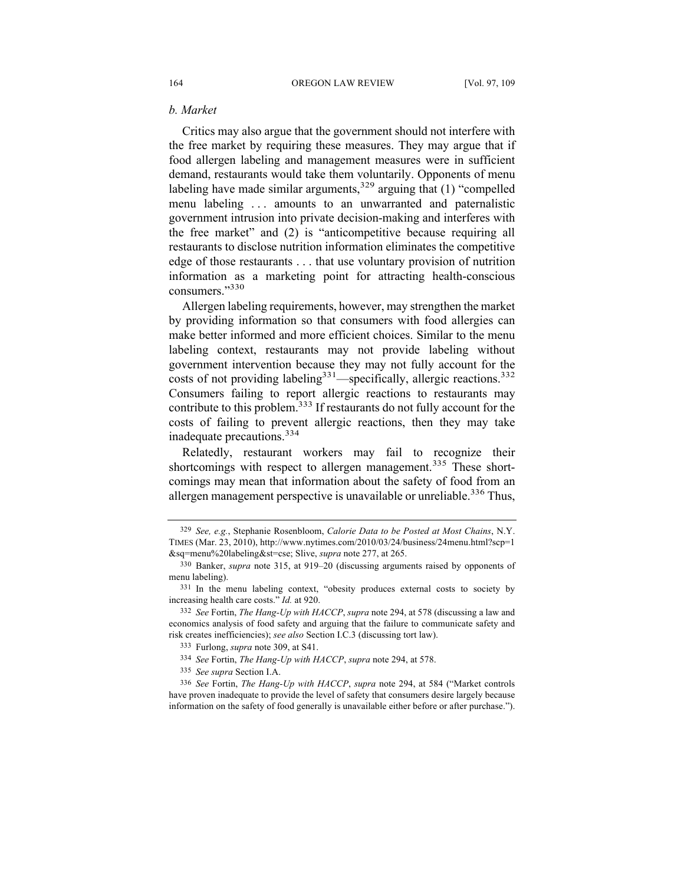*b. Market*

Critics may also argue that the government should not interfere with the free market by requiring these measures. They may argue that if food allergen labeling and management measures were in sufficient demand, restaurants would take them voluntarily. Opponents of menu labeling have made similar arguments,[329] arguing that (1) "compelled menu labeling . . . amounts to an unwarranted and paternalistic government intrusion into private decision-making and interferes with the free market" and (2) is "anticompetitive because requiring all restaurants to disclose nutrition information eliminates the competitive edge of those restaurants . . . that use voluntary provision of nutrition information as a marketing point for attracting health-conscious consumers."[330]

Allergen labeling requirements, however, may strengthen the market by providing information so that consumers with food allergies can make better informed and more efficient choices. Similar to the menu labeling context, restaurants may not provide labeling without government intervention because they may not fully account for the costs of not providing labeling[331]—specifically, allergic reactions.[332] Consumers failing to report allergic reactions to restaurants may contribute to this problem.[333] If restaurants do not fully account for the costs of failing to prevent allergic reactions, then they may take inadequate precautions.[334]

Relatedly, restaurant workers may fail to recognize their shortcomings with respect to allergen management.[335] These shortcomings may mean that information about the safety of food from an allergen management perspective is unavailable or unreliable.[336] Thus,

---

[329] *See, e.g.*, Stephanie Rosenbloom, *Calorie Data to be Posted at Most Chains*, N.Y. TIMES (Mar. 23, 2010), http://www.nytimes.com/2010/03/24/business/24menu.html?scp=1&sq=menu%20labeling&st=cse; Slive, *supra* note 277, at 265.

[330] Banker, *supra* note 315, at 919–20 (discussing arguments raised by opponents of menu labeling).

[331] In the menu labeling context, "obesity produces external costs to society by increasing health care costs." *Id.* at 920.

[332] *See* Fortin, *The Hang-Up with HACCP*, *supra* note 294, at 578 (discussing a law and economics analysis of food safety and arguing that the failure to communicate safety and risk creates inefficiencies); *see also* Section I.C.3 (discussing tort law).

[333] Furlong, *supra* note 309, at S41.

[334] *See* Fortin, *The Hang-Up with HACCP*, *supra* note 294, at 578.

[335] *See supra* Section I.A.

[336] *See* Fortin, *The Hang-Up with HACCP*, *supra* note 294, at 584 ("Market controls have proven inadequate to provide the level of safety that consumers desire largely because information on the safety of food generally is unavailable either before or after purchase.").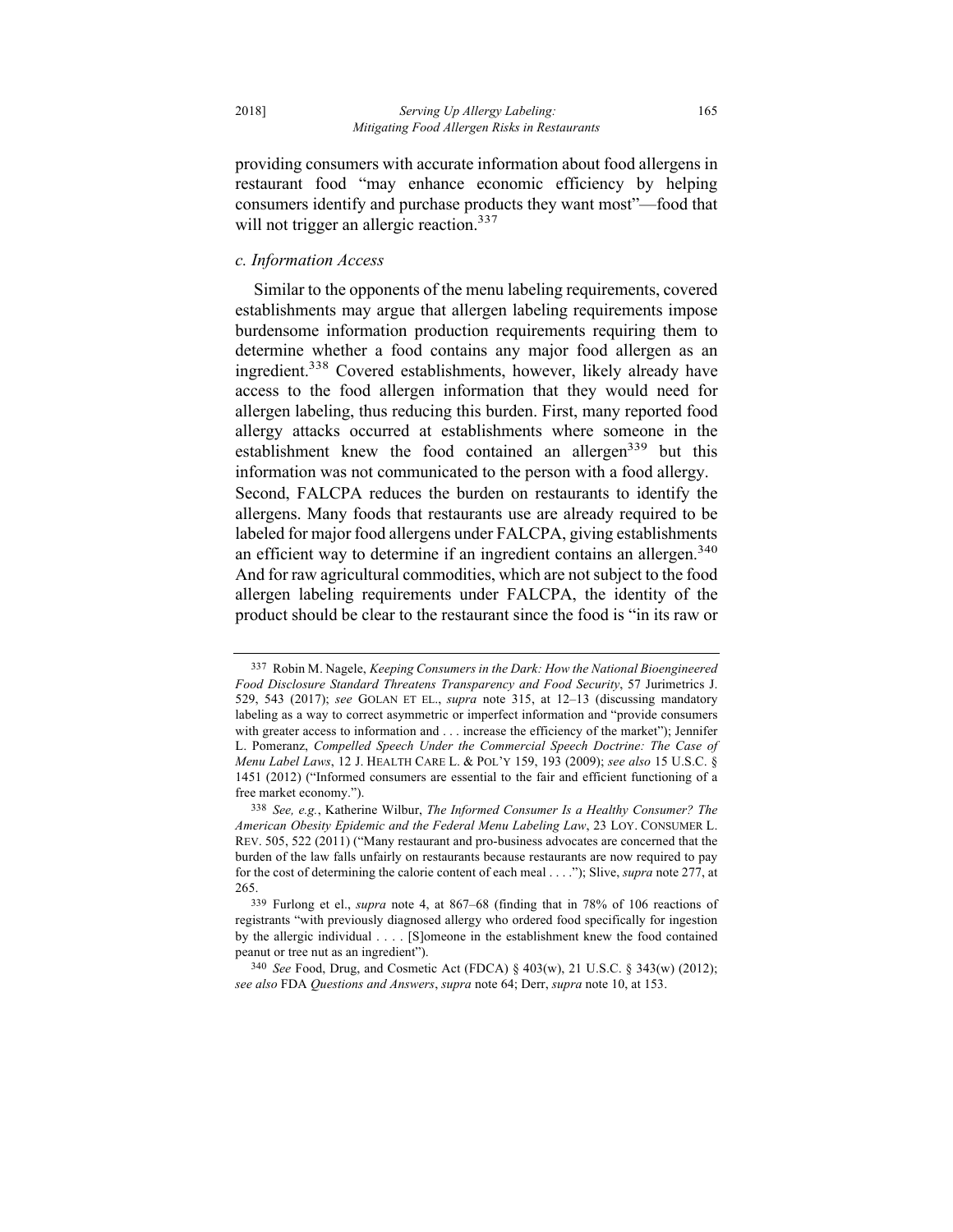providing consumers with accurate information about food allergens in restaurant food "may enhance economic efficiency by helping consumers identify and purchase products they want most"—food that will not trigger an allergic reaction.[337]

### *c. Information Access*

Similar to the opponents of the menu labeling requirements, covered establishments may argue that allergen labeling requirements impose burdensome information production requirements requiring them to determine whether a food contains any major food allergen as an ingredient.[338] Covered establishments, however, likely already have access to the food allergen information that they would need for allergen labeling, thus reducing this burden. First, many reported food allergy attacks occurred at establishments where someone in the establishment knew the food contained an allergen[339] but this information was not communicated to the person with a food allergy. Second, FALCPA reduces the burden on restaurants to identify the allergens. Many foods that restaurants use are already required to be labeled for major food allergens under FALCPA, giving establishments an efficient way to determine if an ingredient contains an allergen.[340] And for raw agricultural commodities, which are not subject to the food allergen labeling requirements under FALCPA, the identity of the product should be clear to the restaurant since the food is "in its raw or

---

[337] Robin M. Nagele, *Keeping Consumers in the Dark: How the National Bioengineered Food Disclosure Standard Threatens Transparency and Food Security*, 57 Jurimetrics J. 529, 543 (2017); *see* GOLAN ET EL., *supra* note 315, at 12–13 (discussing mandatory labeling as a way to correct asymmetric or imperfect information and "provide consumers with greater access to information and . . . increase the efficiency of the market"); Jennifer L. Pomeranz, *Compelled Speech Under the Commercial Speech Doctrine: The Case of Menu Label Laws*, 12 J. HEALTH CARE L. & POL'Y 159, 193 (2009); *see also* 15 U.S.C. § 1451 (2012) ("Informed consumers are essential to the fair and efficient functioning of a free market economy.").

[338] *See, e.g.*, Katherine Wilbur, *The Informed Consumer Is a Healthy Consumer? The American Obesity Epidemic and the Federal Menu Labeling Law*, 23 LOY. CONSUMER L. REV. 505, 522 (2011) ("Many restaurant and pro-business advocates are concerned that the burden of the law falls unfairly on restaurants because restaurants are now required to pay for the cost of determining the calorie content of each meal . . . ."); Slive, *supra* note 277, at 265.

[339] Furlong et al., *supra* note 4, at 867–68 (finding that in 78% of 106 reactions of registrants "with previously diagnosed allergy who ordered food specifically for ingestion by the allergic individual . . . . [S]omeone in the establishment knew the food contained peanut or tree nut as an ingredient").

[340] *See* Food, Drug, and Cosmetic Act (FDCA) § 403(w), 21 U.S.C. § 343(w) (2012); *see also* FDA *Questions and Answers*, *supra* note 64; Derr, *supra* note 10, at 153.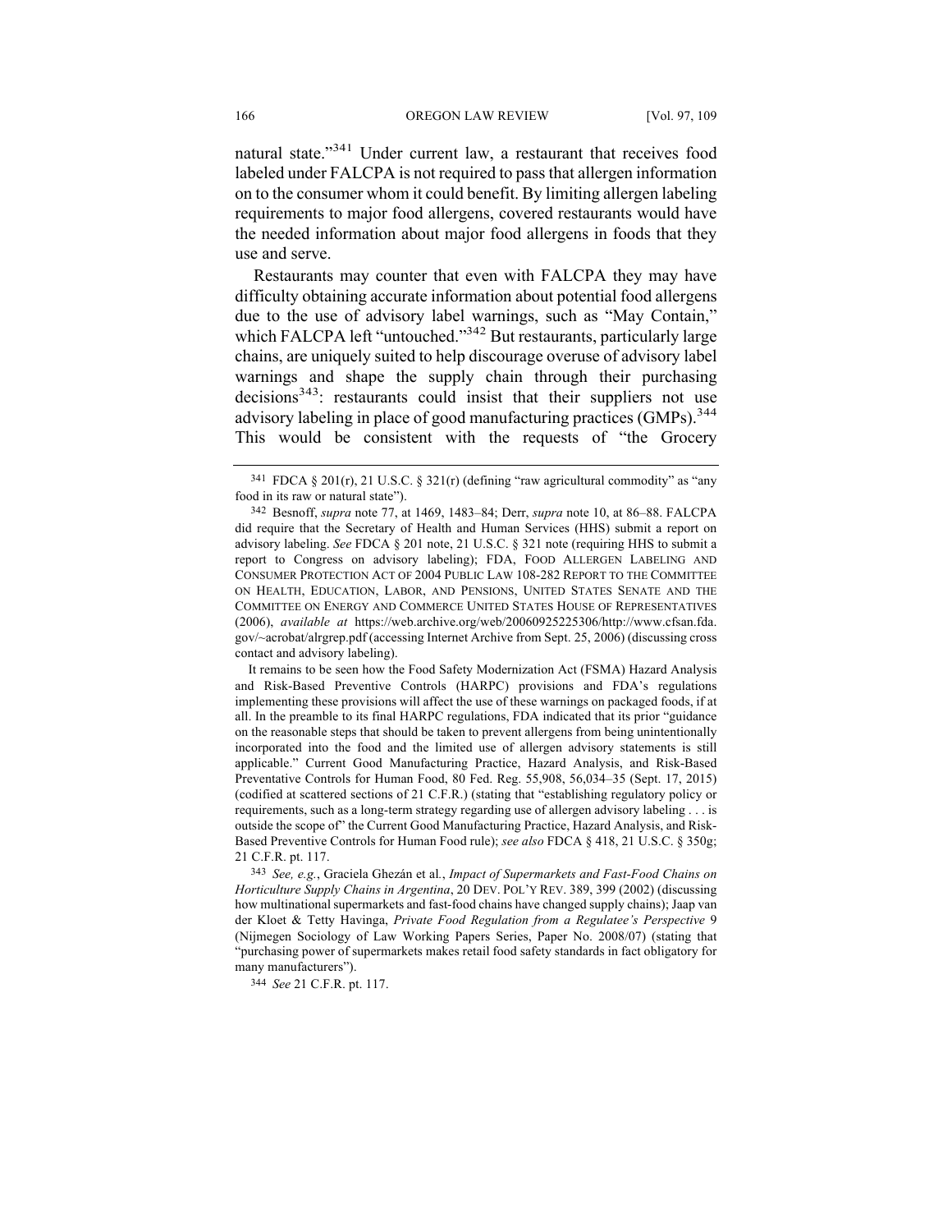natural state."[341] Under current law, a restaurant that receives food labeled under FALCPA is not required to pass that allergen information on to the consumer whom it could benefit. By limiting allergen labeling requirements to major food allergens, covered restaurants would have the needed information about major food allergens in foods that they use and serve.

Restaurants may counter that even with FALCPA they may have difficulty obtaining accurate information about potential food allergens due to the use of advisory label warnings, such as "May Contain," which FALCPA left "untouched."[342] But restaurants, particularly large chains, are uniquely suited to help discourage overuse of advisory label warnings and shape the supply chain through their purchasing decisions[343]: restaurants could insist that their suppliers not use advisory labeling in place of good manufacturing practices (GMPs).[344] This would be consistent with the requests of "the Grocery

---

341 FDCA § 201(r), 21 U.S.C. § 321(r) (defining "raw agricultural commodity" as "any food in its raw or natural state").

342 Besnoff, *supra* note 77, at 1469, 1483–84; Derr, *supra* note 10, at 86–88. FALCPA did require that the Secretary of Health and Human Services (HHS) submit a report on advisory labeling. *See* FDCA § 201 note, 21 U.S.C. § 321 note (requiring HHS to submit a report to Congress on advisory labeling); FDA, FOOD ALLERGEN LABELING AND CONSUMER PROTECTION ACT OF 2004 PUBLIC LAW 108-282 REPORT TO THE COMMITTEE ON HEALTH, EDUCATION, LABOR, AND PENSIONS, UNITED STATES SENATE AND THE COMMITTEE ON ENERGY AND COMMERCE UNITED STATES HOUSE OF REPRESENTATIVES (2006), *available at* https://web.archive.org/web/20060925225306/http://www.cfsan.fda.gov/~acrobat/alrgrep.pdf (accessing Internet Archive from Sept. 25, 2006) (discussing cross contact and advisory labeling).

It remains to be seen how the Food Safety Modernization Act (FSMA) Hazard Analysis and Risk-Based Preventive Controls (HARPC) provisions and FDA's regulations implementing these provisions will affect the use of these warnings on packaged foods, if at all. In the preamble to its final HARPC regulations, FDA indicated that its prior "guidance on the reasonable steps that should be taken to prevent allergens from being unintentionally incorporated into the food and the limited use of allergen advisory statements is still applicable." Current Good Manufacturing Practice, Hazard Analysis, and Risk-Based Preventative Controls for Human Food, 80 Fed. Reg. 55,908, 56,034–35 (Sept. 17, 2015) (codified at scattered sections of 21 C.F.R.) (stating that "establishing regulatory policy or requirements, such as a long-term strategy regarding use of allergen advisory labeling . . . is outside the scope of" the Current Good Manufacturing Practice, Hazard Analysis, and Risk-Based Preventive Controls for Human Food rule); *see also* FDCA § 418, 21 U.S.C. § 350g; 21 C.F.R. pt. 117.

343 *See, e.g.*, Graciela Ghezán et al., *Impact of Supermarkets and Fast-Food Chains on Horticulture Supply Chains in Argentina*, 20 DEV. POL'Y REV. 389, 399 (2002) (discussing how multinational supermarkets and fast-food chains have changed supply chains); Jaap van der Kloet & Tetty Havinga, *Private Food Regulation from a Regulatee's Perspective* 9 (Nijmegen Sociology of Law Working Papers Series, Paper No. 2008/07) (stating that "purchasing power of supermarkets makes retail food safety standards in fact obligatory for many manufacturers").

344 *See* 21 C.F.R. pt. 117.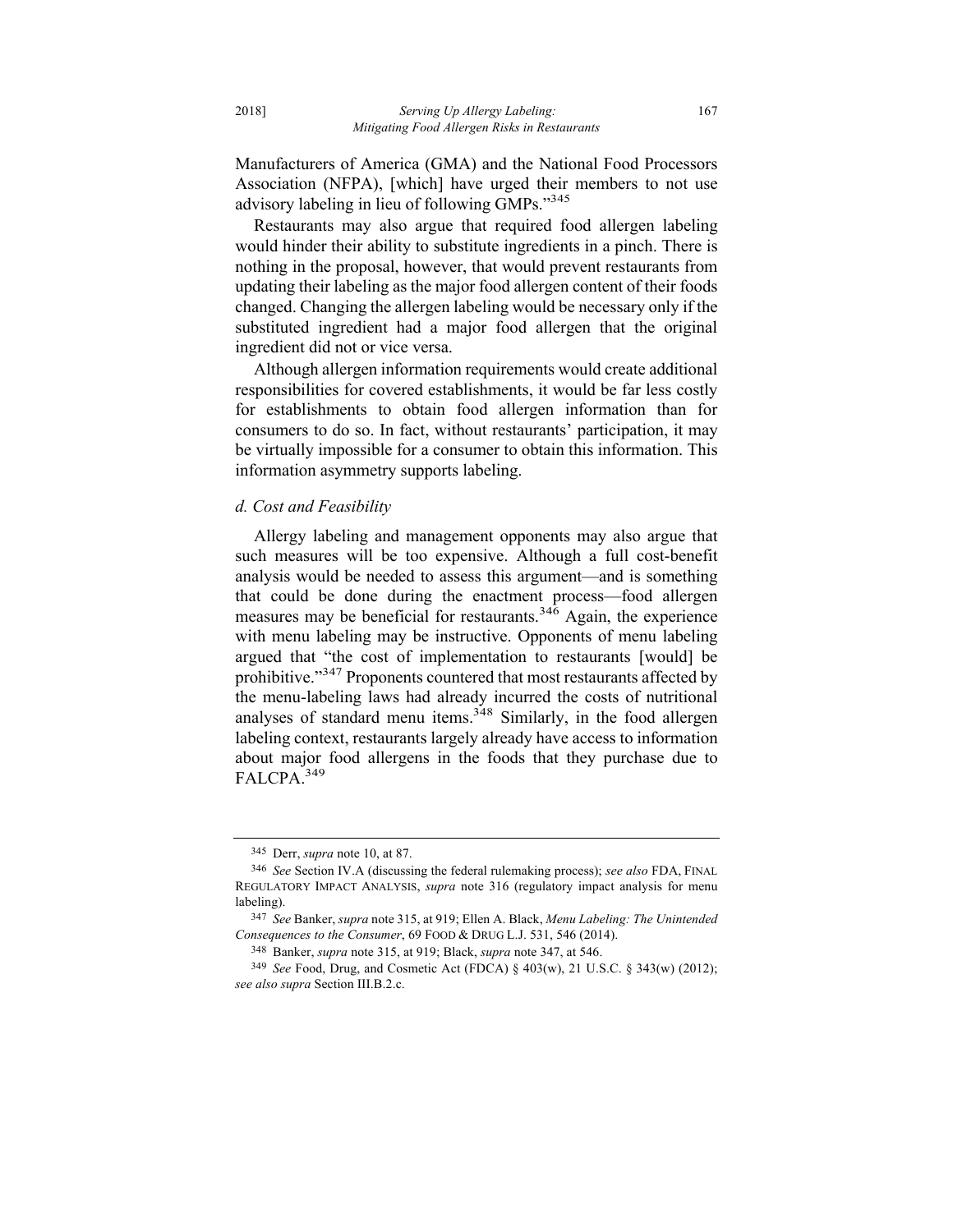Manufacturers of America (GMA) and the National Food Processors Association (NFPA), [which] have urged their members to not use advisory labeling in lieu of following GMPs."[345]

Restaurants may also argue that required food allergen labeling would hinder their ability to substitute ingredients in a pinch. There is nothing in the proposal, however, that would prevent restaurants from updating their labeling as the major food allergen content of their foods changed. Changing the allergen labeling would be necessary only if the substituted ingredient had a major food allergen that the original ingredient did not or vice versa.

Although allergen information requirements would create additional responsibilities for covered establishments, it would be far less costly for establishments to obtain food allergen information than for consumers to do so. In fact, without restaurants' participation, it may be virtually impossible for a consumer to obtain this information. This information asymmetry supports labeling.

#### *d. Cost and Feasibility*

Allergy labeling and management opponents may also argue that such measures will be too expensive. Although a full cost-benefit analysis would be needed to assess this argument—and is something that could be done during the enactment process—food allergen measures may be beneficial for restaurants.[346] Again, the experience with menu labeling may be instructive. Opponents of menu labeling argued that "the cost of implementation to restaurants [would] be prohibitive."[347] Proponents countered that most restaurants affected by the menu-labeling laws had already incurred the costs of nutritional analyses of standard menu items.[348] Similarly, in the food allergen labeling context, restaurants largely already have access to information about major food allergens in the foods that they purchase due to FALCPA.[349]

---

345 Derr, *supra* note 10, at 87.

346 *See* Section IV.A (discussing the federal rulemaking process); *see also* FDA, FINAL REGULATORY IMPACT ANALYSIS, *supra* note 316 (regulatory impact analysis for menu labeling).

347 *See* Banker, *supra* note 315, at 919; Ellen A. Black, *Menu Labeling: The Unintended Consequences to the Consumer*, 69 FOOD & DRUG L.J. 531, 546 (2014).

348 Banker, *supra* note 315, at 919; Black, *supra* note 347, at 546.

349 *See* Food, Drug, and Cosmetic Act (FDCA) § 403(w), 21 U.S.C. § 343(w) (2012); *see also supra* Section III.B.2.c.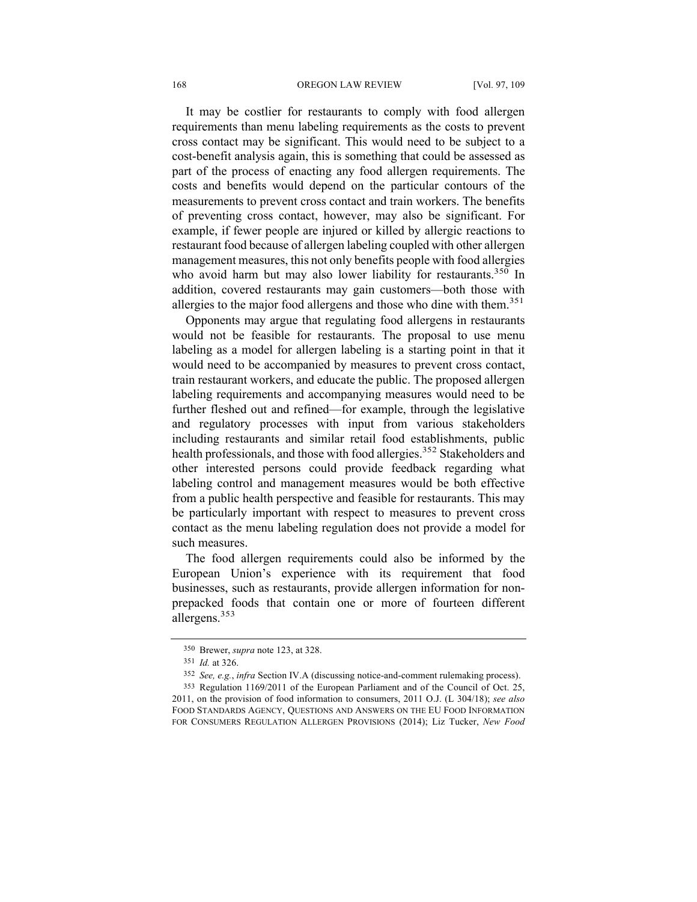It may be costlier for restaurants to comply with food allergen requirements than menu labeling requirements as the costs to prevent cross contact may be significant. This would need to be subject to a cost-benefit analysis again, this is something that could be assessed as part of the process of enacting any food allergen requirements. The costs and benefits would depend on the particular contours of the measurements to prevent cross contact and train workers. The benefits of preventing cross contact, however, may also be significant. For example, if fewer people are injured or killed by allergic reactions to restaurant food because of allergen labeling coupled with other allergen management measures, this not only benefits people with food allergies who avoid harm but may also lower liability for restaurants.[350] In addition, covered restaurants may gain customers—both those with allergies to the major food allergens and those who dine with them.[351]

Opponents may argue that regulating food allergens in restaurants would not be feasible for restaurants. The proposal to use menu labeling as a model for allergen labeling is a starting point in that it would need to be accompanied by measures to prevent cross contact, train restaurant workers, and educate the public. The proposed allergen labeling requirements and accompanying measures would need to be further fleshed out and refined—for example, through the legislative and regulatory processes with input from various stakeholders including restaurants and similar retail food establishments, public health professionals, and those with food allergies.[352] Stakeholders and other interested persons could provide feedback regarding what labeling control and management measures would be both effective from a public health perspective and feasible for restaurants. This may be particularly important with respect to measures to prevent cross contact as the menu labeling regulation does not provide a model for such measures.

The food allergen requirements could also be informed by the European Union's experience with its requirement that food businesses, such as restaurants, provide allergen information for non-prepacked foods that contain one or more of fourteen different allergens.[353]

---

350 Brewer, *supra* note 123, at 328.

351 *Id.* at 326.

352 *See, e.g.*, *infra* Section IV.A (discussing notice-and-comment rulemaking process).

353 Regulation 1169/2011 of the European Parliament and of the Council of Oct. 25, 2011, on the provision of food information to consumers, 2011 O.J. (L 304/18); *see also* FOOD STANDARDS AGENCY, QUESTIONS AND ANSWERS ON THE EU FOOD INFORMATION FOR CONSUMERS REGULATION ALLERGEN PROVISIONS (2014); Liz Tucker, *New Food*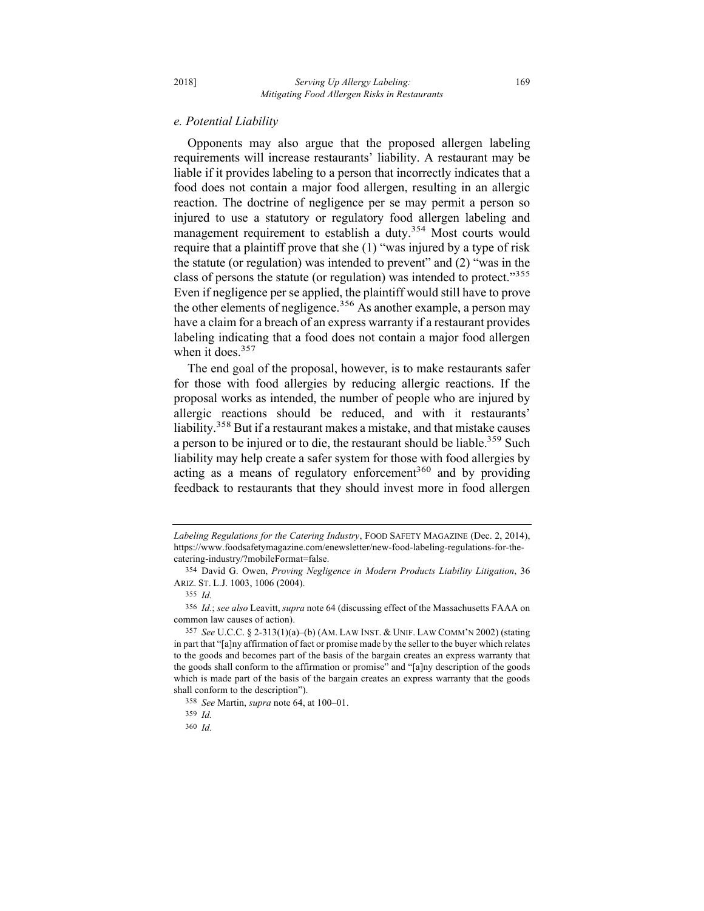### *e. Potential Liability*

Opponents may also argue that the proposed allergen labeling requirements will increase restaurants' liability. A restaurant may be liable if it provides labeling to a person that incorrectly indicates that a food does not contain a major food allergen, resulting in an allergic reaction. The doctrine of negligence per se may permit a person so injured to use a statutory or regulatory food allergen labeling and management requirement to establish a duty.[354] Most courts would require that a plaintiff prove that she (1) "was injured by a type of risk the statute (or regulation) was intended to prevent" and (2) "was in the class of persons the statute (or regulation) was intended to protect."[355] Even if negligence per se applied, the plaintiff would still have to prove the other elements of negligence.[356] As another example, a person may have a claim for a breach of an express warranty if a restaurant provides labeling indicating that a food does not contain a major food allergen when it does.[357]

The end goal of the proposal, however, is to make restaurants safer for those with food allergies by reducing allergic reactions. If the proposal works as intended, the number of people who are injured by allergic reactions should be reduced, and with it restaurants' liability.[358] But if a restaurant makes a mistake, and that mistake causes a person to be injured or to die, the restaurant should be liable.[359] Such liability may help create a safer system for those with food allergies by acting as a means of regulatory enforcement[360] and by providing feedback to restaurants that they should invest more in food allergen

---

*Labeling Regulations for the Catering Industry*, FOOD SAFETY MAGAZINE (Dec. 2, 2014), https://www.foodsafetymagazine.com/enewsletter/new-food-labeling-regulations-for-the-catering-industry/?mobileFormat=false.

354 David G. Owen, *Proving Negligence in Modern Products Liability Litigation*, 36 ARIZ. ST. L.J. 1003, 1006 (2004).

355 *Id.*

356 *Id.*; *see also* Leavitt, *supra* note 64 (discussing effect of the Massachusetts FAAA on common law causes of action).

357 *See* U.C.C. § 2-313(1)(a)–(b) (AM. LAW INST. & UNIF. LAW COMM'N 2002) (stating in part that "[a]ny affirmation of fact or promise made by the seller to the buyer which relates to the goods and becomes part of the basis of the bargain creates an express warranty that the goods shall conform to the affirmation or promise" and "[a]ny description of the goods which is made part of the basis of the bargain creates an express warranty that the goods shall conform to the description").

358 *See* Martin, *supra* note 64, at 100–01.

359 *Id.*

360 *Id.*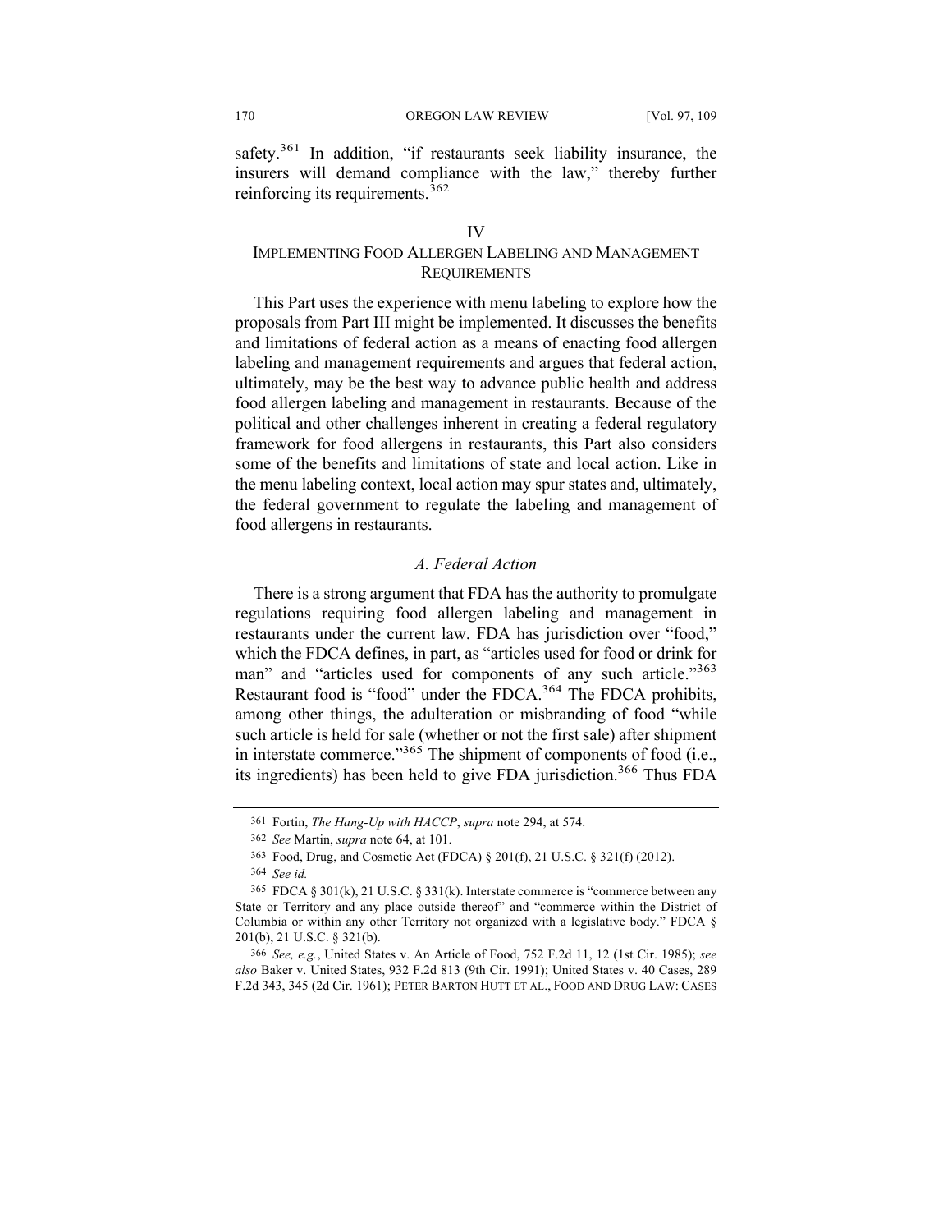safety.[361] In addition, "if restaurants seek liability insurance, the insurers will demand compliance with the law," thereby further reinforcing its requirements.[362]

## IV
## IMPLEMENTING FOOD ALLERGEN LABELING AND MANAGEMENT REQUIREMENTS

This Part uses the experience with menu labeling to explore how the proposals from Part III might be implemented. It discusses the benefits and limitations of federal action as a means of enacting food allergen labeling and management requirements and argues that federal action, ultimately, may be the best way to advance public health and address food allergen labeling and management in restaurants. Because of the political and other challenges inherent in creating a federal regulatory framework for food allergens in restaurants, this Part also considers some of the benefits and limitations of state and local action. Like in the menu labeling context, local action may spur states and, ultimately, the federal government to regulate the labeling and management of food allergens in restaurants.

### *A. Federal Action*

There is a strong argument that FDA has the authority to promulgate regulations requiring food allergen labeling and management in restaurants under the current law. FDA has jurisdiction over "food," which the FDCA defines, in part, as "articles used for food or drink for man" and "articles used for components of any such article."[363] Restaurant food is "food" under the FDCA.[364] The FDCA prohibits, among other things, the adulteration or misbranding of food "while such article is held for sale (whether or not the first sale) after shipment in interstate commerce."[365] The shipment of components of food (i.e., its ingredients) has been held to give FDA jurisdiction.[366] Thus FDA

---

361 Fortin, *The Hang-Up with HACCP*, *supra* note 294, at 574.

362 *See* Martin, *supra* note 64, at 101.

363 Food, Drug, and Cosmetic Act (FDCA) § 201(f), 21 U.S.C. § 321(f) (2012).

364 *See id.*

365 FDCA § 301(k), 21 U.S.C. § 331(k). Interstate commerce is "commerce between any State or Territory and any place outside thereof" and "commerce within the District of Columbia or within any other Territory not organized with a legislative body." FDCA § 201(b), 21 U.S.C. § 321(b).

366 *See, e.g.*, United States v. An Article of Food, 752 F.2d 11, 12 (1st Cir. 1985); *see also* Baker v. United States, 932 F.2d 813 (9th Cir. 1991); United States v. 40 Cases, 289 F.2d 343, 345 (2d Cir. 1961); PETER BARTON HUTT ET AL., FOOD AND DRUG LAW: CASES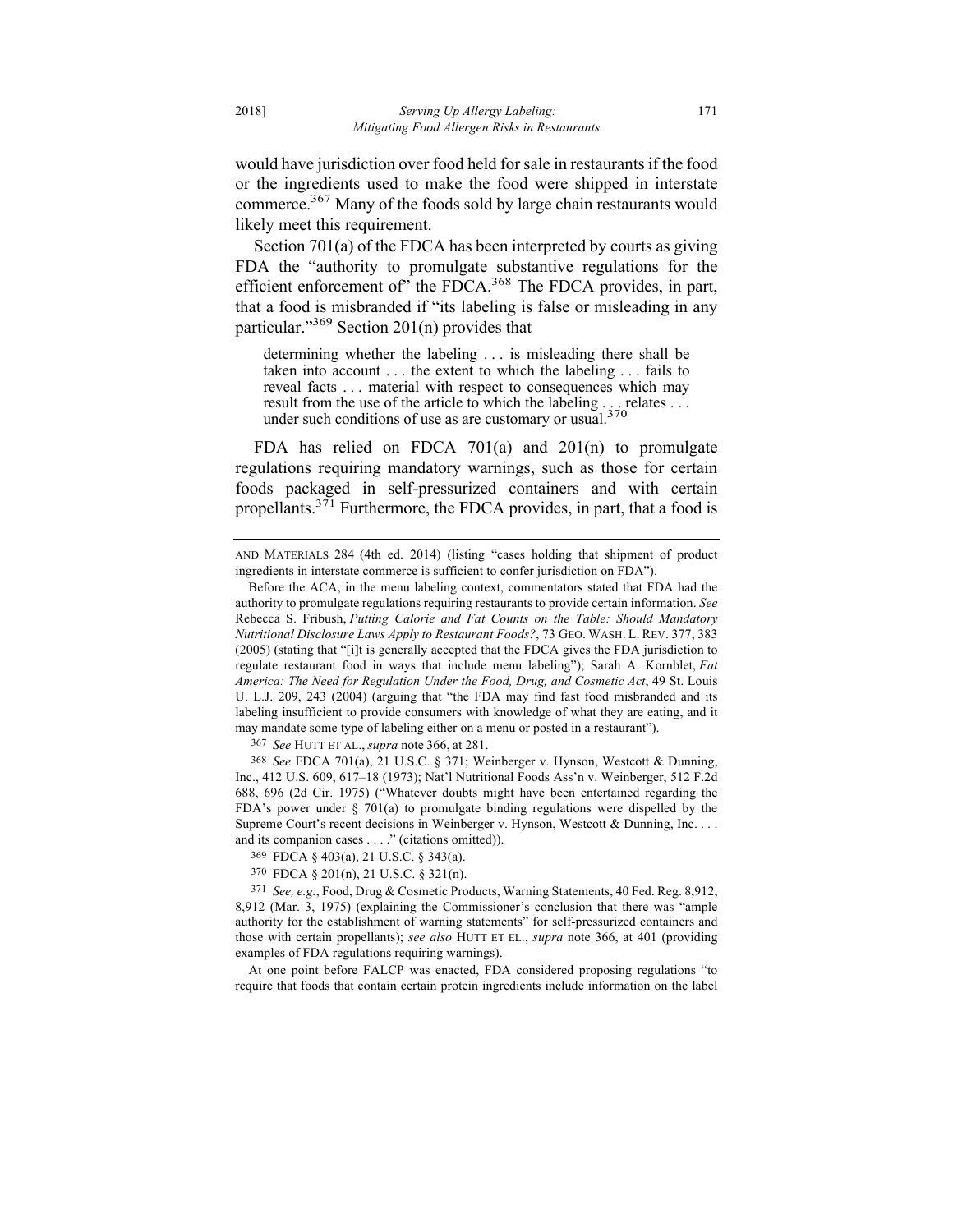would have jurisdiction over food held for sale in restaurants if the food or the ingredients used to make the food were shipped in interstate commerce.[367] Many of the foods sold by large chain restaurants would likely meet this requirement.

Section 701(a) of the FDCA has been interpreted by courts as giving FDA the "authority to promulgate substantive regulations for the efficient enforcement of" the FDCA.[368] The FDCA provides, in part, that a food is misbranded if "its labeling is false or misleading in any particular."[369] Section 201(n) provides that

> determining whether the labeling . . . is misleading there shall be taken into account . . . the extent to which the labeling . . . fails to reveal facts . . . material with respect to consequences which may result from the use of the article to which the labeling . . . relates . . . under such conditions of use as are customary or usual.[370]

FDA has relied on FDCA 701(a) and 201(n) to promulgate regulations requiring mandatory warnings, such as those for certain foods packaged in self-pressurized containers and with certain propellants.[371] Furthermore, the FDCA provides, in part, that a food is

---

AND MATERIALS 284 (4th ed. 2014) (listing "cases holding that shipment of product ingredients in interstate commerce is sufficient to confer jurisdiction on FDA").

Before the ACA, in the menu labeling context, commentators stated that FDA had the authority to promulgate regulations requiring restaurants to provide certain information. *See* Rebecca S. Fribush, *Putting Calorie and Fat Counts on the Table: Should Mandatory Nutritional Disclosure Laws Apply to Restaurant Foods?*, 73 GEO. WASH. L. REV. 377, 383 (2005) (stating that "[i]t is generally accepted that the FDCA gives the FDA jurisdiction to regulate restaurant food in ways that include menu labeling"); Sarah A. Kornblet, *Fat America: The Need for Regulation Under the Food, Drug, and Cosmetic Act*, 49 St. Louis U. L.J. 209, 243 (2004) (arguing that "the FDA may find fast food misbranded and its labeling insufficient to provide consumers with knowledge of what they are eating, and it may mandate some type of labeling either on a menu or posted in a restaurant").

367 *See* HUTT ET AL., *supra* note 366, at 281.

368 *See* FDCA 701(a), 21 U.S.C. § 371; Weinberger v. Hynson, Westcott & Dunning, Inc., 412 U.S. 609, 617–18 (1973); Nat'l Nutritional Foods Ass'n v. Weinberger, 512 F.2d 688, 696 (2d Cir. 1975) ("Whatever doubts might have been entertained regarding the FDA's power under § 701(a) to promulgate binding regulations were dispelled by the Supreme Court's recent decisions in Weinberger v. Hynson, Westcott & Dunning, Inc. . . . and its companion cases . . . ." (citations omitted)).

369 FDCA § 403(a), 21 U.S.C. § 343(a).

370 FDCA § 201(n), 21 U.S.C. § 321(n).

371 *See, e.g.*, Food, Drug & Cosmetic Products, Warning Statements, 40 Fed. Reg. 8,912, 8,912 (Mar. 3, 1975) (explaining the Commissioner's conclusion that there was "ample authority for the establishment of warning statements" for self-pressurized containers and those with certain propellants); *see also* HUTT ET EL., *supra* note 366, at 401 (providing examples of FDA regulations requiring warnings).

At one point before FALCP was enacted, FDA considered proposing regulations "to require that foods that contain certain protein ingredients include information on the label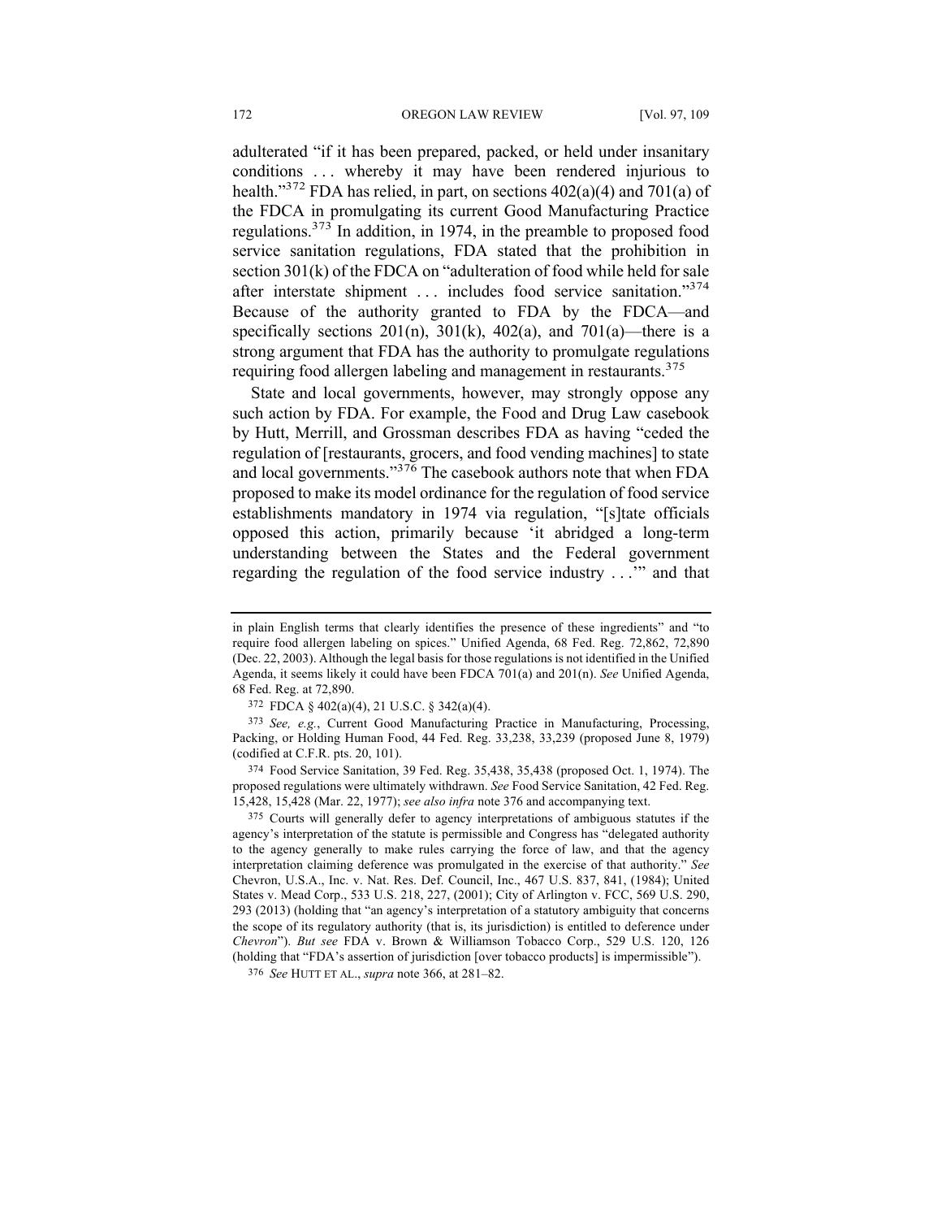adulterated "if it has been prepared, packed, or held under insanitary conditions . . . whereby it may have been rendered injurious to health."[372] FDA has relied, in part, on sections 402(a)(4) and 701(a) of the FDCA in promulgating its current Good Manufacturing Practice regulations.[373] In addition, in 1974, in the preamble to proposed food service sanitation regulations, FDA stated that the prohibition in section 301(k) of the FDCA on "adulteration of food while held for sale after interstate shipment . . . includes food service sanitation."[374] Because of the authority granted to FDA by the FDCA—and specifically sections 201(n), 301(k), 402(a), and 701(a)—there is a strong argument that FDA has the authority to promulgate regulations requiring food allergen labeling and management in restaurants.[375]

State and local governments, however, may strongly oppose any such action by FDA. For example, the Food and Drug Law casebook by Hutt, Merrill, and Grossman describes FDA as having "ceded the regulation of [restaurants, grocers, and food vending machines] to state and local governments."[376] The casebook authors note that when FDA proposed to make its model ordinance for the regulation of food service establishments mandatory in 1974 via regulation, "[s]tate officials opposed this action, primarily because 'it abridged a long-term understanding between the States and the Federal government regarding the regulation of the food service industry . . .'" and that

---

in plain English terms that clearly identifies the presence of these ingredients" and "to require food allergen labeling on spices." Unified Agenda, 68 Fed. Reg. 72,862, 72,890 (Dec. 22, 2003). Although the legal basis for those regulations is not identified in the Unified Agenda, it seems likely it could have been FDCA 701(a) and 201(n). *See* Unified Agenda, 68 Fed. Reg. at 72,890.

372 FDCA § 402(a)(4), 21 U.S.C. § 342(a)(4).

373 *See, e.g.*, Current Good Manufacturing Practice in Manufacturing, Processing, Packing, or Holding Human Food, 44 Fed. Reg. 33,238, 33,239 (proposed June 8, 1979) (codified at C.F.R. pts. 20, 101).

374 Food Service Sanitation, 39 Fed. Reg. 35,438, 35,438 (proposed Oct. 1, 1974). The proposed regulations were ultimately withdrawn. *See* Food Service Sanitation, 42 Fed. Reg. 15,428, 15,428 (Mar. 22, 1977); *see also infra* note 376 and accompanying text.

375 Courts will generally defer to agency interpretations of ambiguous statutes if the agency's interpretation of the statute is permissible and Congress has "delegated authority to the agency generally to make rules carrying the force of law, and that the agency interpretation claiming deference was promulgated in the exercise of that authority." *See* Chevron, U.S.A., Inc. v. Nat. Res. Def. Council, Inc., 467 U.S. 837, 841, (1984); United States v. Mead Corp., 533 U.S. 218, 227, (2001); City of Arlington v. FCC, 569 U.S. 290, 293 (2013) (holding that "an agency's interpretation of a statutory ambiguity that concerns the scope of its regulatory authority (that is, its jurisdiction) is entitled to deference under *Chevron*"). *But see* FDA v. Brown & Williamson Tobacco Corp., 529 U.S. 120, 126 (holding that "FDA's assertion of jurisdiction [over tobacco products] is impermissible").

376 *See* HUTT ET AL., *supra* note 366, at 281–82.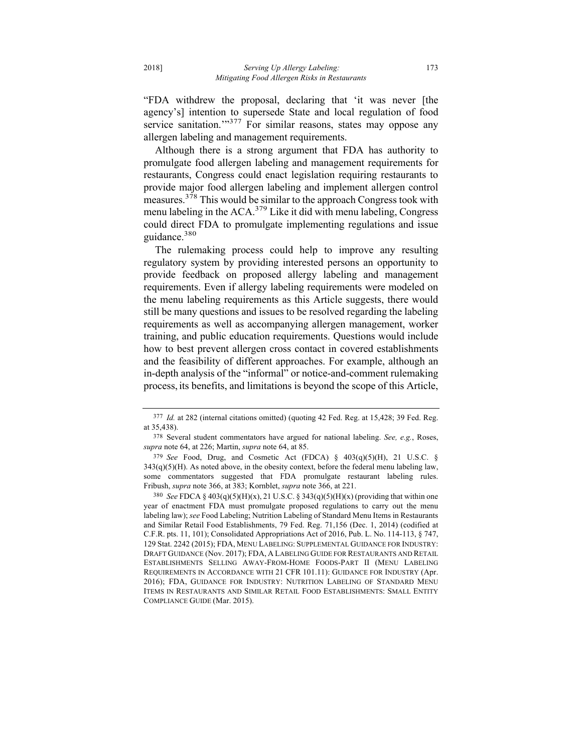"FDA withdrew the proposal, declaring that 'it was never [the agency's] intention to supersede State and local regulation of food service sanitation.'"[377] For similar reasons, states may oppose any allergen labeling and management requirements.

Although there is a strong argument that FDA has authority to promulgate food allergen labeling and management requirements for restaurants, Congress could enact legislation requiring restaurants to provide major food allergen labeling and implement allergen control measures.[378] This would be similar to the approach Congress took with menu labeling in the ACA.[379] Like it did with menu labeling, Congress could direct FDA to promulgate implementing regulations and issue guidance.[380]

The rulemaking process could help to improve any resulting regulatory system by providing interested persons an opportunity to provide feedback on proposed allergy labeling and management requirements. Even if allergy labeling requirements were modeled on the menu labeling requirements as this Article suggests, there would still be many questions and issues to be resolved regarding the labeling requirements as well as accompanying allergen management, worker training, and public education requirements. Questions would include how to best prevent allergen cross contact in covered establishments and the feasibility of different approaches. For example, although an in-depth analysis of the "informal" or notice-and-comment rulemaking process, its benefits, and limitations is beyond the scope of this Article,

---

377 *Id.* at 282 (internal citations omitted) (quoting 42 Fed. Reg. at 15,428; 39 Fed. Reg. at 35,438).

378 Several student commentators have argued for national labeling. *See, e.g.*, Roses, *supra* note 64, at 226; Martin, *supra* note 64, at 85.

379 *See* Food, Drug, and Cosmetic Act (FDCA) § 403(q)(5)(H), 21 U.S.C. § 343(q)(5)(H). As noted above, in the obesity context, before the federal menu labeling law, some commentators suggested that FDA promulgate restaurant labeling rules. Fribush, *supra* note 366, at 383; Kornblet, *supra* note 366, at 221.

380 *See* FDCA § 403(q)(5)(H)(x), 21 U.S.C. § 343(q)(5)(H)(x) (providing that within one year of enactment FDA must promulgate proposed regulations to carry out the menu labeling law); *see* Food Labeling; Nutrition Labeling of Standard Menu Items in Restaurants and Similar Retail Food Establishments, 79 Fed. Reg. 71,156 (Dec. 1, 2014) (codified at C.F.R. pts. 11, 101); Consolidated Appropriations Act of 2016, Pub. L. No. 114-113, § 747, 129 Stat. 2242 (2015); FDA, MENU LABELING: SUPPLEMENTAL GUIDANCE FOR INDUSTRY: DRAFT GUIDANCE (Nov. 2017); FDA, A LABELING GUIDE FOR RESTAURANTS AND RETAIL ESTABLISHMENTS SELLING AWAY-FROM-HOME FOODS-PART II (MENU LABELING REQUIREMENTS IN ACCORDANCE WITH 21 CFR 101.11): GUIDANCE FOR INDUSTRY (Apr. 2016); FDA, GUIDANCE FOR INDUSTRY: NUTRITION LABELING OF STANDARD MENU ITEMS IN RESTAURANTS AND SIMILAR RETAIL FOOD ESTABLISHMENTS: SMALL ENTITY COMPLIANCE GUIDE (Mar. 2015).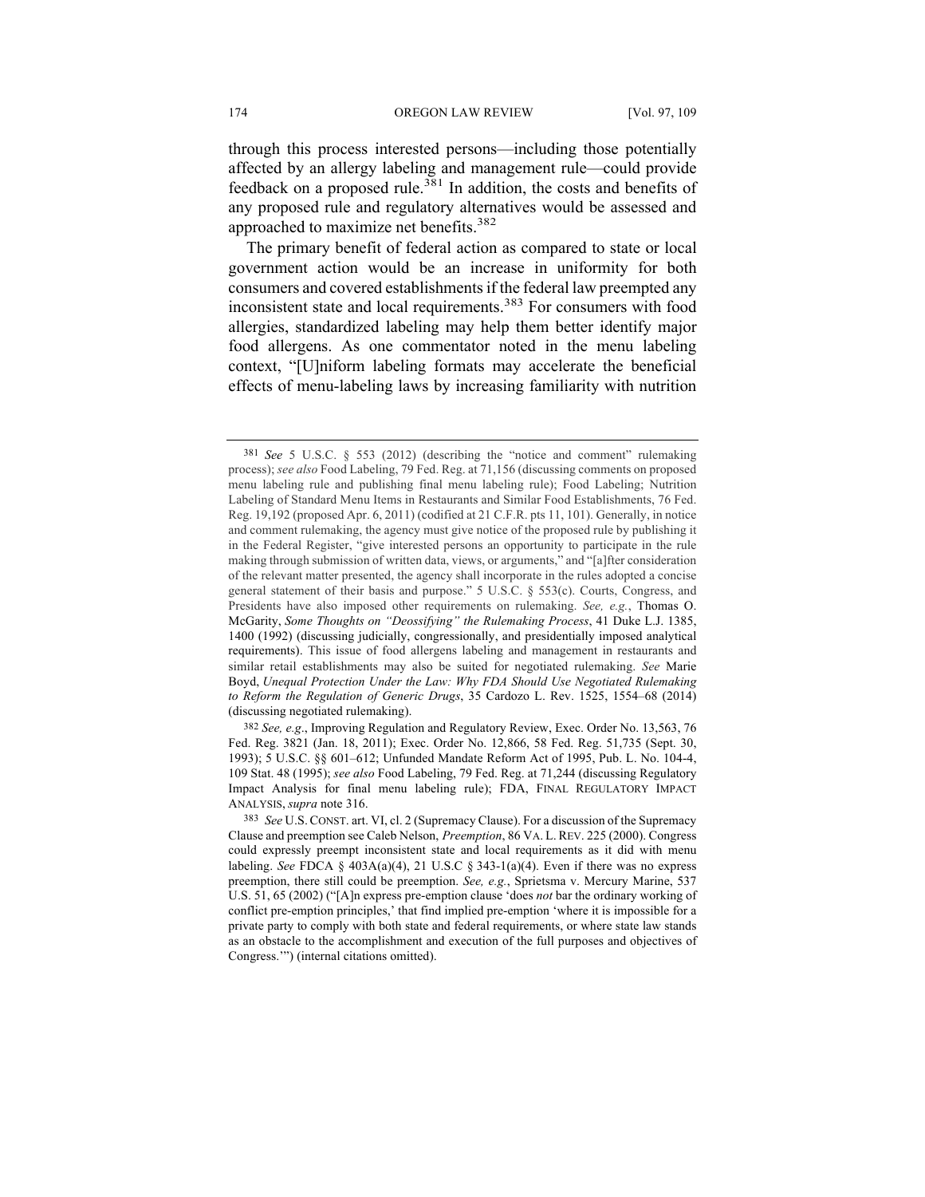through this process interested persons—including those potentially affected by an allergy labeling and management rule—could provide feedback on a proposed rule.[381] In addition, the costs and benefits of any proposed rule and regulatory alternatives would be assessed and approached to maximize net benefits.[382]

The primary benefit of federal action as compared to state or local government action would be an increase in uniformity for both consumers and covered establishments if the federal law preempted any inconsistent state and local requirements.[383] For consumers with food allergies, standardized labeling may help them better identify major food allergens. As one commentator noted in the menu labeling context, "[U]niform labeling formats may accelerate the beneficial effects of menu-labeling laws by increasing familiarity with nutrition

---

[381] *See* 5 U.S.C. § 553 (2012) (describing the "notice and comment" rulemaking process); *see also* Food Labeling, 79 Fed. Reg. at 71,156 (discussing comments on proposed menu labeling rule and publishing final menu labeling rule); Food Labeling; Nutrition Labeling of Standard Menu Items in Restaurants and Similar Food Establishments, 76 Fed. Reg. 19,192 (proposed Apr. 6, 2011) (codified at 21 C.F.R. pts 11, 101). Generally, in notice and comment rulemaking, the agency must give notice of the proposed rule by publishing it in the Federal Register, "give interested persons an opportunity to participate in the rule making through submission of written data, views, or arguments," and "[a]fter consideration of the relevant matter presented, the agency shall incorporate in the rules adopted a concise general statement of their basis and purpose." 5 U.S.C. § 553(c). Courts, Congress, and Presidents have also imposed other requirements on rulemaking. *See, e.g.*, Thomas O. McGarity, *Some Thoughts on "Deossifying" the Rulemaking Process*, 41 Duke L.J. 1385, 1400 (1992) (discussing judicially, congressionally, and presidentially imposed analytical requirements). This issue of food allergens labeling and management in restaurants and similar retail establishments may also be suited for negotiated rulemaking. *See* Marie Boyd, *Unequal Protection Under the Law: Why FDA Should Use Negotiated Rulemaking to Reform the Regulation of Generic Drugs*, 35 Cardozo L. Rev. 1525, 1554–68 (2014) (discussing negotiated rulemaking).

[382] *See, e.g*., Improving Regulation and Regulatory Review, Exec. Order No. 13,563, 76 Fed. Reg. 3821 (Jan. 18, 2011); Exec. Order No. 12,866, 58 Fed. Reg. 51,735 (Sept. 30, 1993); 5 U.S.C. §§ 601–612; Unfunded Mandate Reform Act of 1995, Pub. L. No. 104-4, 109 Stat. 48 (1995); *see also* Food Labeling, 79 Fed. Reg. at 71,244 (discussing Regulatory Impact Analysis for final menu labeling rule); FDA, FINAL REGULATORY IMPACT ANALYSIS, *supra* note 316.

[383] *See* U.S. CONST. art. VI, cl. 2 (Supremacy Clause). For a discussion of the Supremacy Clause and preemption see Caleb Nelson, *Preemption*, 86 VA. L. REV. 225 (2000). Congress could expressly preempt inconsistent state and local requirements as it did with menu labeling. *See* FDCA § 403A(a)(4), 21 U.S.C § 343-1(a)(4). Even if there was no express preemption, there still could be preemption. *See, e.g.*, Sprietsma v. Mercury Marine, 537 U.S. 51, 65 (2002) ("[A]n express pre-emption clause 'does *not* bar the ordinary working of conflict pre-emption principles,' that find implied pre-emption 'where it is impossible for a private party to comply with both state and federal requirements, or where state law stands as an obstacle to the accomplishment and execution of the full purposes and objectives of Congress.'") (internal citations omitted).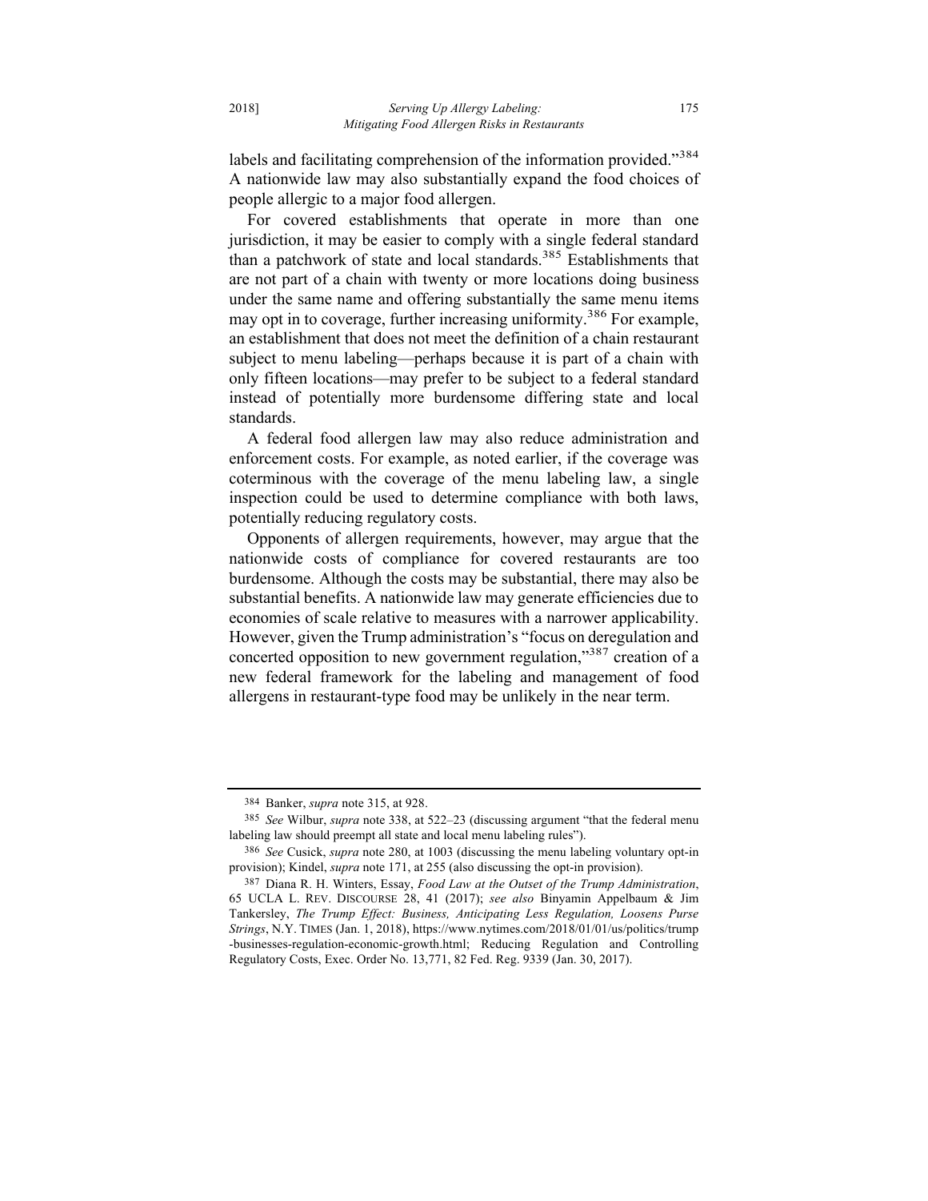labels and facilitating comprehension of the information provided."[384] A nationwide law may also substantially expand the food choices of people allergic to a major food allergen.

For covered establishments that operate in more than one jurisdiction, it may be easier to comply with a single federal standard than a patchwork of state and local standards.[385] Establishments that are not part of a chain with twenty or more locations doing business under the same name and offering substantially the same menu items may opt in to coverage, further increasing uniformity.[386] For example, an establishment that does not meet the definition of a chain restaurant subject to menu labeling—perhaps because it is part of a chain with only fifteen locations—may prefer to be subject to a federal standard instead of potentially more burdensome differing state and local standards.

A federal food allergen law may also reduce administration and enforcement costs. For example, as noted earlier, if the coverage was coterminous with the coverage of the menu labeling law, a single inspection could be used to determine compliance with both laws, potentially reducing regulatory costs.

Opponents of allergen requirements, however, may argue that the nationwide costs of compliance for covered restaurants are too burdensome. Although the costs may be substantial, there may also be substantial benefits. A nationwide law may generate efficiencies due to economies of scale relative to measures with a narrower applicability. However, given the Trump administration's "focus on deregulation and concerted opposition to new government regulation,"[387] creation of a new federal framework for the labeling and management of food allergens in restaurant-type food may be unlikely in the near term.

---

384 Banker, *supra* note 315, at 928.

385 *See* Wilbur, *supra* note 338, at 522–23 (discussing argument "that the federal menu labeling law should preempt all state and local menu labeling rules").

386 *See* Cusick, *supra* note 280, at 1003 (discussing the menu labeling voluntary opt-in provision); Kindel, *supra* note 171, at 255 (also discussing the opt-in provision).

387 Diana R. H. Winters, Essay, *Food Law at the Outset of the Trump Administration*, 65 UCLA L. REV. DISCOURSE 28, 41 (2017); *see also* Binyamin Appelbaum & Jim Tankersley, *The Trump Effect: Business, Anticipating Less Regulation, Loosens Purse Strings*, N.Y. TIMES (Jan. 1, 2018), https://www.nytimes.com/2018/01/01/us/politics/trump-businesses-regulation-economic-growth.html; Reducing Regulation and Controlling Regulatory Costs, Exec. Order No. 13,771, 82 Fed. Reg. 9339 (Jan. 30, 2017).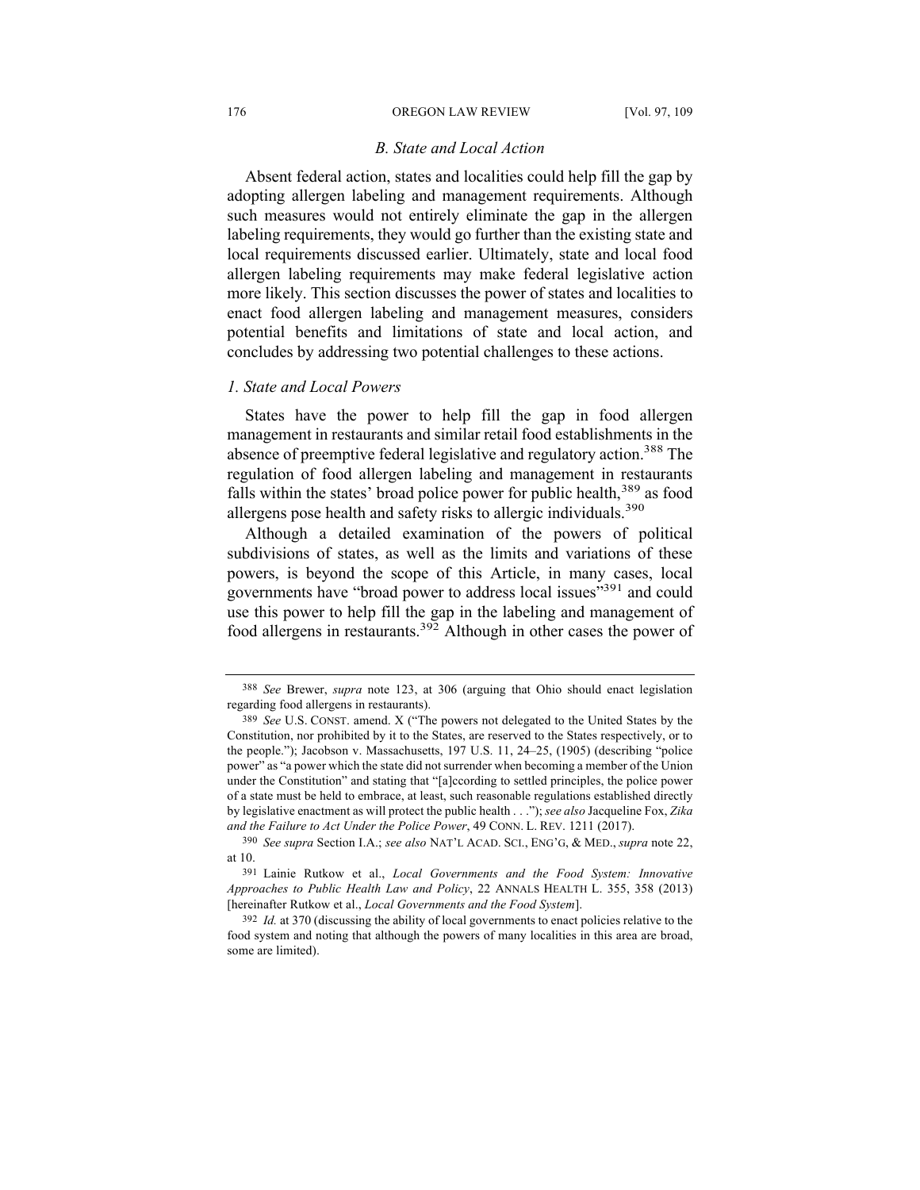### *B. State and Local Action*

Absent federal action, states and localities could help fill the gap by adopting allergen labeling and management requirements. Although such measures would not entirely eliminate the gap in the allergen labeling requirements, they would go further than the existing state and local requirements discussed earlier. Ultimately, state and local food allergen labeling requirements may make federal legislative action more likely. This section discusses the power of states and localities to enact food allergen labeling and management measures, considers potential benefits and limitations of state and local action, and concludes by addressing two potential challenges to these actions.

#### *1. State and Local Powers*

States have the power to help fill the gap in food allergen management in restaurants and similar retail food establishments in the absence of preemptive federal legislative and regulatory action.[388] The regulation of food allergen labeling and management in restaurants falls within the states' broad police power for public health,[389] as food allergens pose health and safety risks to allergic individuals.[390]

Although a detailed examination of the powers of political subdivisions of states, as well as the limits and variations of these powers, is beyond the scope of this Article, in many cases, local governments have "broad power to address local issues"[391] and could use this power to help fill the gap in the labeling and management of food allergens in restaurants.[392] Although in other cases the power of

---

388 *See* Brewer, *supra* note 123, at 306 (arguing that Ohio should enact legislation regarding food allergens in restaurants).

389 *See* U.S. CONST. amend. X ("The powers not delegated to the United States by the Constitution, nor prohibited by it to the States, are reserved to the States respectively, or to the people."); Jacobson v. Massachusetts, 197 U.S. 11, 24–25, (1905) (describing "police power" as "a power which the state did not surrender when becoming a member of the Union under the Constitution" and stating that "[a]ccording to settled principles, the police power of a state must be held to embrace, at least, such reasonable regulations established directly by legislative enactment as will protect the public health . . ."); *see also* Jacqueline Fox, *Zika and the Failure to Act Under the Police Power*, 49 CONN. L. REV. 1211 (2017).

390 *See supra* Section I.A.; *see also* NAT'L ACAD. SCI., ENG'G, & MED., *supra* note 22, at 10.

391 Lainie Rutkow et al., *Local Governments and the Food System: Innovative Approaches to Public Health Law and Policy*, 22 ANNALS HEALTH L. 355, 358 (2013) [hereinafter Rutkow et al., *Local Governments and the Food System*].

392 *Id.* at 370 (discussing the ability of local governments to enact policies relative to the food system and noting that although the powers of many localities in this area are broad, some are limited).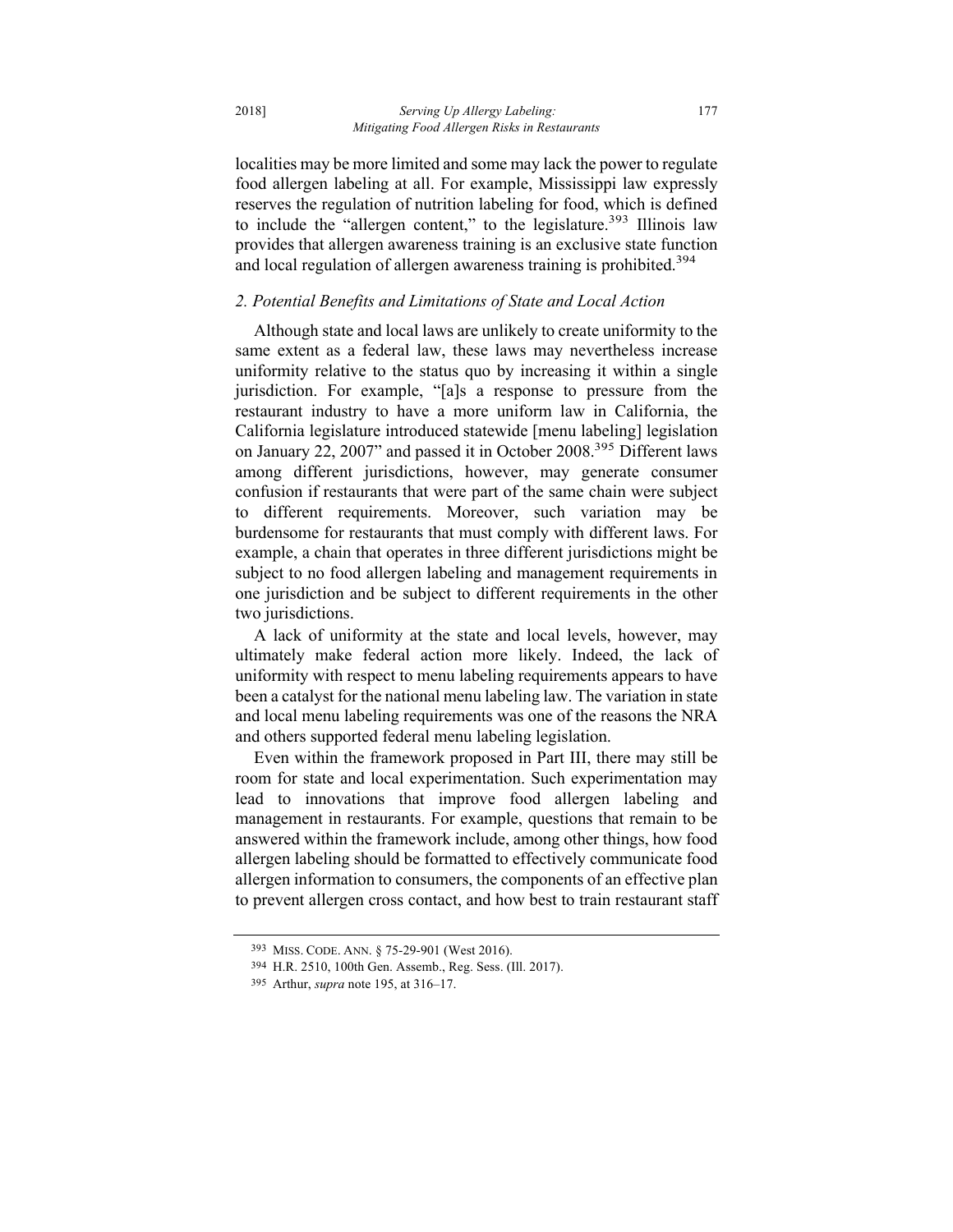localities may be more limited and some may lack the power to regulate food allergen labeling at all. For example, Mississippi law expressly reserves the regulation of nutrition labeling for food, which is defined to include the "allergen content," to the legislature.[393] Illinois law provides that allergen awareness training is an exclusive state function and local regulation of allergen awareness training is prohibited.[394]

### *2. Potential Benefits and Limitations of State and Local Action*

Although state and local laws are unlikely to create uniformity to the same extent as a federal law, these laws may nevertheless increase uniformity relative to the status quo by increasing it within a single jurisdiction. For example, "[a]s a response to pressure from the restaurant industry to have a more uniform law in California, the California legislature introduced statewide [menu labeling] legislation on January 22, 2007" and passed it in October 2008.[395] Different laws among different jurisdictions, however, may generate consumer confusion if restaurants that were part of the same chain were subject to different requirements. Moreover, such variation may be burdensome for restaurants that must comply with different laws. For example, a chain that operates in three different jurisdictions might be subject to no food allergen labeling and management requirements in one jurisdiction and be subject to different requirements in the other two jurisdictions.

A lack of uniformity at the state and local levels, however, may ultimately make federal action more likely. Indeed, the lack of uniformity with respect to menu labeling requirements appears to have been a catalyst for the national menu labeling law. The variation in state and local menu labeling requirements was one of the reasons the NRA and others supported federal menu labeling legislation.

Even within the framework proposed in Part III, there may still be room for state and local experimentation. Such experimentation may lead to innovations that improve food allergen labeling and management in restaurants. For example, questions that remain to be answered within the framework include, among other things, how food allergen labeling should be formatted to effectively communicate food allergen information to consumers, the components of an effective plan to prevent allergen cross contact, and how best to train restaurant staff

---

393 MISS. CODE. ANN. § 75-29-901 (West 2016).

394 H.R. 2510, 100th Gen. Assemb., Reg. Sess. (Ill. 2017).

395 Arthur, *supra* note 195, at 316–17.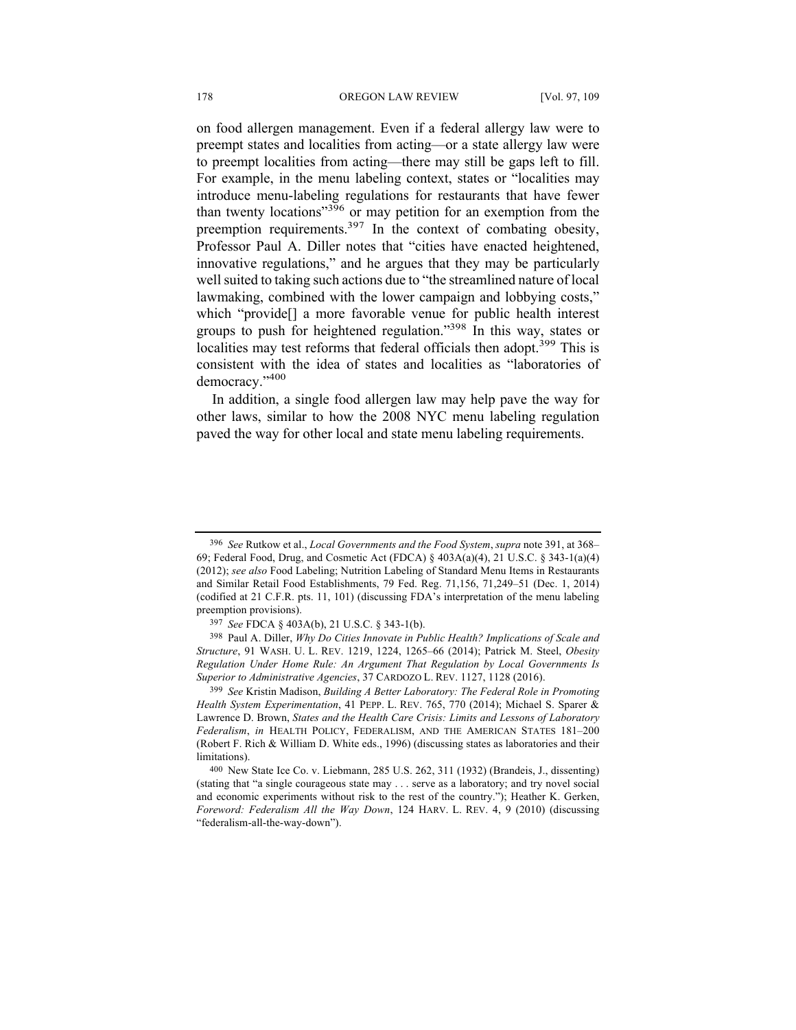on food allergen management. Even if a federal allergy law were to preempt states and localities from acting—or a state allergy law were to preempt localities from acting—there may still be gaps left to fill. For example, in the menu labeling context, states or "localities may introduce menu-labeling regulations for restaurants that have fewer than twenty locations"[396] or may petition for an exemption from the preemption requirements.[397] In the context of combating obesity, Professor Paul A. Diller notes that "cities have enacted heightened, innovative regulations," and he argues that they may be particularly well suited to taking such actions due to "the streamlined nature of local lawmaking, combined with the lower campaign and lobbying costs," which "provide[] a more favorable venue for public health interest groups to push for heightened regulation."[398] In this way, states or localities may test reforms that federal officials then adopt.[399] This is consistent with the idea of states and localities as "laboratories of democracy."[400]

In addition, a single food allergen law may help pave the way for other laws, similar to how the 2008 NYC menu labeling regulation paved the way for other local and state menu labeling requirements.

---

396 *See* Rutkow et al., *Local Governments and the Food System*, *supra* note 391, at 368–69; Federal Food, Drug, and Cosmetic Act (FDCA) § 403A(a)(4), 21 U.S.C. § 343-1(a)(4) (2012); *see also* Food Labeling; Nutrition Labeling of Standard Menu Items in Restaurants and Similar Retail Food Establishments, 79 Fed. Reg. 71,156, 71,249–51 (Dec. 1, 2014) (codified at 21 C.F.R. pts. 11, 101) (discussing FDA's interpretation of the menu labeling preemption provisions).

397 *See* FDCA § 403A(b), 21 U.S.C. § 343-1(b).

398 Paul A. Diller, *Why Do Cities Innovate in Public Health? Implications of Scale and Structure*, 91 WASH. U. L. REV. 1219, 1224, 1265–66 (2014); Patrick M. Steel, *Obesity Regulation Under Home Rule: An Argument That Regulation by Local Governments Is Superior to Administrative Agencies*, 37 CARDOZO L. REV. 1127, 1128 (2016).

399 *See* Kristin Madison, *Building A Better Laboratory: The Federal Role in Promoting Health System Experimentation*, 41 PEPP. L. REV. 765, 770 (2014); Michael S. Sparer & Lawrence D. Brown, *States and the Health Care Crisis: Limits and Lessons of Laboratory Federalism*, *in* HEALTH POLICY, FEDERALISM, AND THE AMERICAN STATES 181–200 (Robert F. Rich & William D. White eds., 1996) (discussing states as laboratories and their limitations).

400 New State Ice Co. v. Liebmann, 285 U.S. 262, 311 (1932) (Brandeis, J., dissenting) (stating that "a single courageous state may . . . serve as a laboratory; and try novel social and economic experiments without risk to the rest of the country."); Heather K. Gerken, *Foreword: Federalism All the Way Down*, 124 HARV. L. REV. 4, 9 (2010) (discussing "federalism-all-the-way-down").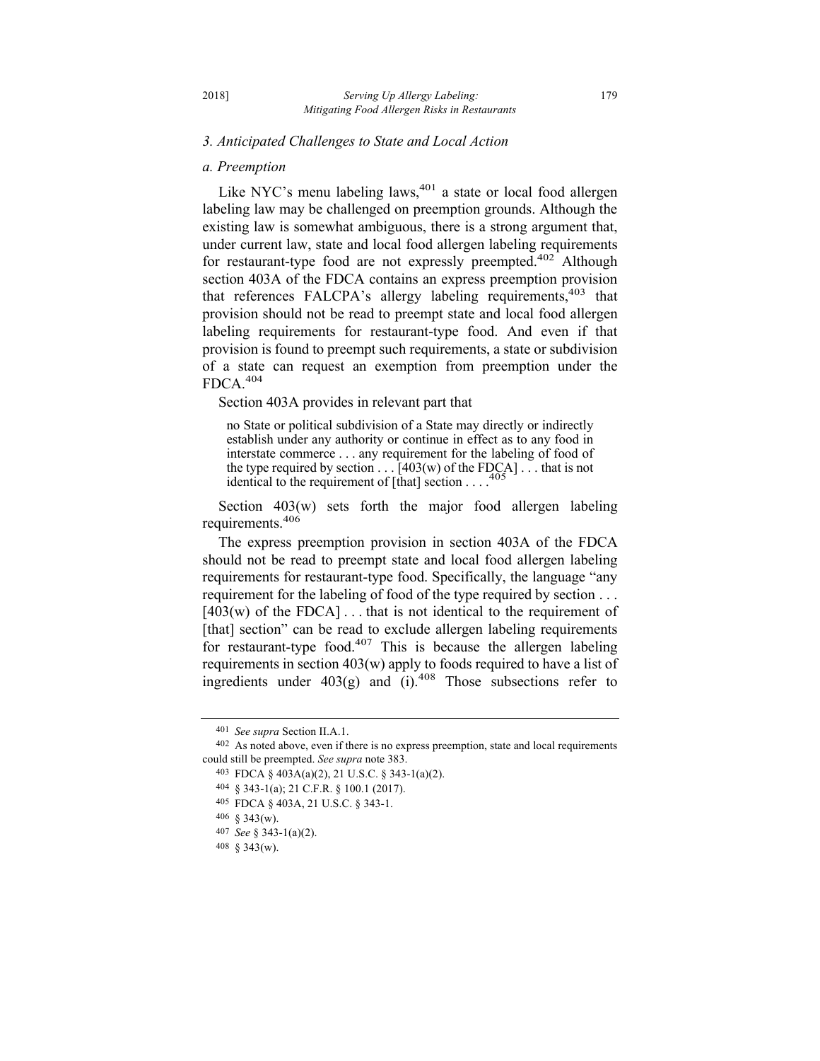### 3. Anticipated Challenges to State and Local Action

#### a. Preemption

Like NYC's menu labeling laws,[401] a state or local food allergen labeling law may be challenged on preemption grounds. Although the existing law is somewhat ambiguous, there is a strong argument that, under current law, state and local food allergen labeling requirements for restaurant-type food are not expressly preempted.[402] Although section 403A of the FDCA contains an express preemption provision that references FALCPA's allergy labeling requirements,[403] that provision should not be read to preempt state and local food allergen labeling requirements for restaurant-type food. And even if that provision is found to preempt such requirements, a state or subdivision of a state can request an exemption from preemption under the FDCA.[404]

Section 403A provides in relevant part that

> no State or political subdivision of a State may directly or indirectly establish under any authority or continue in effect as to any food in interstate commerce . . . any requirement for the labeling of food of the type required by section . . . [403(w) of the FDCA] . . . that is not identical to the requirement of [that] section . . . .[405]

Section 403(w) sets forth the major food allergen labeling requirements.[406]

The express preemption provision in section 403A of the FDCA should not be read to preempt state and local food allergen labeling requirements for restaurant-type food. Specifically, the language "any requirement for the labeling of food of the type required by section . . . [403(w) of the FDCA] . . . that is not identical to the requirement of [that] section" can be read to exclude allergen labeling requirements for restaurant-type food.[407] This is because the allergen labeling requirements in section 403(w) apply to foods required to have a list of ingredients under 403(g) and (i).[408] Those subsections refer to

---

401 *See supra* Section II.A.1.

402 As noted above, even if there is no express preemption, state and local requirements could still be preempted. *See supra* note 383.

403 FDCA § 403A(a)(2), 21 U.S.C. § 343-1(a)(2).

404 § 343-1(a); 21 C.F.R. § 100.1 (2017).

405 FDCA § 403A, 21 U.S.C. § 343-1.

406 § 343(w).

407 *See* § 343-1(a)(2).

408 § 343(w).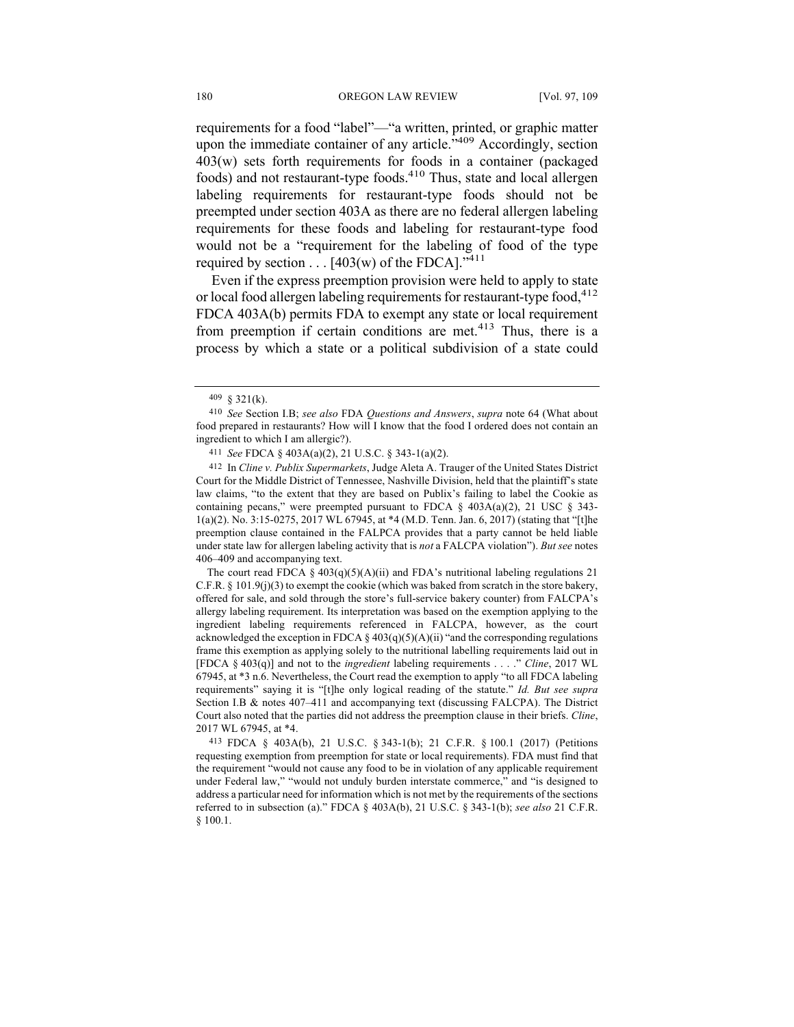requirements for a food "label"—"a written, printed, or graphic matter upon the immediate container of any article."[409] Accordingly, section 403(w) sets forth requirements for foods in a container (packaged foods) and not restaurant-type foods.[410] Thus, state and local allergen labeling requirements for restaurant-type foods should not be preempted under section 403A as there are no federal allergen labeling requirements for these foods and labeling for restaurant-type food would not be a "requirement for the labeling of food of the type required by section . . . [403(w) of the FDCA]."[411]

Even if the express preemption provision were held to apply to state or local food allergen labeling requirements for restaurant-type food,[412] FDCA 403A(b) permits FDA to exempt any state or local requirement from preemption if certain conditions are met.[413] Thus, there is a process by which a state or a political subdivision of a state could

---

[409] § 321(k).

[410] *See* Section I.B; *see also* FDA *Questions and Answers*, *supra* note 64 (What about food prepared in restaurants? How will I know that the food I ordered does not contain an ingredient to which I am allergic?).

[411] *See* FDCA § 403A(a)(2), 21 U.S.C. § 343-1(a)(2).

[412] In *Cline v. Publix Supermarkets*, Judge Aleta A. Trauger of the United States District Court for the Middle District of Tennessee, Nashville Division, held that the plaintiff's state law claims, "to the extent that they are based on Publix's failing to label the Cookie as containing pecans," were preempted pursuant to FDCA § 403A(a)(2), 21 USC § 343-1(a)(2). No. 3:15-0275, 2017 WL 67945, at *4 (M.D. Tenn. Jan. 6, 2017) (stating that "[t]he preemption clause contained in the FALPCA provides that a party cannot be held liable under state law for allergen labeling activity that is *not* a FALCPA violation"). *But see* notes 406–409 and accompanying text.

The court read FDCA § 403(q)(5)(A)(ii) and FDA's nutritional labeling regulations 21 C.F.R. § 101.9(j)(3) to exempt the cookie (which was baked from scratch in the store bakery, offered for sale, and sold through the store's full-service bakery counter) from FALCPA's allergy labeling requirement. Its interpretation was based on the exemption applying to the ingredient labeling requirements referenced in FALCPA, however, as the court acknowledged the exception in FDCA § 403(q)(5)(A)(ii) "and the corresponding regulations frame this exemption as applying solely to the nutritional labelling requirements laid out in [FDCA § 403(q)] and not to the *ingredient* labeling requirements . . . ." *Cline*, 2017 WL 67945, at *3 n.6. Nevertheless, the Court read the exemption to apply "to all FDCA labeling requirements" saying it is "[t]he only logical reading of the statute." *Id. But see supra* Section I.B & notes 407–411 and accompanying text (discussing FALCPA). The District Court also noted that the parties did not address the preemption clause in their briefs. *Cline*, 2017 WL 67945, at *4.

[413] FDCA § 403A(b), 21 U.S.C. § 343-1(b); 21 C.F.R. § 100.1 (2017) (Petitions requesting exemption from preemption for state or local requirements). FDA must find that the requirement "would not cause any food to be in violation of any applicable requirement under Federal law," "would not unduly burden interstate commerce," and "is designed to address a particular need for information which is not met by the requirements of the sections referred to in subsection (a)." FDCA § 403A(b), 21 U.S.C. § 343-1(b); *see also* 21 C.F.R. § 100.1.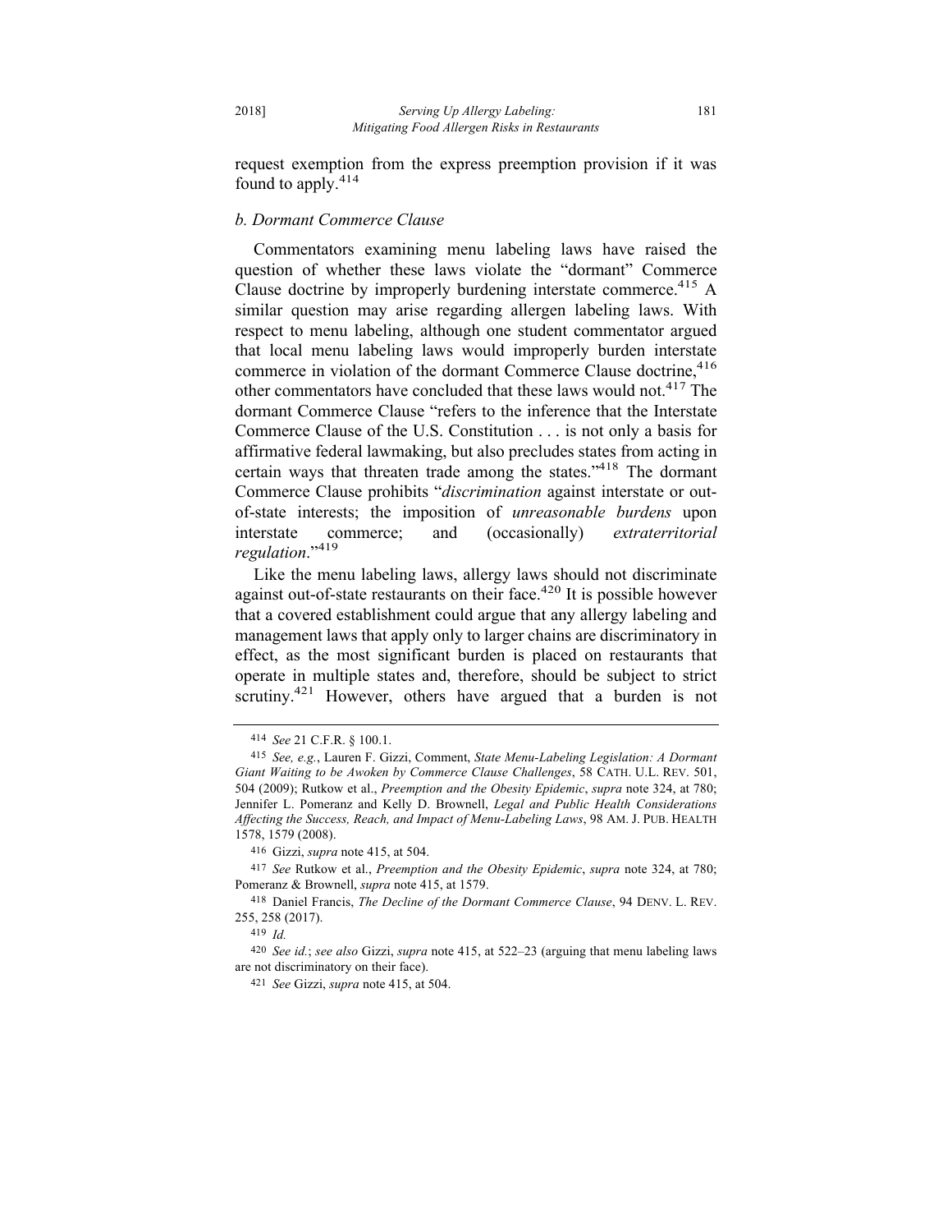request exemption from the express preemption provision if it was found to apply.[414]

*b. Dormant Commerce Clause*

Commentators examining menu labeling laws have raised the question of whether these laws violate the "dormant" Commerce Clause doctrine by improperly burdening interstate commerce.[415] A similar question may arise regarding allergen labeling laws. With respect to menu labeling, although one student commentator argued that local menu labeling laws would improperly burden interstate commerce in violation of the dormant Commerce Clause doctrine,[416] other commentators have concluded that these laws would not.[417] The dormant Commerce Clause "refers to the inference that the Interstate Commerce Clause of the U.S. Constitution . . . is not only a basis for affirmative federal lawmaking, but also precludes states from acting in certain ways that threaten trade among the states."[418] The dormant Commerce Clause prohibits "*discrimination* against interstate or out-of-state interests; the imposition of *unreasonable burdens* upon interstate commerce; and (occasionally) *extraterritorial regulation*."[419]

Like the menu labeling laws, allergy laws should not discriminate against out-of-state restaurants on their face.[420] It is possible however that a covered establishment could argue that any allergy labeling and management laws that apply only to larger chains are discriminatory in effect, as the most significant burden is placed on restaurants that operate in multiple states and, therefore, should be subject to strict scrutiny.[421] However, others have argued that a burden is not

---

414 *See* 21 C.F.R. § 100.1.

415 *See, e.g.*, Lauren F. Gizzi, Comment, *State Menu-Labeling Legislation: A Dormant Giant Waiting to be Awoken by Commerce Clause Challenges*, 58 CATH. U.L. REV. 501, 504 (2009); Rutkow et al., *Preemption and the Obesity Epidemic*, *supra* note 324, at 780; Jennifer L. Pomeranz and Kelly D. Brownell, *Legal and Public Health Considerations Affecting the Success, Reach, and Impact of Menu-Labeling Laws*, 98 AM. J. PUB. HEALTH 1578, 1579 (2008).

416 Gizzi, *supra* note 415, at 504.

417 *See* Rutkow et al., *Preemption and the Obesity Epidemic*, *supra* note 324, at 780; Pomeranz & Brownell, *supra* note 415, at 1579.

418 Daniel Francis, *The Decline of the Dormant Commerce Clause*, 94 DENV. L. REV. 255, 258 (2017).

419 *Id.*

420 *See id.*; *see also* Gizzi, *supra* note 415, at 522–23 (arguing that menu labeling laws are not discriminatory on their face).

421 *See* Gizzi, *supra* note 415, at 504.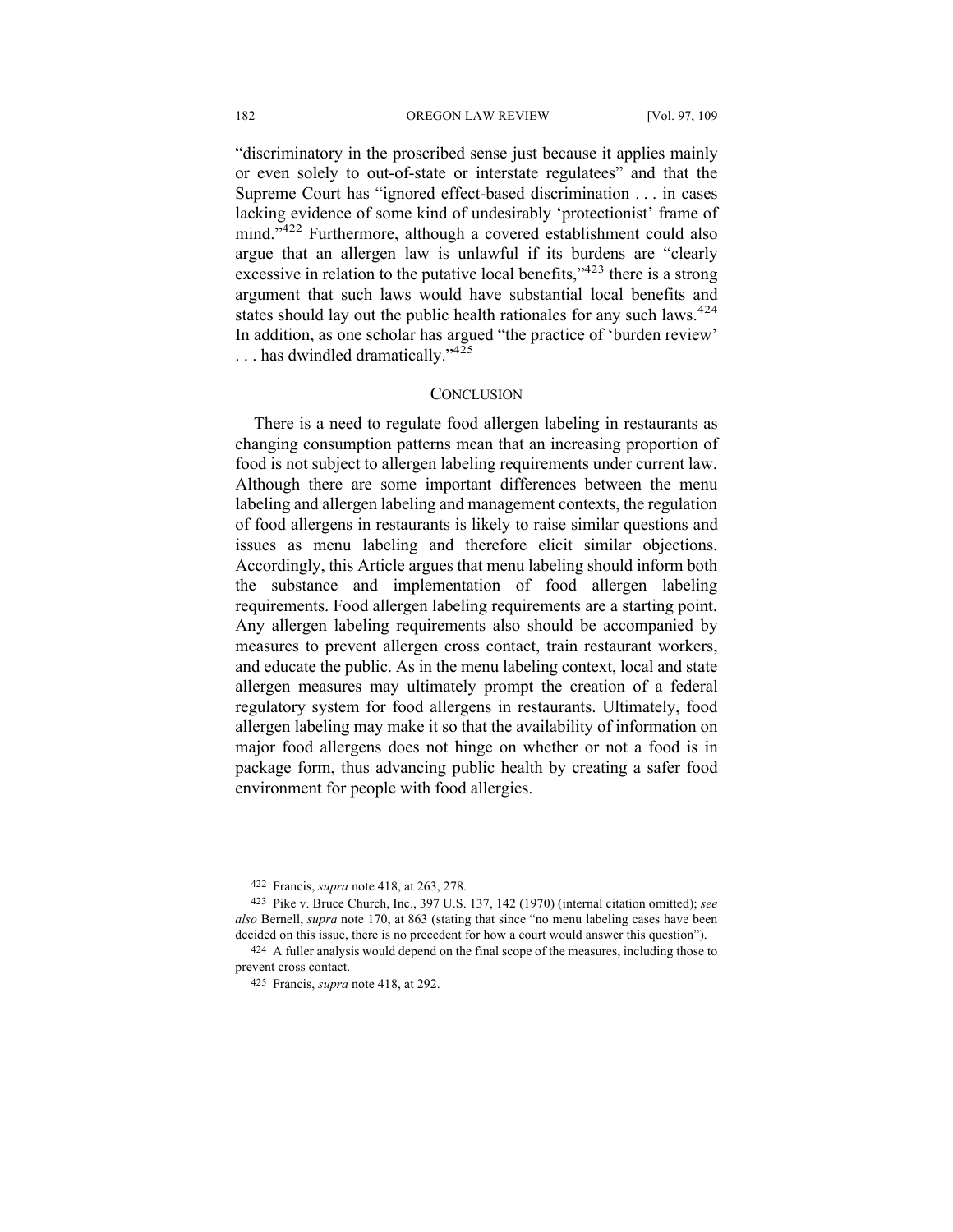"discriminatory in the proscribed sense just because it applies mainly or even solely to out-of-state or interstate regulatees" and that the Supreme Court has "ignored effect-based discrimination . . . in cases lacking evidence of some kind of undesirably 'protectionist' frame of mind."[422] Furthermore, although a covered establishment could also argue that an allergen law is unlawful if its burdens are "clearly excessive in relation to the putative local benefits,"[423] there is a strong argument that such laws would have substantial local benefits and states should lay out the public health rationales for any such laws.[424] In addition, as one scholar has argued "the practice of 'burden review' . . . has dwindled dramatically."[425]

## CONCLUSION

There is a need to regulate food allergen labeling in restaurants as changing consumption patterns mean that an increasing proportion of food is not subject to allergen labeling requirements under current law. Although there are some important differences between the menu labeling and allergen labeling and management contexts, the regulation of food allergens in restaurants is likely to raise similar questions and issues as menu labeling and therefore elicit similar objections. Accordingly, this Article argues that menu labeling should inform both the substance and implementation of food allergen labeling requirements. Food allergen labeling requirements are a starting point. Any allergen labeling requirements also should be accompanied by measures to prevent allergen cross contact, train restaurant workers, and educate the public. As in the menu labeling context, local and state allergen measures may ultimately prompt the creation of a federal regulatory system for food allergens in restaurants. Ultimately, food allergen labeling may make it so that the availability of information on major food allergens does not hinge on whether or not a food is in package form, thus advancing public health by creating a safer food environment for people with food allergies.

---

422 Francis, *supra* note 418, at 263, 278.

423 Pike v. Bruce Church, Inc., 397 U.S. 137, 142 (1970) (internal citation omitted); *see also* Bernell, *supra* note 170, at 863 (stating that since "no menu labeling cases have been decided on this issue, there is no precedent for how a court would answer this question").

424 A fuller analysis would depend on the final scope of the measures, including those to prevent cross contact.

425 Francis, *supra* note 418, at 292.